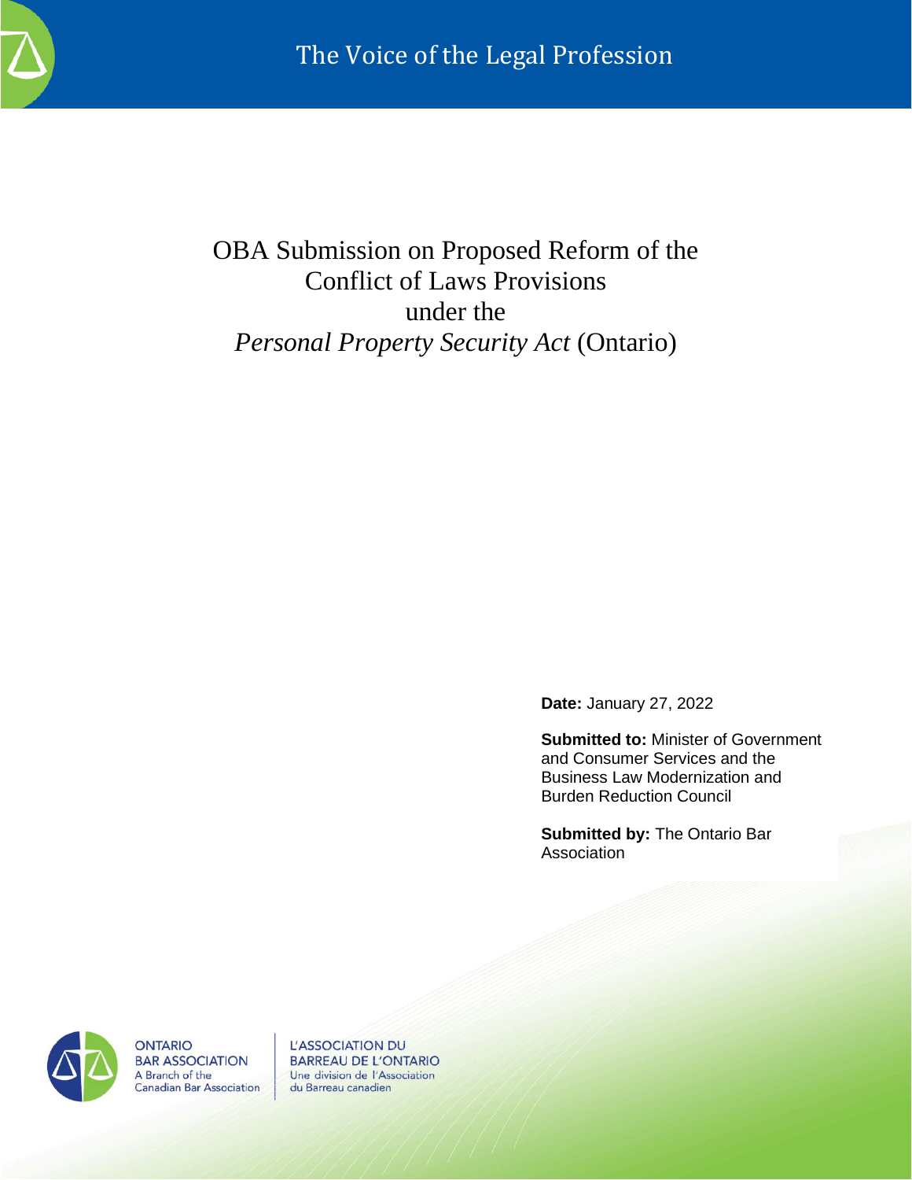The Voice of the Legal Profession

# OBA Submission on Proposed Reform of the Conflict of Laws Provisions under the *Personal Property Security Act* (Ontario)

**Date:** January 27, 2022

**Submitted to:** Minister of Government and Consumer Services and the Business Law Modernization and Burden Reduction Council

**Submitted by:** The Ontario Bar Association

ONTARIO BAR ASSOCIATION
A Branch of the Canadian Bar Association

L'ASSOCIATION DU BARREAU DE L'ONTARIO
Une division de l'Association du Barreau canadien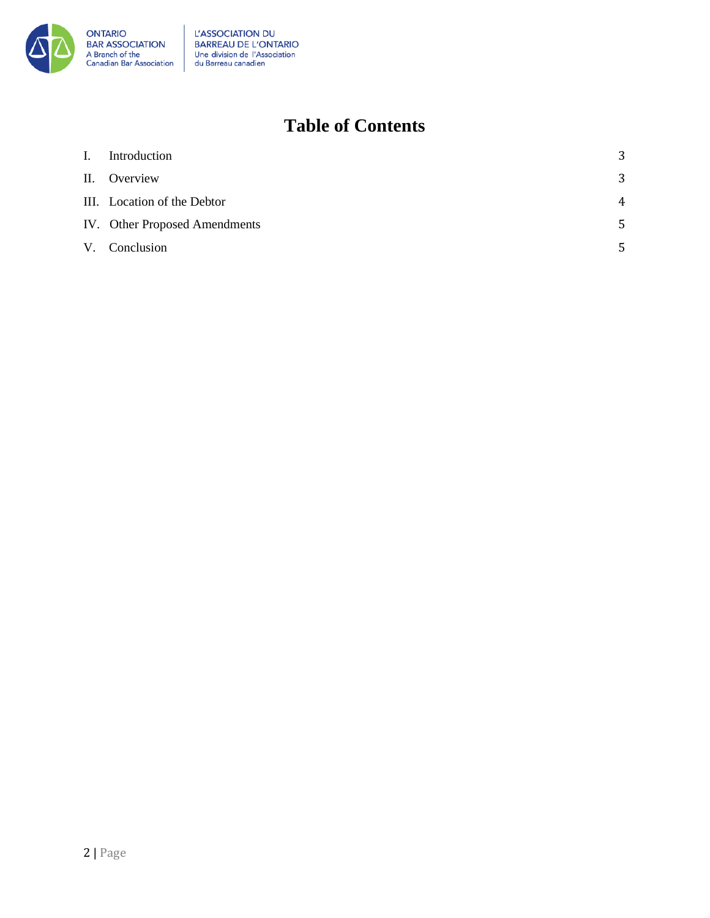# Table of Contents

| | | |
|---|---|---|
| I. | Introduction | 3 |
| II. | Overview | 3 |
| III. | Location of the Debtor | 4 |
| IV. | Other Proposed Amendments | 5 |
| V. | Conclusion | 5 |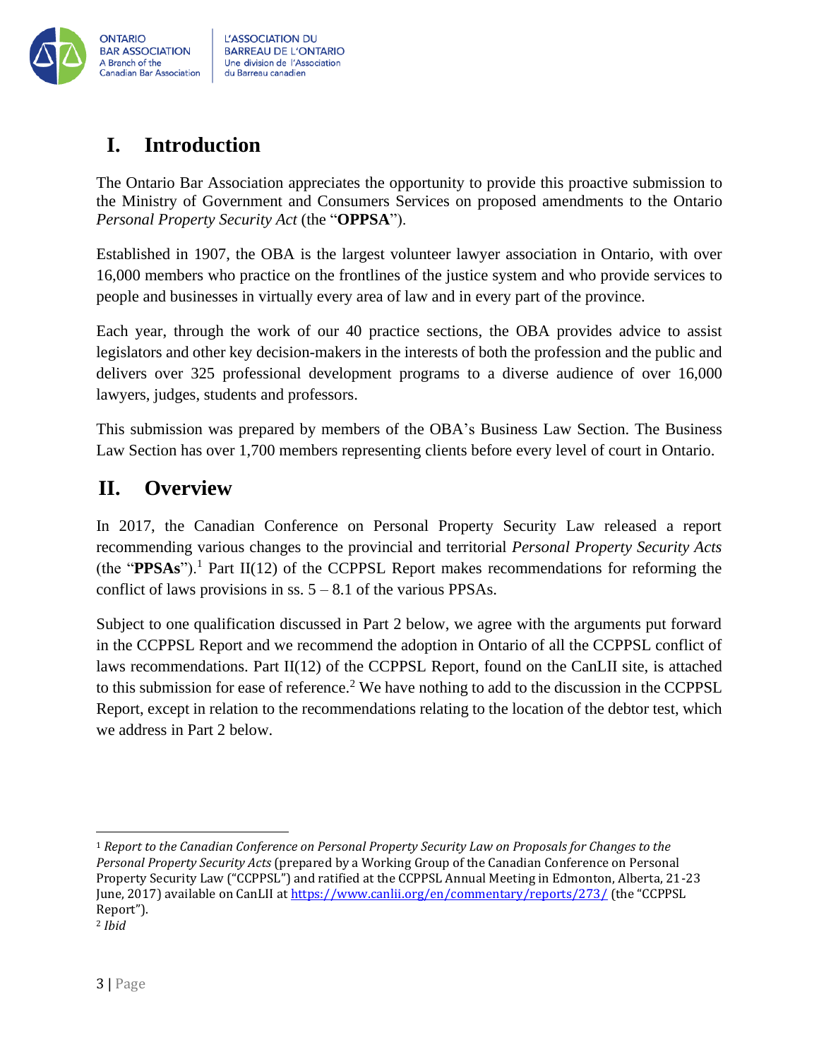## I. Introduction

The Ontario Bar Association appreciates the opportunity to provide this proactive submission to the Ministry of Government and Consumers Services on proposed amendments to the Ontario *Personal Property Security Act* (the "**OPPSA**").

Established in 1907, the OBA is the largest volunteer lawyer association in Ontario, with over 16,000 members who practice on the frontlines of the justice system and who provide services to people and businesses in virtually every area of law and in every part of the province.

Each year, through the work of our 40 practice sections, the OBA provides advice to assist legislators and other key decision-makers in the interests of both the profession and the public and delivers over 325 professional development programs to a diverse audience of over 16,000 lawyers, judges, students and professors.

This submission was prepared by members of the OBA's Business Law Section. The Business Law Section has over 1,700 members representing clients before every level of court in Ontario.

## II. Overview

In 2017, the Canadian Conference on Personal Property Security Law released a report recommending various changes to the provincial and territorial *Personal Property Security Acts* (the "**PPSAs**").[1] Part II(12) of the CCPPSL Report makes recommendations for reforming the conflict of laws provisions in ss. 5 – 8.1 of the various PPSAs.

Subject to one qualification discussed in Part 2 below, we agree with the arguments put forward in the CCPPSL Report and we recommend the adoption in Ontario of all the CCPPSL conflict of laws recommendations. Part II(12) of the CCPPSL Report, found on the CanLII site, is attached to this submission for ease of reference.[2] We have nothing to add to the discussion in the CCPPSL Report, except in relation to the recommendations relating to the location of the debtor test, which we address in Part 2 below.

---

[1] *Report to the Canadian Conference on Personal Property Security Law on Proposals for Changes to the Personal Property Security Acts* (prepared by a Working Group of the Canadian Conference on Personal Property Security Law ("CCPPSL") and ratified at the CCPPSL Annual Meeting in Edmonton, Alberta, 21-23 June, 2017) available on CanLII at https://www.canlii.org/en/commentary/reports/273/ (the "CCPPSL Report").

[2] *Ibid*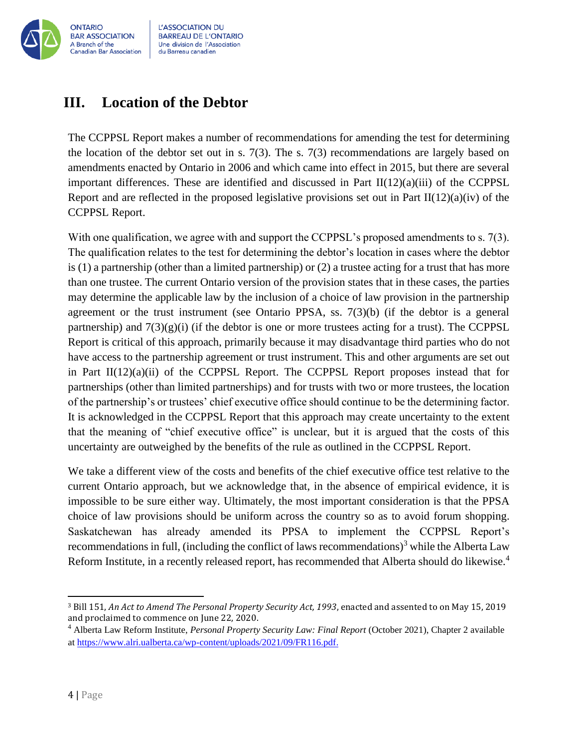## III. Location of the Debtor

The CCPPSL Report makes a number of recommendations for amending the test for determining the location of the debtor set out in s. 7(3). The s. 7(3) recommendations are largely based on amendments enacted by Ontario in 2006 and which came into effect in 2015, but there are several important differences. These are identified and discussed in Part II(12)(a)(iii) of the CCPPSL Report and are reflected in the proposed legislative provisions set out in Part II(12)(a)(iv) of the CCPPSL Report.

With one qualification, we agree with and support the CCPPSL's proposed amendments to s. 7(3). The qualification relates to the test for determining the debtor's location in cases where the debtor is (1) a partnership (other than a limited partnership) or (2) a trustee acting for a trust that has more than one trustee. The current Ontario version of the provision states that in these cases, the parties may determine the applicable law by the inclusion of a choice of law provision in the partnership agreement or the trust instrument (see Ontario PPSA, ss. 7(3)(b) (if the debtor is a general partnership) and 7(3)(g)(i) (if the debtor is one or more trustees acting for a trust). The CCPPSL Report is critical of this approach, primarily because it may disadvantage third parties who do not have access to the partnership agreement or trust instrument. This and other arguments are set out in Part II(12)(a)(ii) of the CCPPSL Report. The CCPPSL Report proposes instead that for partnerships (other than limited partnerships) and for trusts with two or more trustees, the location of the partnership's or trustees' chief executive office should continue to be the determining factor. It is acknowledged in the CCPPSL Report that this approach may create uncertainty to the extent that the meaning of "chief executive office" is unclear, but it is argued that the costs of this uncertainty are outweighed by the benefits of the rule as outlined in the CCPPSL Report.

We take a different view of the costs and benefits of the chief executive office test relative to the current Ontario approach, but we acknowledge that, in the absence of empirical evidence, it is impossible to be sure either way. Ultimately, the most important consideration is that the PPSA choice of law provisions should be uniform across the country so as to avoid forum shopping. Saskatchewan has already amended its PPSA to implement the CCPPSL Report's recommendations in full, (including the conflict of laws recommendations)[3] while the Alberta Law Reform Institute, in a recently released report, has recommended that Alberta should do likewise.[4]

---

[3] Bill 151, *An Act to Amend The Personal Property Security Act, 1993*, enacted and assented to on May 15, 2019 and proclaimed to commence on June 22, 2020.

[4] Alberta Law Reform Institute, *Personal Property Security Law: Final Report* (October 2021), Chapter 2 available at https://www.alri.ualberta.ca/wp-content/uploads/2021/09/FR116.pdf.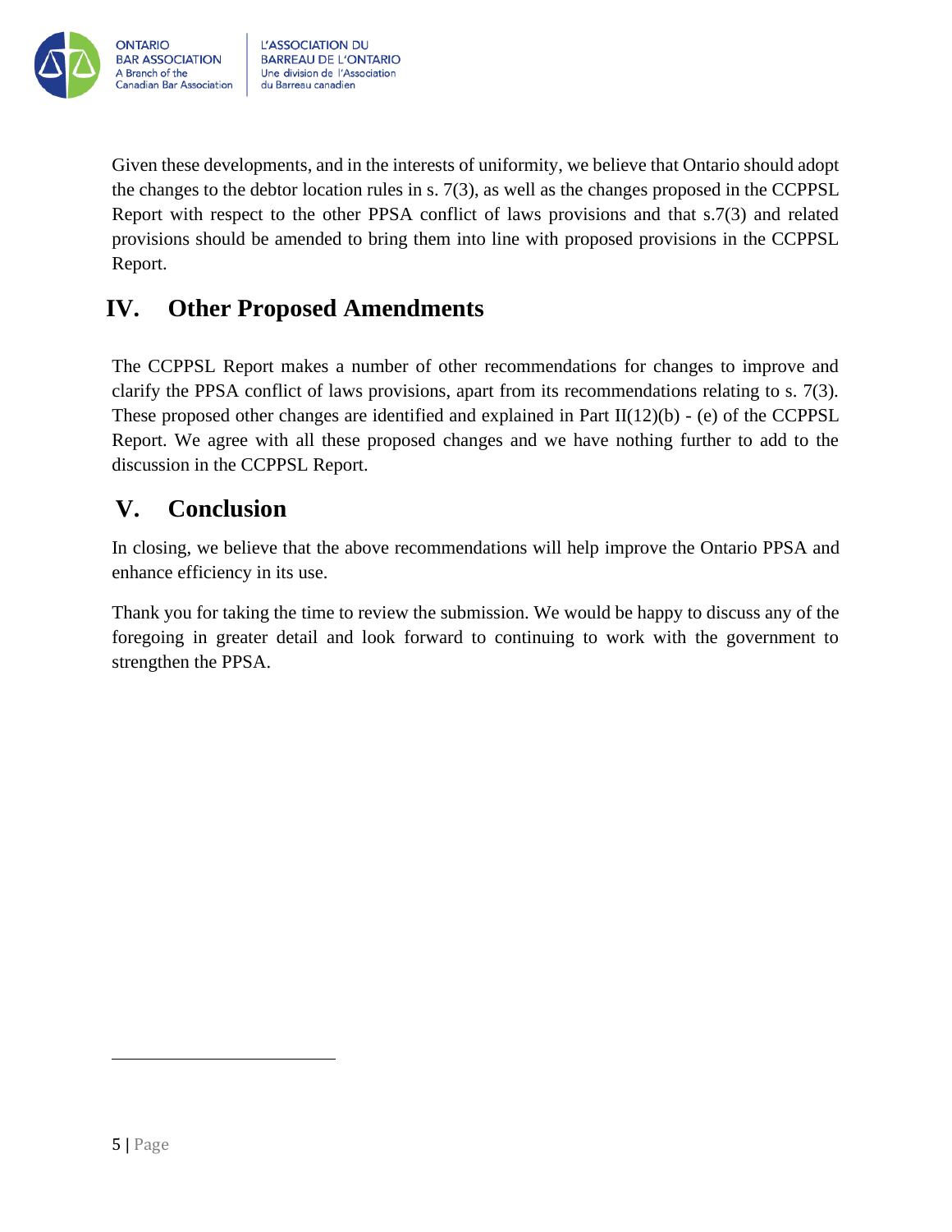Given these developments, and in the interests of uniformity, we believe that Ontario should adopt the changes to the debtor location rules in s. 7(3), as well as the changes proposed in the CCPPSL Report with respect to the other PPSA conflict of laws provisions and that s.7(3) and related provisions should be amended to bring them into line with proposed provisions in the CCPPSL Report.

## IV. Other Proposed Amendments

The CCPPSL Report makes a number of other recommendations for changes to improve and clarify the PPSA conflict of laws provisions, apart from its recommendations relating to s. 7(3). These proposed other changes are identified and explained in Part II(12)(b) - (e) of the CCPPSL Report. We agree with all these proposed changes and we have nothing further to add to the discussion in the CCPPSL Report.

## V. Conclusion

In closing, we believe that the above recommendations will help improve the Ontario PPSA and enhance efficiency in its use.

Thank you for taking the time to review the submission. We would be happy to discuss any of the foregoing in greater detail and look forward to continuing to work with the government to strengthen the PPSA.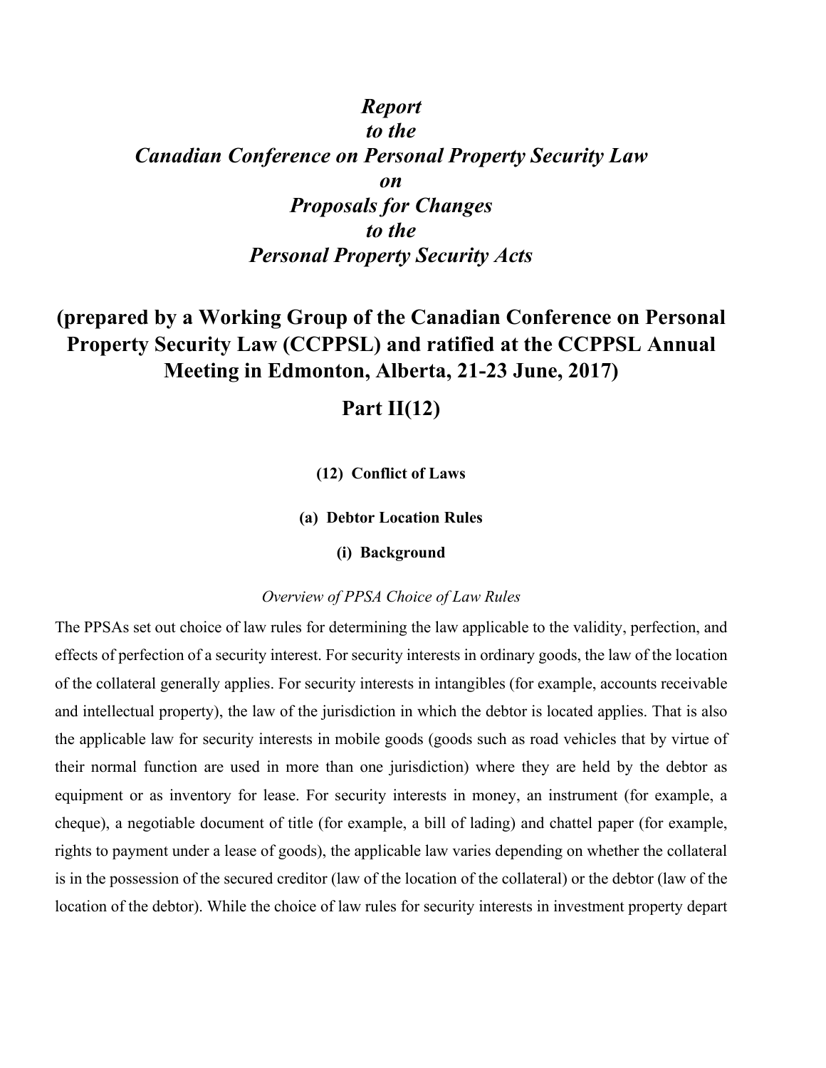# *Report to the Canadian Conference on Personal Property Security Law on Proposals for Changes to the Personal Property Security Acts*

## (prepared by a Working Group of the Canadian Conference on Personal Property Security Law (CCPPSL) and ratified at the CCPPSL Annual Meeting in Edmonton, Alberta, 21-23 June, 2017)

## Part II(12)

### (12) Conflict of Laws

#### (a) Debtor Location Rules

##### (i) Background

*Overview of PPSA Choice of Law Rules*

The PPSAs set out choice of law rules for determining the law applicable to the validity, perfection, and effects of perfection of a security interest. For security interests in ordinary goods, the law of the location of the collateral generally applies. For security interests in intangibles (for example, accounts receivable and intellectual property), the law of the jurisdiction in which the debtor is located applies. That is also the applicable law for security interests in mobile goods (goods such as road vehicles that by virtue of their normal function are used in more than one jurisdiction) where they are held by the debtor as equipment or as inventory for lease. For security interests in money, an instrument (for example, a cheque), a negotiable document of title (for example, a bill of lading) and chattel paper (for example, rights to payment under a lease of goods), the applicable law varies depending on whether the collateral is in the possession of the secured creditor (law of the location of the collateral) or the debtor (law of the location of the debtor). While the choice of law rules for security interests in investment property depart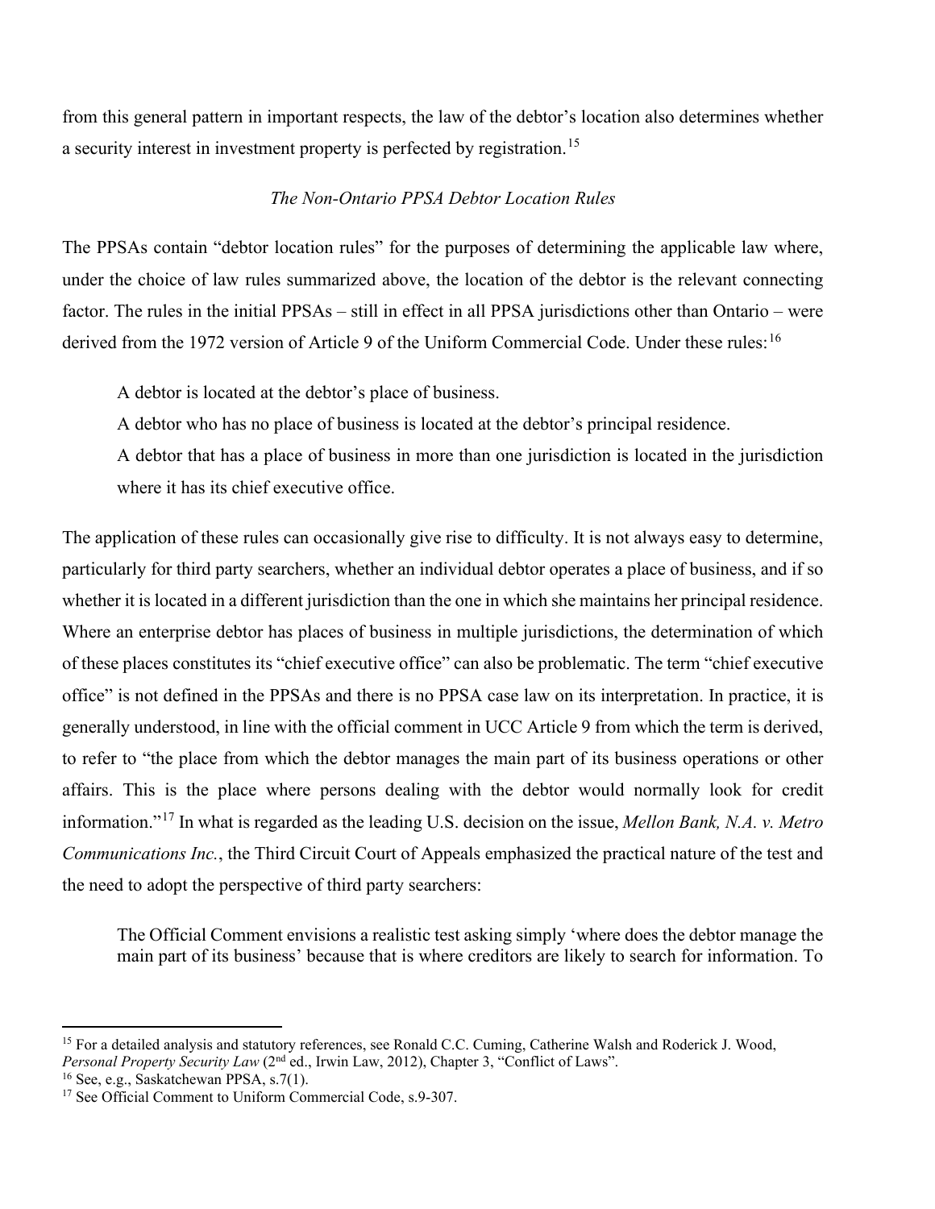from this general pattern in important respects, the law of the debtor's location also determines whether a security interest in investment property is perfected by registration.[15]

### *The Non-Ontario PPSA Debtor Location Rules*

The PPSAs contain "debtor location rules" for the purposes of determining the applicable law where, under the choice of law rules summarized above, the location of the debtor is the relevant connecting factor. The rules in the initial PPSAs – still in effect in all PPSA jurisdictions other than Ontario – were derived from the 1972 version of Article 9 of the Uniform Commercial Code. Under these rules:[16]

> A debtor is located at the debtor's place of business.
>
> A debtor who has no place of business is located at the debtor's principal residence.
>
> A debtor that has a place of business in more than one jurisdiction is located in the jurisdiction where it has its chief executive office.

The application of these rules can occasionally give rise to difficulty. It is not always easy to determine, particularly for third party searchers, whether an individual debtor operates a place of business, and if so whether it is located in a different jurisdiction than the one in which she maintains her principal residence. Where an enterprise debtor has places of business in multiple jurisdictions, the determination of which of these places constitutes its "chief executive office" can also be problematic. The term "chief executive office" is not defined in the PPSAs and there is no PPSA case law on its interpretation. In practice, it is generally understood, in line with the official comment in UCC Article 9 from which the term is derived, to refer to "the place from which the debtor manages the main part of its business operations or other affairs. This is the place where persons dealing with the debtor would normally look for credit information."[17] In what is regarded as the leading U.S. decision on the issue, *Mellon Bank, N.A. v. Metro Communications Inc.*, the Third Circuit Court of Appeals emphasized the practical nature of the test and the need to adopt the perspective of third party searchers:

> The Official Comment envisions a realistic test asking simply 'where does the debtor manage the main part of its business' because that is where creditors are likely to search for information. To

---

[15] For a detailed analysis and statutory references, see Ronald C.C. Cuming, Catherine Walsh and Roderick J. Wood, *Personal Property Security Law* (2nd ed., Irwin Law, 2012), Chapter 3, "Conflict of Laws".

[16] See, e.g., Saskatchewan PPSA, s.7(1).

[17] See Official Comment to Uniform Commercial Code, s.9-307.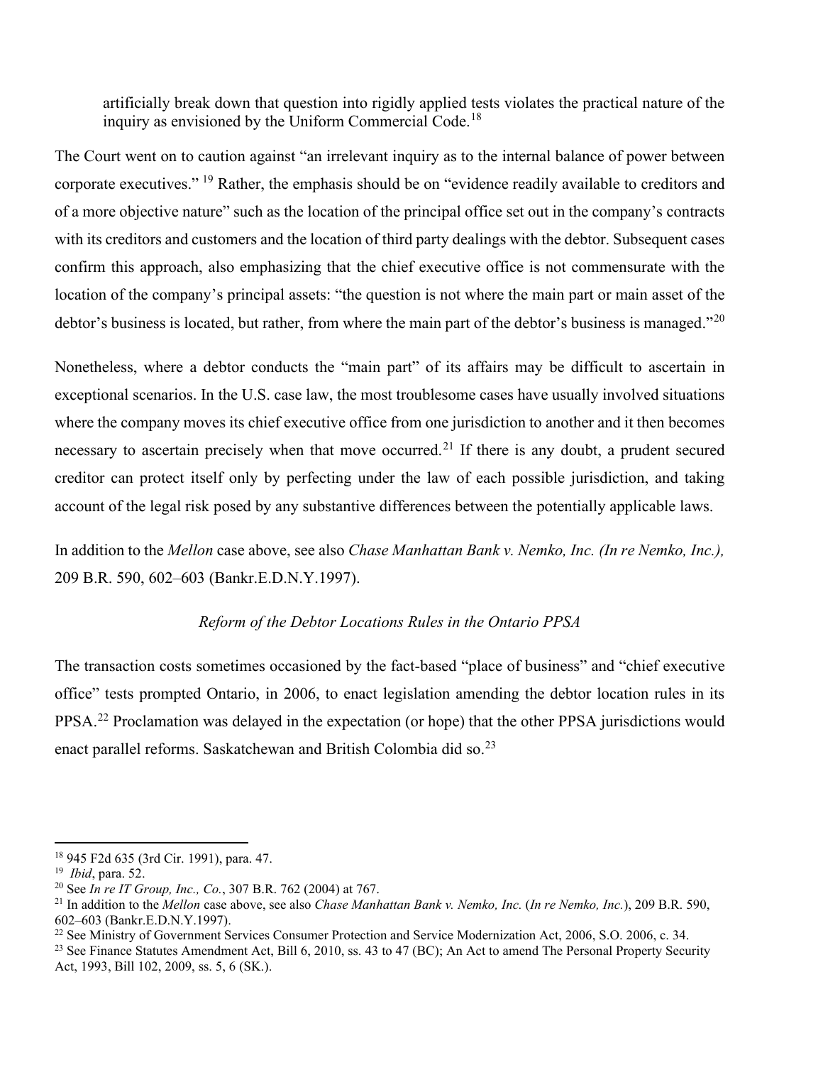> artificially break down that question into rigidly applied tests violates the practical nature of the inquiry as envisioned by the Uniform Commercial Code.[18]

The Court went on to caution against "an irrelevant inquiry as to the internal balance of power between corporate executives." [19] Rather, the emphasis should be on "evidence readily available to creditors and of a more objective nature" such as the location of the principal office set out in the company's contracts with its creditors and customers and the location of third party dealings with the debtor. Subsequent cases confirm this approach, also emphasizing that the chief executive office is not commensurate with the location of the company's principal assets: "the question is not where the main part or main asset of the debtor's business is located, but rather, from where the main part of the debtor's business is managed."[20]

Nonetheless, where a debtor conducts the "main part" of its affairs may be difficult to ascertain in exceptional scenarios. In the U.S. case law, the most troublesome cases have usually involved situations where the company moves its chief executive office from one jurisdiction to another and it then becomes necessary to ascertain precisely when that move occurred.[21] If there is any doubt, a prudent secured creditor can protect itself only by perfecting under the law of each possible jurisdiction, and taking account of the legal risk posed by any substantive differences between the potentially applicable laws.

In addition to the *Mellon* case above, see also *Chase Manhattan Bank v. Nemko, Inc. (In re Nemko, Inc.),* 209 B.R. 590, 602–603 (Bankr.E.D.N.Y.1997).

### *Reform of the Debtor Locations Rules in the Ontario PPSA*

The transaction costs sometimes occasioned by the fact-based "place of business" and "chief executive office" tests prompted Ontario, in 2006, to enact legislation amending the debtor location rules in its PPSA.[22] Proclamation was delayed in the expectation (or hope) that the other PPSA jurisdictions would enact parallel reforms. Saskatchewan and British Colombia did so.[23]

---

[18] 945 F2d 635 (3rd Cir. 1991), para. 47.

[19] *Ibid*, para. 52.

[20] See *In re IT Group, Inc., Co.*, 307 B.R. 762 (2004) at 767.

[21] In addition to the *Mellon* case above, see also *Chase Manhattan Bank v. Nemko, Inc.* (*In re Nemko, Inc.*), 209 B.R. 590, 602–603 (Bankr.E.D.N.Y.1997).

[22] See Ministry of Government Services Consumer Protection and Service Modernization Act, 2006, S.O. 2006, c. 34.

[23] See Finance Statutes Amendment Act, Bill 6, 2010, ss. 43 to 47 (BC); An Act to amend The Personal Property Security Act, 1993, Bill 102, 2009, ss. 5, 6 (SK.).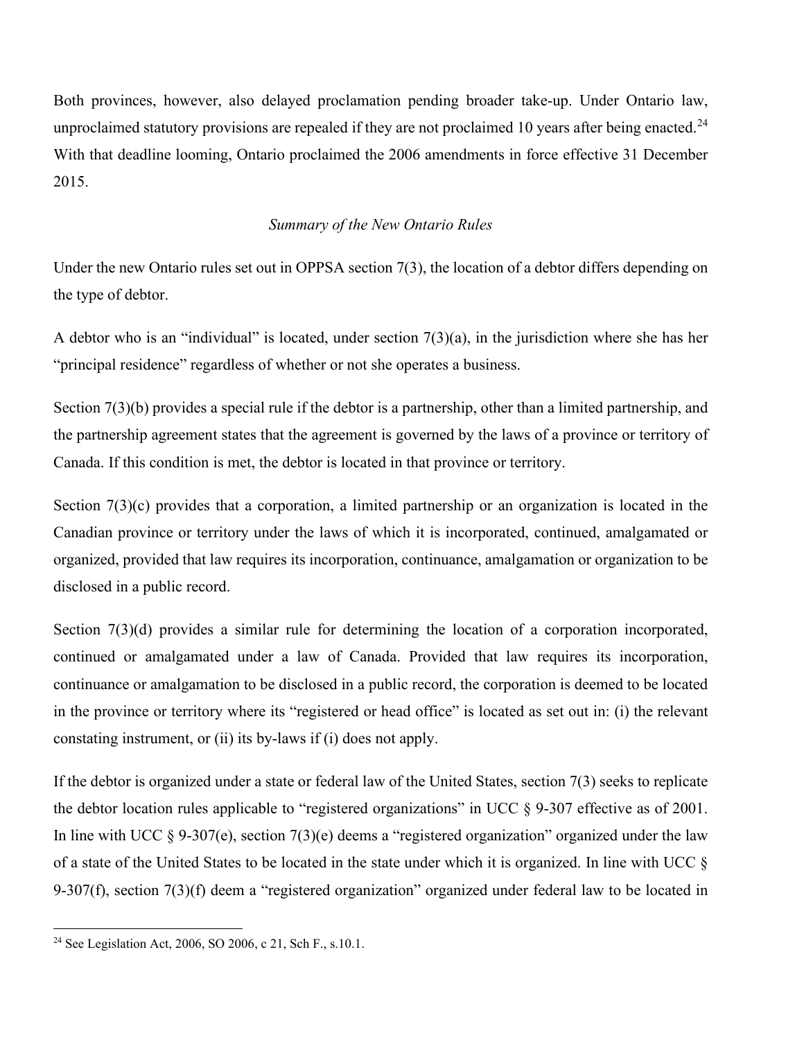Both provinces, however, also delayed proclamation pending broader take-up. Under Ontario law, unproclaimed statutory provisions are repealed if they are not proclaimed 10 years after being enacted.[24] With that deadline looming, Ontario proclaimed the 2006 amendments in force effective 31 December 2015.

*Summary of the New Ontario Rules*

Under the new Ontario rules set out in OPPSA section 7(3), the location of a debtor differs depending on the type of debtor.

A debtor who is an "individual" is located, under section 7(3)(a), in the jurisdiction where she has her "principal residence" regardless of whether or not she operates a business.

Section 7(3)(b) provides a special rule if the debtor is a partnership, other than a limited partnership, and the partnership agreement states that the agreement is governed by the laws of a province or territory of Canada. If this condition is met, the debtor is located in that province or territory.

Section 7(3)(c) provides that a corporation, a limited partnership or an organization is located in the Canadian province or territory under the laws of which it is incorporated, continued, amalgamated or organized, provided that law requires its incorporation, continuance, amalgamation or organization to be disclosed in a public record.

Section 7(3)(d) provides a similar rule for determining the location of a corporation incorporated, continued or amalgamated under a law of Canada. Provided that law requires its incorporation, continuance or amalgamation to be disclosed in a public record, the corporation is deemed to be located in the province or territory where its "registered or head office" is located as set out in: (i) the relevant constating instrument, or (ii) its by-laws if (i) does not apply.

If the debtor is organized under a state or federal law of the United States, section 7(3) seeks to replicate the debtor location rules applicable to "registered organizations" in UCC § 9-307 effective as of 2001. In line with UCC § 9-307(e), section 7(3)(e) deems a "registered organization" organized under the law of a state of the United States to be located in the state under which it is organized. In line with UCC § 9-307(f), section 7(3)(f) deem a "registered organization" organized under federal law to be located in

[24] See Legislation Act, 2006, SO 2006, c 21, Sch F., s.10.1.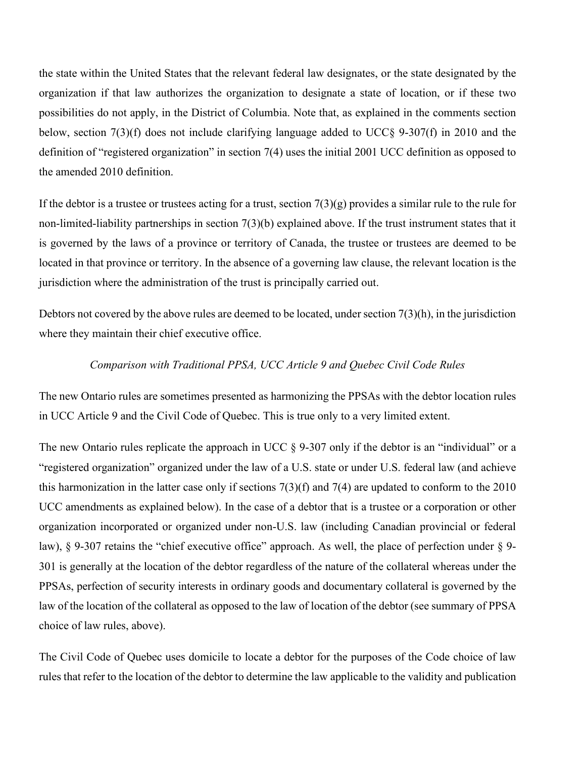the state within the United States that the relevant federal law designates, or the state designated by the organization if that law authorizes the organization to designate a state of location, or if these two possibilities do not apply, in the District of Columbia. Note that, as explained in the comments section below, section 7(3)(f) does not include clarifying language added to UCC§ 9-307(f) in 2010 and the definition of "registered organization" in section 7(4) uses the initial 2001 UCC definition as opposed to the amended 2010 definition.

If the debtor is a trustee or trustees acting for a trust, section 7(3)(g) provides a similar rule to the rule for non-limited-liability partnerships in section 7(3)(b) explained above. If the trust instrument states that it is governed by the laws of a province or territory of Canada, the trustee or trustees are deemed to be located in that province or territory. In the absence of a governing law clause, the relevant location is the jurisdiction where the administration of the trust is principally carried out.

Debtors not covered by the above rules are deemed to be located, under section 7(3)(h), in the jurisdiction where they maintain their chief executive office.

*Comparison with Traditional PPSA, UCC Article 9 and Quebec Civil Code Rules*

The new Ontario rules are sometimes presented as harmonizing the PPSAs with the debtor location rules in UCC Article 9 and the Civil Code of Quebec. This is true only to a very limited extent.

The new Ontario rules replicate the approach in UCC § 9-307 only if the debtor is an "individual" or a "registered organization" organized under the law of a U.S. state or under U.S. federal law (and achieve this harmonization in the latter case only if sections 7(3)(f) and 7(4) are updated to conform to the 2010 UCC amendments as explained below). In the case of a debtor that is a trustee or a corporation or other organization incorporated or organized under non-U.S. law (including Canadian provincial or federal law), § 9-307 retains the "chief executive office" approach. As well, the place of perfection under § 9-301 is generally at the location of the debtor regardless of the nature of the collateral whereas under the PPSAs, perfection of security interests in ordinary goods and documentary collateral is governed by the law of the location of the collateral as opposed to the law of location of the debtor (see summary of PPSA choice of law rules, above).

The Civil Code of Quebec uses domicile to locate a debtor for the purposes of the Code choice of law rules that refer to the location of the debtor to determine the law applicable to the validity and publication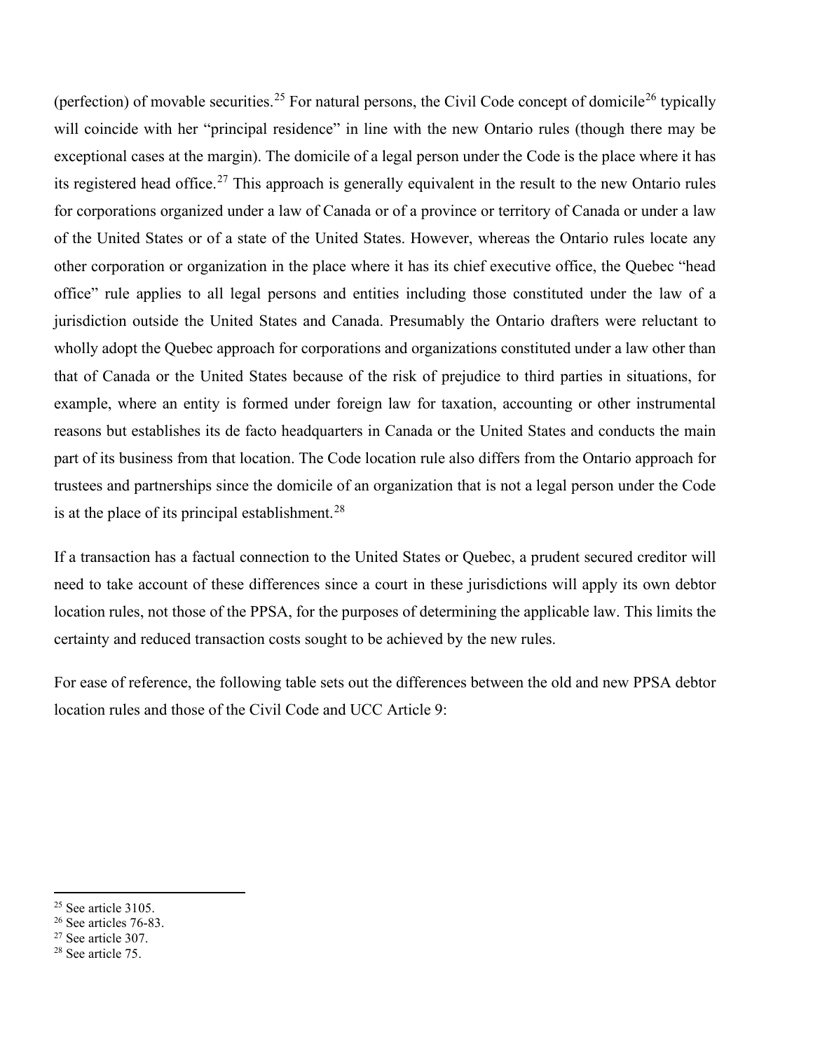(perfection) of movable securities.[25] For natural persons, the Civil Code concept of domicile[26] typically will coincide with her "principal residence" in line with the new Ontario rules (though there may be exceptional cases at the margin). The domicile of a legal person under the Code is the place where it has its registered head office.[27] This approach is generally equivalent in the result to the new Ontario rules for corporations organized under a law of Canada or of a province or territory of Canada or under a law of the United States or of a state of the United States. However, whereas the Ontario rules locate any other corporation or organization in the place where it has its chief executive office, the Quebec "head office" rule applies to all legal persons and entities including those constituted under the law of a jurisdiction outside the United States and Canada. Presumably the Ontario drafters were reluctant to wholly adopt the Quebec approach for corporations and organizations constituted under a law other than that of Canada or the United States because of the risk of prejudice to third parties in situations, for example, where an entity is formed under foreign law for taxation, accounting or other instrumental reasons but establishes its de facto headquarters in Canada or the United States and conducts the main part of its business from that location. The Code location rule also differs from the Ontario approach for trustees and partnerships since the domicile of an organization that is not a legal person under the Code is at the place of its principal establishment.[28]

If a transaction has a factual connection to the United States or Quebec, a prudent secured creditor will need to take account of these differences since a court in these jurisdictions will apply its own debtor location rules, not those of the PPSA, for the purposes of determining the applicable law. This limits the certainty and reduced transaction costs sought to be achieved by the new rules.

For ease of reference, the following table sets out the differences between the old and new PPSA debtor location rules and those of the Civil Code and UCC Article 9:

---

[25] See article 3105.

[26] See articles 76-83.

[27] See article 307.

[28] See article 75.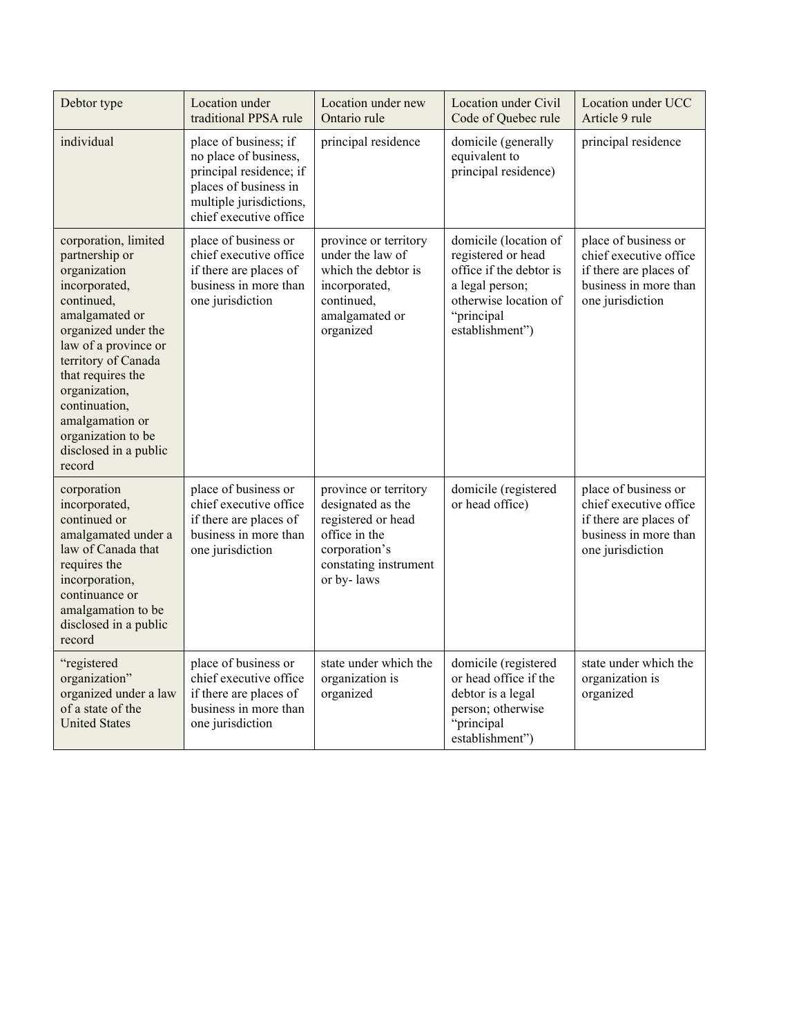| Debtor type | Location under traditional PPSA rule | Location under new Ontario rule | Location under Civil Code of Quebec rule | Location under UCC Article 9 rule |
| --- | --- | --- | --- | --- |
| individual | place of business; if no place of business, principal residence; if places of business in multiple jurisdictions, chief executive office | principal residence | domicile (generally equivalent to principal residence) | principal residence |
| corporation, limited partnership or organization incorporated, continued, amalgamated or organized under the law of a province or territory of Canada that requires the organization, continuation, amalgamation or organization to be disclosed in a public record | place of business or chief executive office if there are places of business in more than one jurisdiction | province or territory under the law of which the debtor is incorporated, continued, amalgamated or organized | domicile (location of registered or head office if the debtor is a legal person; otherwise location of "principal establishment") | place of business or chief executive office if there are places of business in more than one jurisdiction |
| corporation incorporated, continued or amalgamated under a law of Canada that requires the incorporation, continuance or amalgamation to be disclosed in a public record | place of business or chief executive office if there are places of business in more than one jurisdiction | province or territory designated as the registered or head office in the corporation's constating instrument or by- laws | domicile (registered or head office) | place of business or chief executive office if there are places of business in more than one jurisdiction |
| "registered organization" organized under a law of a state of the United States | place of business or chief executive office if there are places of business in more than one jurisdiction | state under which the organization is organized | domicile (registered or head office if the debtor is a legal person; otherwise "principal establishment") | state under which the organization is organized |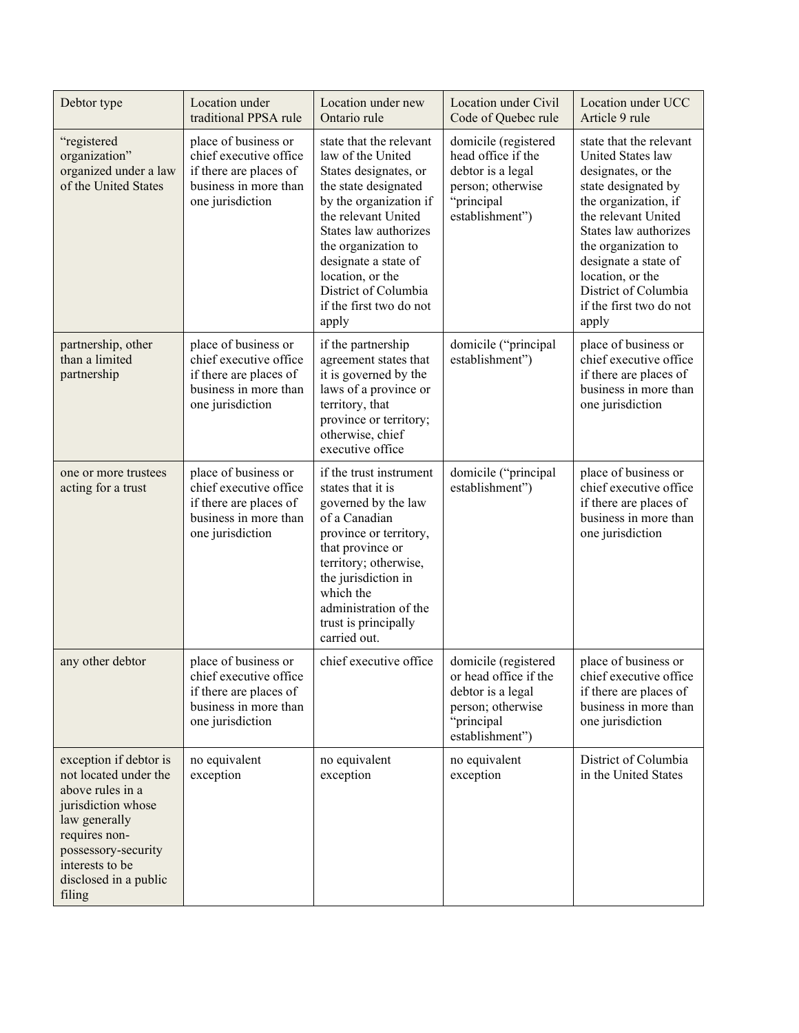| Debtor type | Location under traditional PPSA rule | Location under new Ontario rule | Location under Civil Code of Quebec rule | Location under UCC Article 9 rule |
|---|---|---|---|---|
| "registered organization" organized under a law of the United States | place of business or chief executive office if there are places of business in more than one jurisdiction | state that the relevant law of the United States designates, or the state designated by the organization if the relevant United States law authorizes the organization to designate a state of location, or the District of Columbia if the first two do not apply | domicile (registered head office if the debtor is a legal person; otherwise "principal establishment") | state that the relevant United States law designates, or the state designated by the organization, if the relevant United States law authorizes the organization to designate a state of location, or the District of Columbia if the first two do not apply |
| partnership, other than a limited partnership | place of business or chief executive office if there are places of business in more than one jurisdiction | if the partnership agreement states that it is governed by the laws of a province or territory, that province or territory; otherwise, chief executive office | domicile ("principal establishment") | place of business or chief executive office if there are places of business in more than one jurisdiction |
| one or more trustees acting for a trust | place of business or chief executive office if there are places of business in more than one jurisdiction | if the trust instrument states that it is governed by the law of a Canadian province or territory, that province or territory; otherwise, the jurisdiction in which the administration of the trust is principally carried out. | domicile ("principal establishment") | place of business or chief executive office if there are places of business in more than one jurisdiction |
| any other debtor | place of business or chief executive office if there are places of business in more than one jurisdiction | chief executive office | domicile (registered or head office if the debtor is a legal person; otherwise "principal establishment") | place of business or chief executive office if there are places of business in more than one jurisdiction |
| exception if debtor is not located under the above rules in a jurisdiction whose law generally requires non-possessory-security interests to be disclosed in a public filing | no equivalent exception | no equivalent exception | no equivalent exception | District of Columbia in the United States |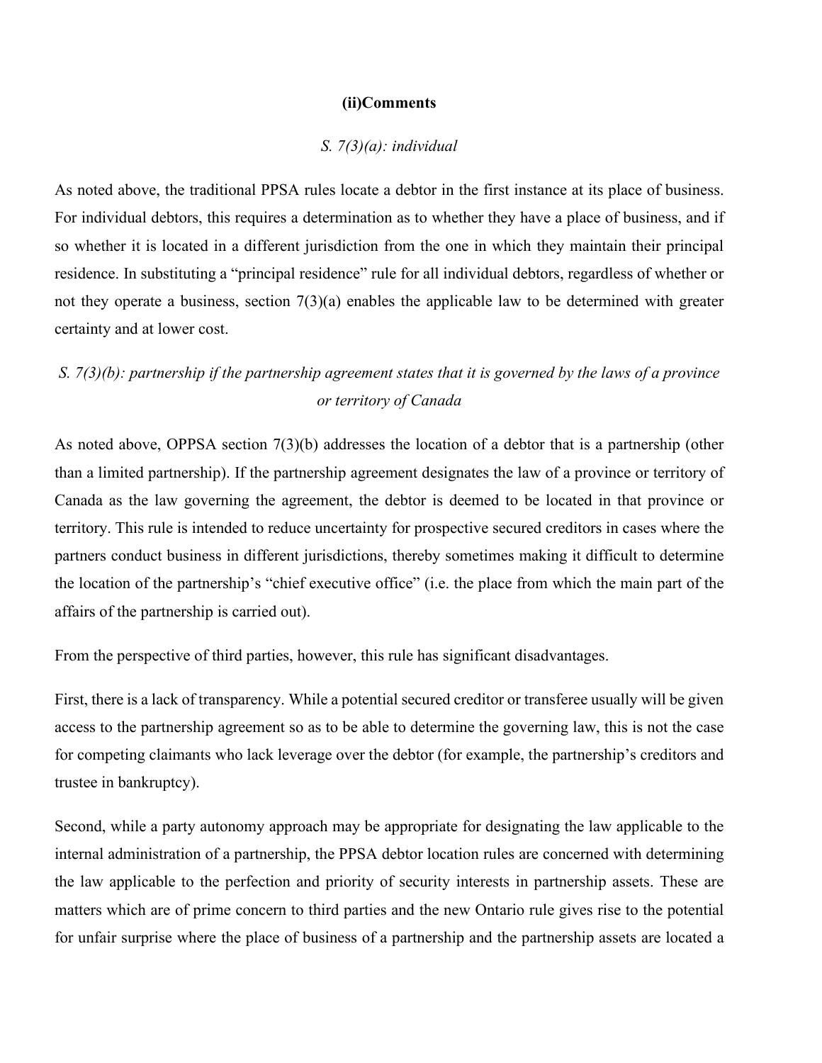**(ii)Comments**

*S. 7(3)(a): individual*

As noted above, the traditional PPSA rules locate a debtor in the first instance at its place of business. For individual debtors, this requires a determination as to whether they have a place of business, and if so whether it is located in a different jurisdiction from the one in which they maintain their principal residence. In substituting a "principal residence" rule for all individual debtors, regardless of whether or not they operate a business, section 7(3)(a) enables the applicable law to be determined with greater certainty and at lower cost.

*S. 7(3)(b): partnership if the partnership agreement states that it is governed by the laws of a province or territory of Canada*

As noted above, OPPSA section 7(3)(b) addresses the location of a debtor that is a partnership (other than a limited partnership). If the partnership agreement designates the law of a province or territory of Canada as the law governing the agreement, the debtor is deemed to be located in that province or territory. This rule is intended to reduce uncertainty for prospective secured creditors in cases where the partners conduct business in different jurisdictions, thereby sometimes making it difficult to determine the location of the partnership's "chief executive office" (i.e. the place from which the main part of the affairs of the partnership is carried out).

From the perspective of third parties, however, this rule has significant disadvantages.

First, there is a lack of transparency. While a potential secured creditor or transferee usually will be given access to the partnership agreement so as to be able to determine the governing law, this is not the case for competing claimants who lack leverage over the debtor (for example, the partnership's creditors and trustee in bankruptcy).

Second, while a party autonomy approach may be appropriate for designating the law applicable to the internal administration of a partnership, the PPSA debtor location rules are concerned with determining the law applicable to the perfection and priority of security interests in partnership assets. These are matters which are of prime concern to third parties and the new Ontario rule gives rise to the potential for unfair surprise where the place of business of a partnership and the partnership assets are located a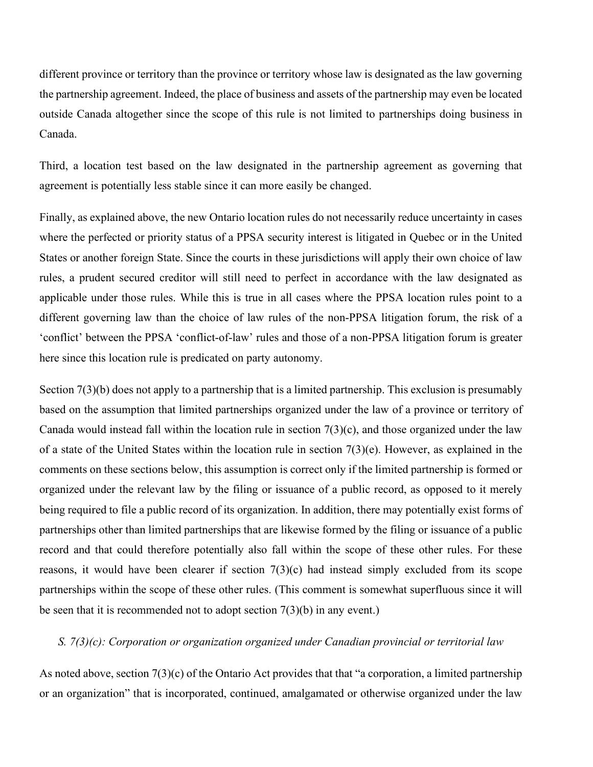different province or territory than the province or territory whose law is designated as the law governing the partnership agreement. Indeed, the place of business and assets of the partnership may even be located outside Canada altogether since the scope of this rule is not limited to partnerships doing business in Canada.

Third, a location test based on the law designated in the partnership agreement as governing that agreement is potentially less stable since it can more easily be changed.

Finally, as explained above, the new Ontario location rules do not necessarily reduce uncertainty in cases where the perfected or priority status of a PPSA security interest is litigated in Quebec or in the United States or another foreign State. Since the courts in these jurisdictions will apply their own choice of law rules, a prudent secured creditor will still need to perfect in accordance with the law designated as applicable under those rules. While this is true in all cases where the PPSA location rules point to a different governing law than the choice of law rules of the non-PPSA litigation forum, the risk of a 'conflict' between the PPSA 'conflict-of-law' rules and those of a non-PPSA litigation forum is greater here since this location rule is predicated on party autonomy.

Section 7(3)(b) does not apply to a partnership that is a limited partnership. This exclusion is presumably based on the assumption that limited partnerships organized under the law of a province or territory of Canada would instead fall within the location rule in section 7(3)(c), and those organized under the law of a state of the United States within the location rule in section 7(3)(e). However, as explained in the comments on these sections below, this assumption is correct only if the limited partnership is formed or organized under the relevant law by the filing or issuance of a public record, as opposed to it merely being required to file a public record of its organization. In addition, there may potentially exist forms of partnerships other than limited partnerships that are likewise formed by the filing or issuance of a public record and that could therefore potentially also fall within the scope of these other rules. For these reasons, it would have been clearer if section 7(3)(c) had instead simply excluded from its scope partnerships within the scope of these other rules. (This comment is somewhat superfluous since it will be seen that it is recommended not to adopt section 7(3)(b) in any event.)

*S. 7(3)(c): Corporation or organization organized under Canadian provincial or territorial law*

As noted above, section 7(3)(c) of the Ontario Act provides that that "a corporation, a limited partnership or an organization" that is incorporated, continued, amalgamated or otherwise organized under the law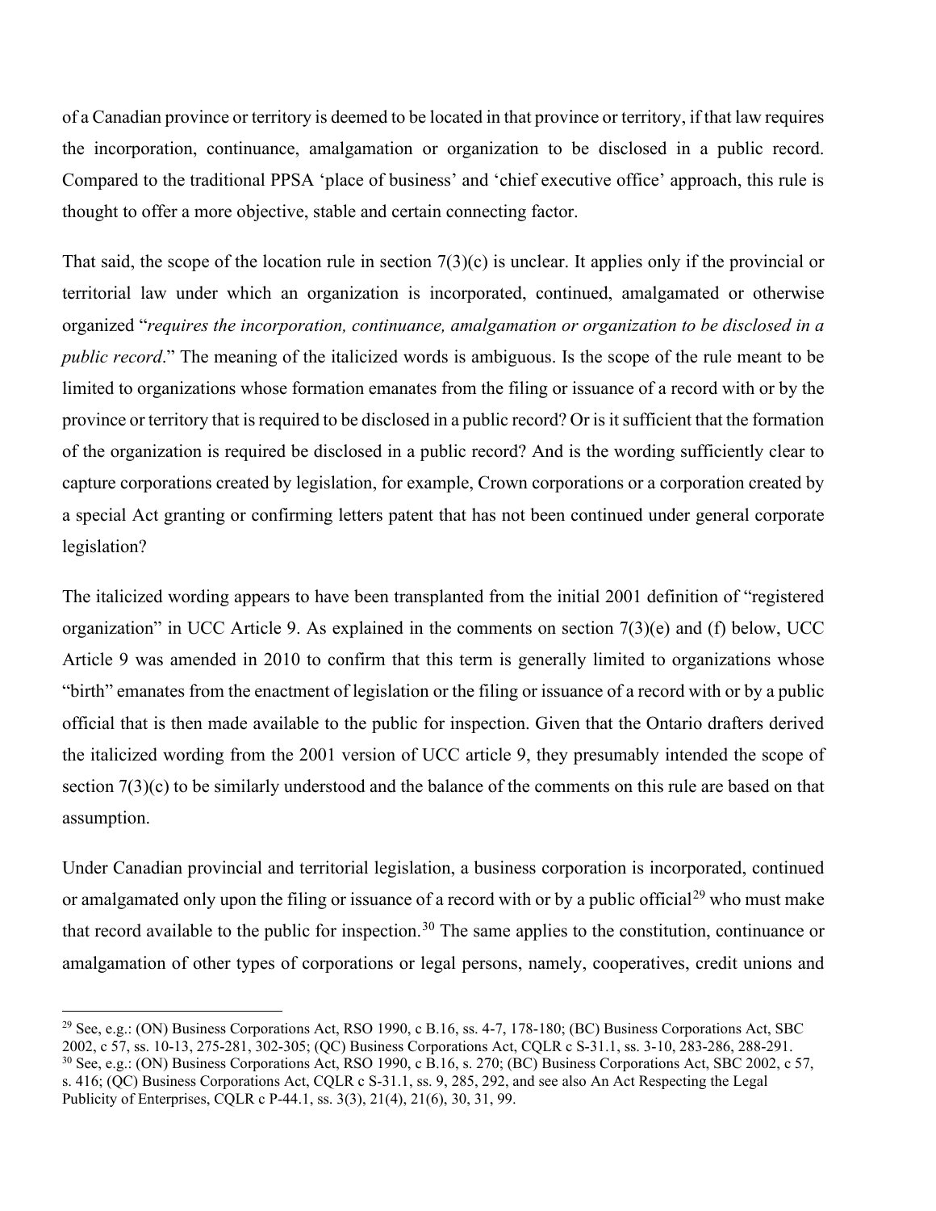of a Canadian province or territory is deemed to be located in that province or territory, if that law requires the incorporation, continuance, amalgamation or organization to be disclosed in a public record. Compared to the traditional PPSA 'place of business' and 'chief executive office' approach, this rule is thought to offer a more objective, stable and certain connecting factor.

That said, the scope of the location rule in section 7(3)(c) is unclear. It applies only if the provincial or territorial law under which an organization is incorporated, continued, amalgamated or otherwise organized "*requires the incorporation, continuance, amalgamation or organization to be disclosed in a public record*." The meaning of the italicized words is ambiguous. Is the scope of the rule meant to be limited to organizations whose formation emanates from the filing or issuance of a record with or by the province or territory that is required to be disclosed in a public record? Or is it sufficient that the formation of the organization is required be disclosed in a public record? And is the wording sufficiently clear to capture corporations created by legislation, for example, Crown corporations or a corporation created by a special Act granting or confirming letters patent that has not been continued under general corporate legislation?

The italicized wording appears to have been transplanted from the initial 2001 definition of "registered organization" in UCC Article 9. As explained in the comments on section 7(3)(e) and (f) below, UCC Article 9 was amended in 2010 to confirm that this term is generally limited to organizations whose "birth" emanates from the enactment of legislation or the filing or issuance of a record with or by a public official that is then made available to the public for inspection. Given that the Ontario drafters derived the italicized wording from the 2001 version of UCC article 9, they presumably intended the scope of section 7(3)(c) to be similarly understood and the balance of the comments on this rule are based on that assumption.

Under Canadian provincial and territorial legislation, a business corporation is incorporated, continued or amalgamated only upon the filing or issuance of a record with or by a public official[29] who must make that record available to the public for inspection.[30] The same applies to the constitution, continuance or amalgamation of other types of corporations or legal persons, namely, cooperatives, credit unions and

---

[29] See, e.g.: (ON) Business Corporations Act, RSO 1990, c B.16, ss. 4-7, 178-180; (BC) Business Corporations Act, SBC 2002, c 57, ss. 10-13, 275-281, 302-305; (QC) Business Corporations Act, CQLR c S-31.1, ss. 3-10, 283-286, 288-291.

[30] See, e.g.: (ON) Business Corporations Act, RSO 1990, c B.16, s. 270; (BC) Business Corporations Act, SBC 2002, c 57, s. 416; (QC) Business Corporations Act, CQLR c S-31.1, ss. 9, 285, 292, and see also An Act Respecting the Legal Publicity of Enterprises, CQLR c P-44.1, ss. 3(3), 21(4), 21(6), 30, 31, 99.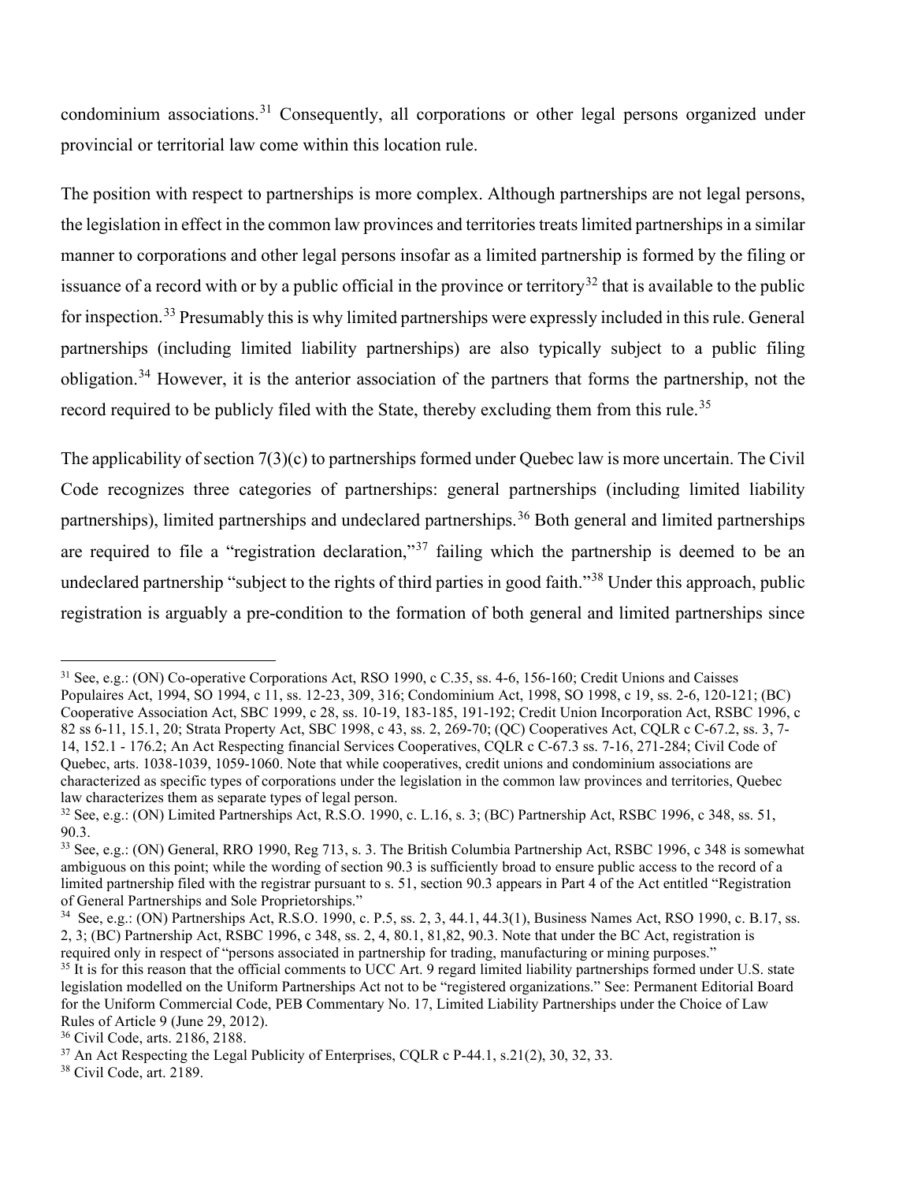condominium associations.[31] Consequently, all corporations or other legal persons organized under provincial or territorial law come within this location rule.

The position with respect to partnerships is more complex. Although partnerships are not legal persons, the legislation in effect in the common law provinces and territories treats limited partnerships in a similar manner to corporations and other legal persons insofar as a limited partnership is formed by the filing or issuance of a record with or by a public official in the province or territory[32] that is available to the public for inspection.[33] Presumably this is why limited partnerships were expressly included in this rule. General partnerships (including limited liability partnerships) are also typically subject to a public filing obligation.[34] However, it is the anterior association of the partners that forms the partnership, not the record required to be publicly filed with the State, thereby excluding them from this rule.[35]

The applicability of section 7(3)(c) to partnerships formed under Quebec law is more uncertain. The Civil Code recognizes three categories of partnerships: general partnerships (including limited liability partnerships), limited partnerships and undeclared partnerships.[36] Both general and limited partnerships are required to file a "registration declaration,"[37] failing which the partnership is deemed to be an undeclared partnership "subject to the rights of third parties in good faith."[38] Under this approach, public registration is arguably a pre-condition to the formation of both general and limited partnerships since

---

[31] See, e.g.: (ON) Co-operative Corporations Act, RSO 1990, c C.35, ss. 4-6, 156-160; Credit Unions and Caisses Populaires Act, 1994, SO 1994, c 11, ss. 12-23, 309, 316; Condominium Act, 1998, SO 1998, c 19, ss. 2-6, 120-121; (BC) Cooperative Association Act, SBC 1999, c 28, ss. 10-19, 183-185, 191-192; Credit Union Incorporation Act, RSBC 1996, c 82 ss 6-11, 15.1, 20; Strata Property Act, SBC 1998, c 43, ss. 2, 269-70; (QC) Cooperatives Act, CQLR c C-67.2, ss. 3, 7-14, 152.1 - 176.2; An Act Respecting financial Services Cooperatives, CQLR c C-67.3 ss. 7-16, 271-284; Civil Code of Quebec, arts. 1038-1039, 1059-1060. Note that while cooperatives, credit unions and condominium associations are characterized as specific types of corporations under the legislation in the common law provinces and territories, Quebec law characterizes them as separate types of legal person.

[32] See, e.g.: (ON) Limited Partnerships Act, R.S.O. 1990, c. L.16, s. 3; (BC) Partnership Act, RSBC 1996, c 348, ss. 51, 90.3.

[33] See, e.g.: (ON) General, RRO 1990, Reg 713, s. 3. The British Columbia Partnership Act, RSBC 1996, c 348 is somewhat ambiguous on this point; while the wording of section 90.3 is sufficiently broad to ensure public access to the record of a limited partnership filed with the registrar pursuant to s. 51, section 90.3 appears in Part 4 of the Act entitled "Registration of General Partnerships and Sole Proprietorships."

[34] See, e.g.: (ON) Partnerships Act, R.S.O. 1990, c. P.5, ss. 2, 3, 44.1, 44.3(1), Business Names Act, RSO 1990, c. B.17, ss. 2, 3; (BC) Partnership Act, RSBC 1996, c 348, ss. 2, 4, 80.1, 81,82, 90.3. Note that under the BC Act, registration is required only in respect of "persons associated in partnership for trading, manufacturing or mining purposes."

[35] It is for this reason that the official comments to UCC Art. 9 regard limited liability partnerships formed under U.S. state legislation modelled on the Uniform Partnerships Act not to be "registered organizations." See: Permanent Editorial Board for the Uniform Commercial Code, PEB Commentary No. 17, Limited Liability Partnerships under the Choice of Law Rules of Article 9 (June 29, 2012).

[36] Civil Code, arts. 2186, 2188.

[37] An Act Respecting the Legal Publicity of Enterprises, CQLR c P-44.1, s.21(2), 30, 32, 33.

[38] Civil Code, art. 2189.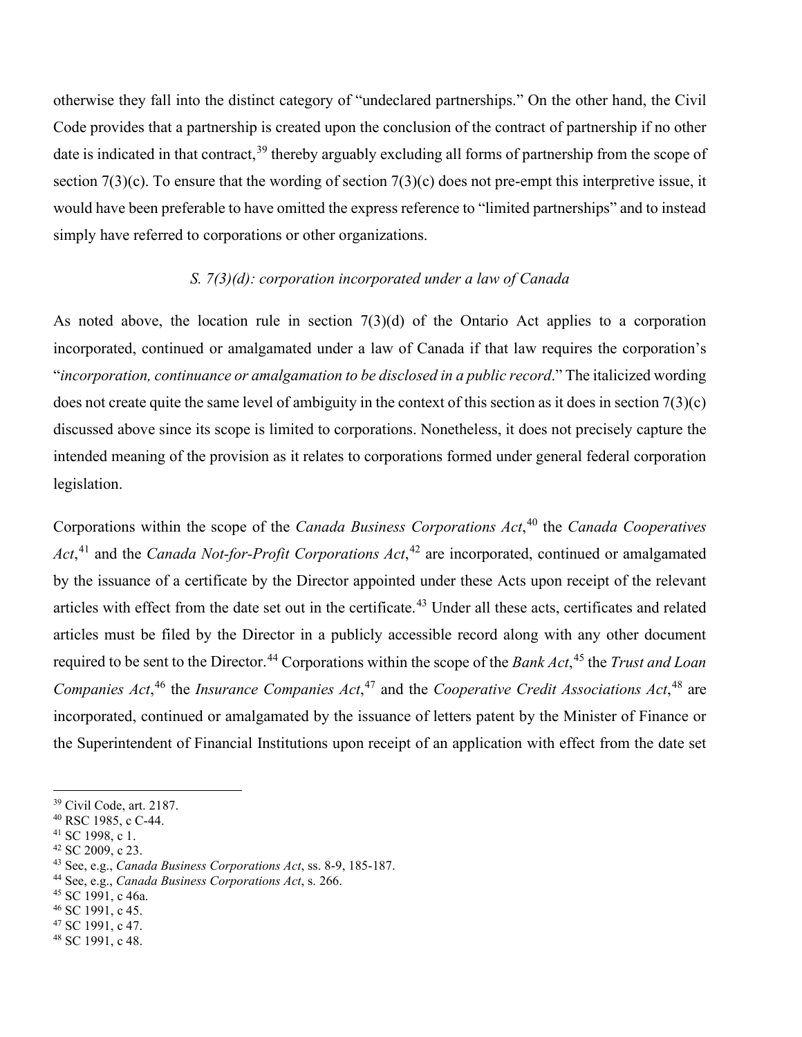otherwise they fall into the distinct category of "undeclared partnerships." On the other hand, the Civil Code provides that a partnership is created upon the conclusion of the contract of partnership if no other date is indicated in that contract,[39] thereby arguably excluding all forms of partnership from the scope of section 7(3)(c). To ensure that the wording of section 7(3)(c) does not pre-empt this interpretive issue, it would have been preferable to have omitted the express reference to "limited partnerships" and to instead simply have referred to corporations or other organizations.

### *S. 7(3)(d): corporation incorporated under a law of Canada*

As noted above, the location rule in section 7(3)(d) of the Ontario Act applies to a corporation incorporated, continued or amalgamated under a law of Canada if that law requires the corporation's "*incorporation, continuance or amalgamation to be disclosed in a public record*." The italicized wording does not create quite the same level of ambiguity in the context of this section as it does in section 7(3)(c) discussed above since its scope is limited to corporations. Nonetheless, it does not precisely capture the intended meaning of the provision as it relates to corporations formed under general federal corporation legislation.

Corporations within the scope of the *Canada Business Corporations Act*,[40] the *Canada Cooperatives Act*,[41] and the *Canada Not-for-Profit Corporations Act*,[42] are incorporated, continued or amalgamated by the issuance of a certificate by the Director appointed under these Acts upon receipt of the relevant articles with effect from the date set out in the certificate.[43] Under all these acts, certificates and related articles must be filed by the Director in a publicly accessible record along with any other document required to be sent to the Director.[44] Corporations within the scope of the *Bank Act*,[45] the *Trust and Loan Companies Act*,[46] the *Insurance Companies Act*,[47] and the *Cooperative Credit Associations Act*,[48] are incorporated, continued or amalgamated by the issuance of letters patent by the Minister of Finance or the Superintendent of Financial Institutions upon receipt of an application with effect from the date set

---

[39] Civil Code, art. 2187.

[40] RSC 1985, c C-44.

[41] SC 1998, c 1.

[42] SC 2009, c 23.

[43] See, e.g., *Canada Business Corporations Act*, ss. 8-9, 185-187.

[44] See, e.g., *Canada Business Corporations Act*, s. 266.

[45] SC 1991, c 46a.

[46] SC 1991, c 45.

[47] SC 1991, c 47.

[48] SC 1991, c 48.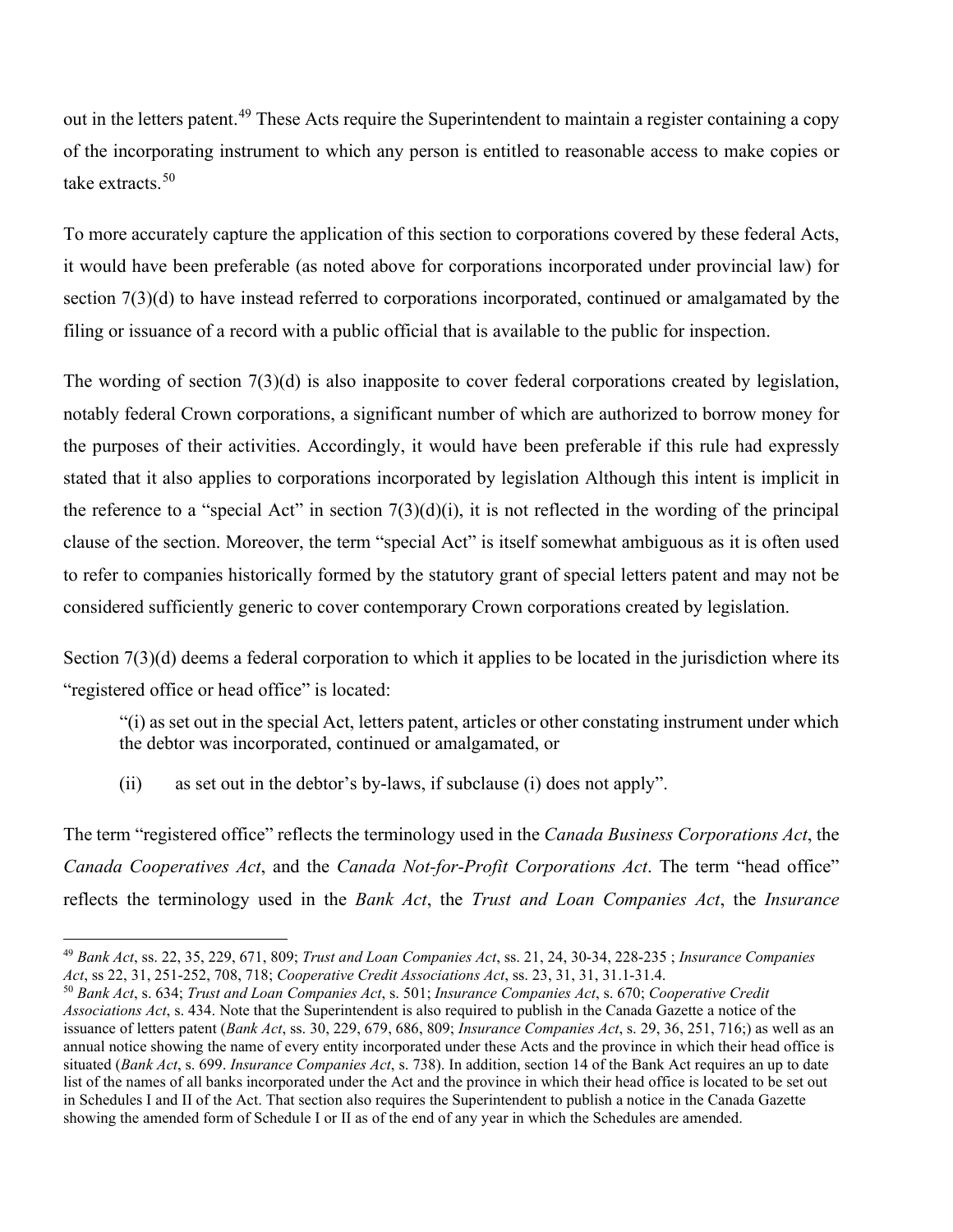out in the letters patent.[49] These Acts require the Superintendent to maintain a register containing a copy of the incorporating instrument to which any person is entitled to reasonable access to make copies or take extracts.[50]

To more accurately capture the application of this section to corporations covered by these federal Acts, it would have been preferable (as noted above for corporations incorporated under provincial law) for section 7(3)(d) to have instead referred to corporations incorporated, continued or amalgamated by the filing or issuance of a record with a public official that is available to the public for inspection.

The wording of section 7(3)(d) is also inapposite to cover federal corporations created by legislation, notably federal Crown corporations, a significant number of which are authorized to borrow money for the purposes of their activities. Accordingly, it would have been preferable if this rule had expressly stated that it also applies to corporations incorporated by legislation Although this intent is implicit in the reference to a "special Act" in section 7(3)(d)(i), it is not reflected in the wording of the principal clause of the section. Moreover, the term "special Act" is itself somewhat ambiguous as it is often used to refer to companies historically formed by the statutory grant of special letters patent and may not be considered sufficiently generic to cover contemporary Crown corporations created by legislation.

Section 7(3)(d) deems a federal corporation to which it applies to be located in the jurisdiction where its "registered office or head office" is located:

> "(i) as set out in the special Act, letters patent, articles or other constating instrument under which the debtor was incorporated, continued or amalgamated, or
>
> (ii) as set out in the debtor's by-laws, if subclause (i) does not apply".

The term "registered office" reflects the terminology used in the *Canada Business Corporations Act*, the *Canada Cooperatives Act*, and the *Canada Not-for-Profit Corporations Act*. The term "head office" reflects the terminology used in the *Bank Act*, the *Trust and Loan Companies Act*, the *Insurance*

---

[49] *Bank Act*, ss. 22, 35, 229, 671, 809; *Trust and Loan Companies Act*, ss. 21, 24, 30-34, 228-235 ; *Insurance Companies Act*, ss 22, 31, 251-252, 708, 718; *Cooperative Credit Associations Act*, ss. 23, 31, 31, 31.1-31.4.

[50] *Bank Act*, s. 634; *Trust and Loan Companies Act*, s. 501; *Insurance Companies Act*, s. 670; *Cooperative Credit Associations Act*, s. 434. Note that the Superintendent is also required to publish in the Canada Gazette a notice of the issuance of letters patent (*Bank Act*, ss. 30, 229, 679, 686, 809; *Insurance Companies Act*, s. 29, 36, 251, 716;) as well as an annual notice showing the name of every entity incorporated under these Acts and the province in which their head office is situated (*Bank Act*, s. 699. *Insurance Companies Act*, s. 738). In addition, section 14 of the Bank Act requires an up to date list of the names of all banks incorporated under the Act and the province in which their head office is located to be set out in Schedules I and II of the Act. That section also requires the Superintendent to publish a notice in the Canada Gazette showing the amended form of Schedule I or II as of the end of any year in which the Schedules are amended.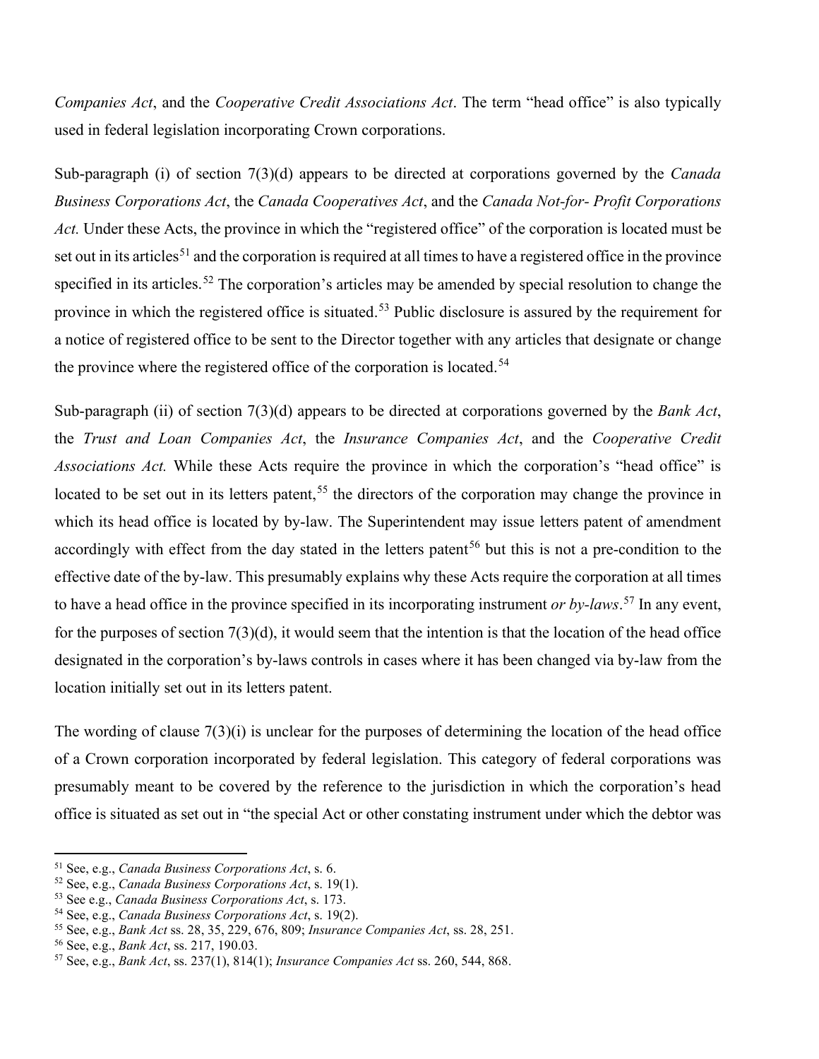*Companies Act*, and the *Cooperative Credit Associations Act*. The term "head office" is also typically used in federal legislation incorporating Crown corporations.

Sub-paragraph (i) of section 7(3)(d) appears to be directed at corporations governed by the *Canada Business Corporations Act*, the *Canada Cooperatives Act*, and the *Canada Not-for- Profit Corporations Act.* Under these Acts, the province in which the "registered office" of the corporation is located must be set out in its articles[51] and the corporation is required at all times to have a registered office in the province specified in its articles.[52] The corporation's articles may be amended by special resolution to change the province in which the registered office is situated.[53] Public disclosure is assured by the requirement for a notice of registered office to be sent to the Director together with any articles that designate or change the province where the registered office of the corporation is located.[54]

Sub-paragraph (ii) of section 7(3)(d) appears to be directed at corporations governed by the *Bank Act*, the *Trust and Loan Companies Act*, the *Insurance Companies Act*, and the *Cooperative Credit Associations Act.* While these Acts require the province in which the corporation's "head office" is located to be set out in its letters patent,[55] the directors of the corporation may change the province in which its head office is located by by-law. The Superintendent may issue letters patent of amendment accordingly with effect from the day stated in the letters patent[56] but this is not a pre-condition to the effective date of the by-law. This presumably explains why these Acts require the corporation at all times to have a head office in the province specified in its incorporating instrument *or by-laws*.[57] In any event, for the purposes of section 7(3)(d), it would seem that the intention is that the location of the head office designated in the corporation's by-laws controls in cases where it has been changed via by-law from the location initially set out in its letters patent.

The wording of clause 7(3)(i) is unclear for the purposes of determining the location of the head office of a Crown corporation incorporated by federal legislation. This category of federal corporations was presumably meant to be covered by the reference to the jurisdiction in which the corporation's head office is situated as set out in "the special Act or other constating instrument under which the debtor was

---

[51] See, e.g., *Canada Business Corporations Act*, s. 6.

[52] See, e.g., *Canada Business Corporations Act*, s. 19(1).

[53] See e.g., *Canada Business Corporations Act*, s. 173.

[54] See, e.g., *Canada Business Corporations Act*, s. 19(2).

[55] See, e.g., *Bank Act* ss. 28, 35, 229, 676, 809; *Insurance Companies Act*, ss. 28, 251.

[56] See, e.g., *Bank Act*, ss. 217, 190.03.

[57] See, e.g., *Bank Act*, ss. 237(1), 814(1); *Insurance Companies Act* ss. 260, 544, 868.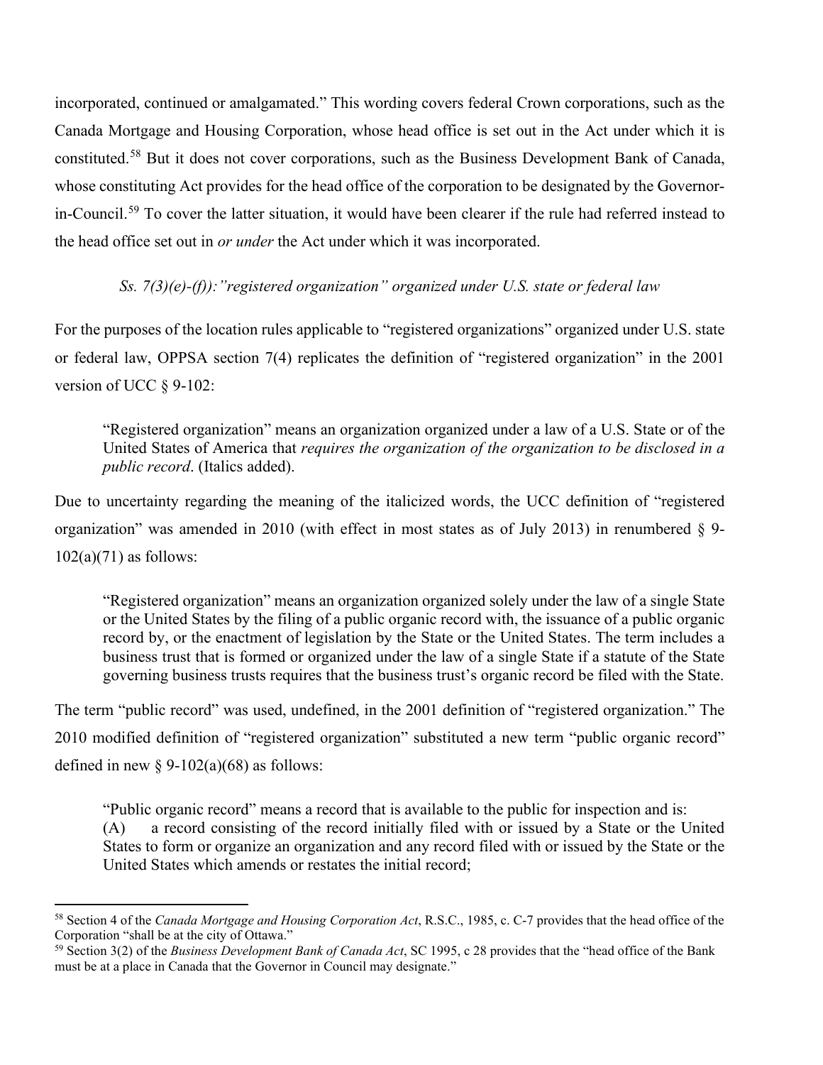incorporated, continued or amalgamated." This wording covers federal Crown corporations, such as the Canada Mortgage and Housing Corporation, whose head office is set out in the Act under which it is constituted.[58] But it does not cover corporations, such as the Business Development Bank of Canada, whose constituting Act provides for the head office of the corporation to be designated by the Governor-in-Council.[59] To cover the latter situation, it would have been clearer if the rule had referred instead to the head office set out in *or under* the Act under which it was incorporated.

*Ss. 7(3)(e)-(f)):"registered organization" organized under U.S. state or federal law*

For the purposes of the location rules applicable to "registered organizations" organized under U.S. state or federal law, OPPSA section 7(4) replicates the definition of "registered organization" in the 2001 version of UCC § 9-102:

> "Registered organization" means an organization organized under a law of a U.S. State or of the United States of America that *requires the organization of the organization to be disclosed in a public record*. (Italics added).

Due to uncertainty regarding the meaning of the italicized words, the UCC definition of "registered organization" was amended in 2010 (with effect in most states as of July 2013) in renumbered § 9-102(a)(71) as follows:

> "Registered organization" means an organization organized solely under the law of a single State or the United States by the filing of a public organic record with, the issuance of a public organic record by, or the enactment of legislation by the State or the United States. The term includes a business trust that is formed or organized under the law of a single State if a statute of the State governing business trusts requires that the business trust's organic record be filed with the State.

The term "public record" was used, undefined, in the 2001 definition of "registered organization." The 2010 modified definition of "registered organization" substituted a new term "public organic record" defined in new § 9-102(a)(68) as follows:

> "Public organic record" means a record that is available to the public for inspection and is:
> (A) a record consisting of the record initially filed with or issued by a State or the United States to form or organize an organization and any record filed with or issued by the State or the United States which amends or restates the initial record;

---

[58] Section 4 of the *Canada Mortgage and Housing Corporation Act*, R.S.C., 1985, c. C-7 provides that the head office of the Corporation "shall be at the city of Ottawa."

[59] Section 3(2) of the *Business Development Bank of Canada Act*, SC 1995, c 28 provides that the "head office of the Bank must be at a place in Canada that the Governor in Council may designate."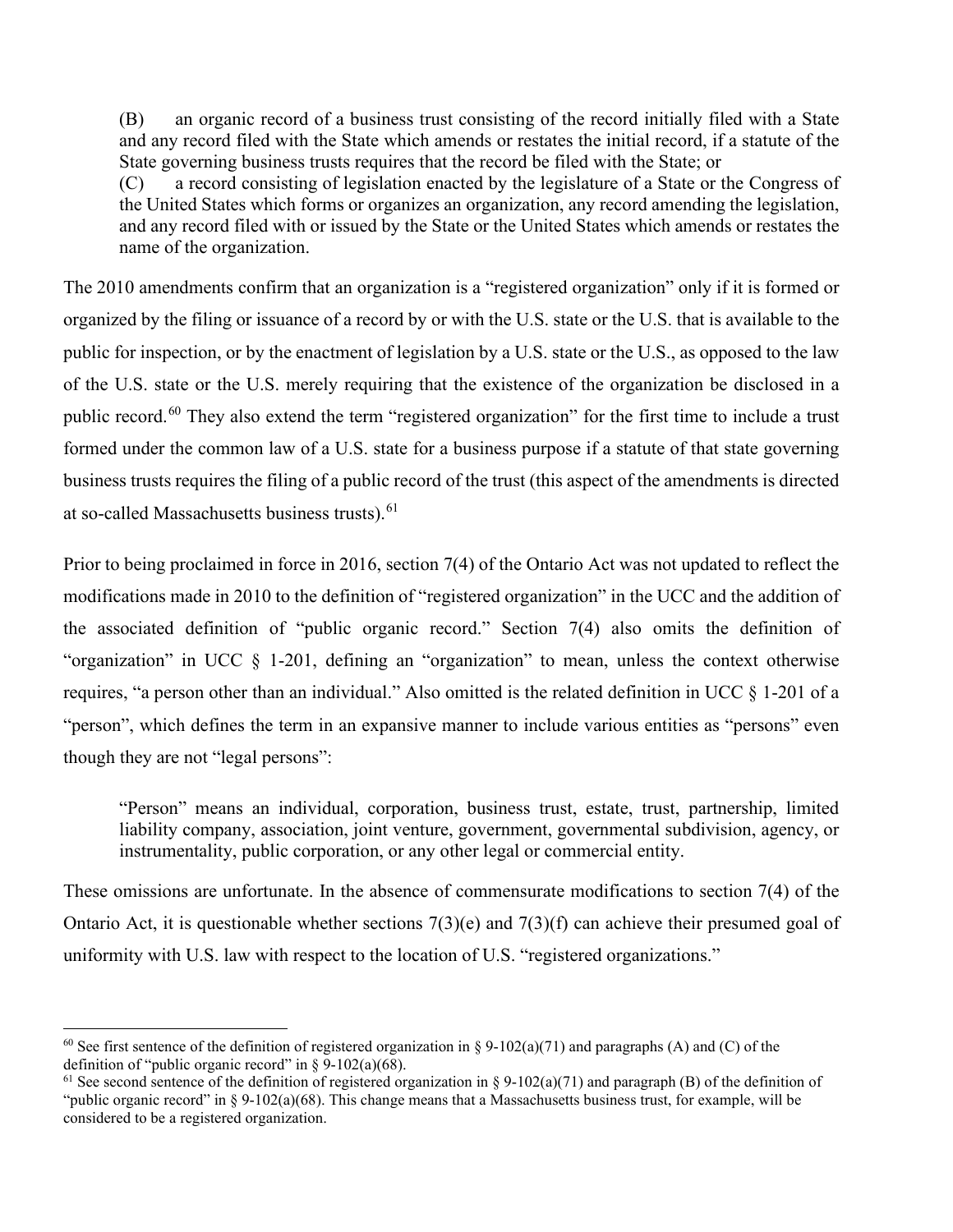> (B) an organic record of a business trust consisting of the record initially filed with a State and any record filed with the State which amends or restates the initial record, if a statute of the State governing business trusts requires that the record be filed with the State; or
>
> (C) a record consisting of legislation enacted by the legislature of a State or the Congress of the United States which forms or organizes an organization, any record amending the legislation, and any record filed with or issued by the State or the United States which amends or restates the name of the organization.

The 2010 amendments confirm that an organization is a "registered organization" only if it is formed or organized by the filing or issuance of a record by or with the U.S. state or the U.S. that is available to the public for inspection, or by the enactment of legislation by a U.S. state or the U.S., as opposed to the law of the U.S. state or the U.S. merely requiring that the existence of the organization be disclosed in a public record.[60] They also extend the term "registered organization" for the first time to include a trust formed under the common law of a U.S. state for a business purpose if a statute of that state governing business trusts requires the filing of a public record of the trust (this aspect of the amendments is directed at so-called Massachusetts business trusts).[61]

Prior to being proclaimed in force in 2016, section 7(4) of the Ontario Act was not updated to reflect the modifications made in 2010 to the definition of "registered organization" in the UCC and the addition of the associated definition of "public organic record." Section 7(4) also omits the definition of "organization" in UCC § 1-201, defining an "organization" to mean, unless the context otherwise requires, "a person other than an individual." Also omitted is the related definition in UCC § 1-201 of a "person", which defines the term in an expansive manner to include various entities as "persons" even though they are not "legal persons":

> "Person" means an individual, corporation, business trust, estate, trust, partnership, limited liability company, association, joint venture, government, governmental subdivision, agency, or instrumentality, public corporation, or any other legal or commercial entity.

These omissions are unfortunate. In the absence of commensurate modifications to section 7(4) of the Ontario Act, it is questionable whether sections 7(3)(e) and 7(3)(f) can achieve their presumed goal of uniformity with U.S. law with respect to the location of U.S. "registered organizations."

---

[60] See first sentence of the definition of registered organization in § 9-102(a)(71) and paragraphs (A) and (C) of the definition of "public organic record" in § 9-102(a)(68).

[61] See second sentence of the definition of registered organization in § 9-102(a)(71) and paragraph (B) of the definition of "public organic record" in § 9-102(a)(68). This change means that a Massachusetts business trust, for example, will be considered to be a registered organization.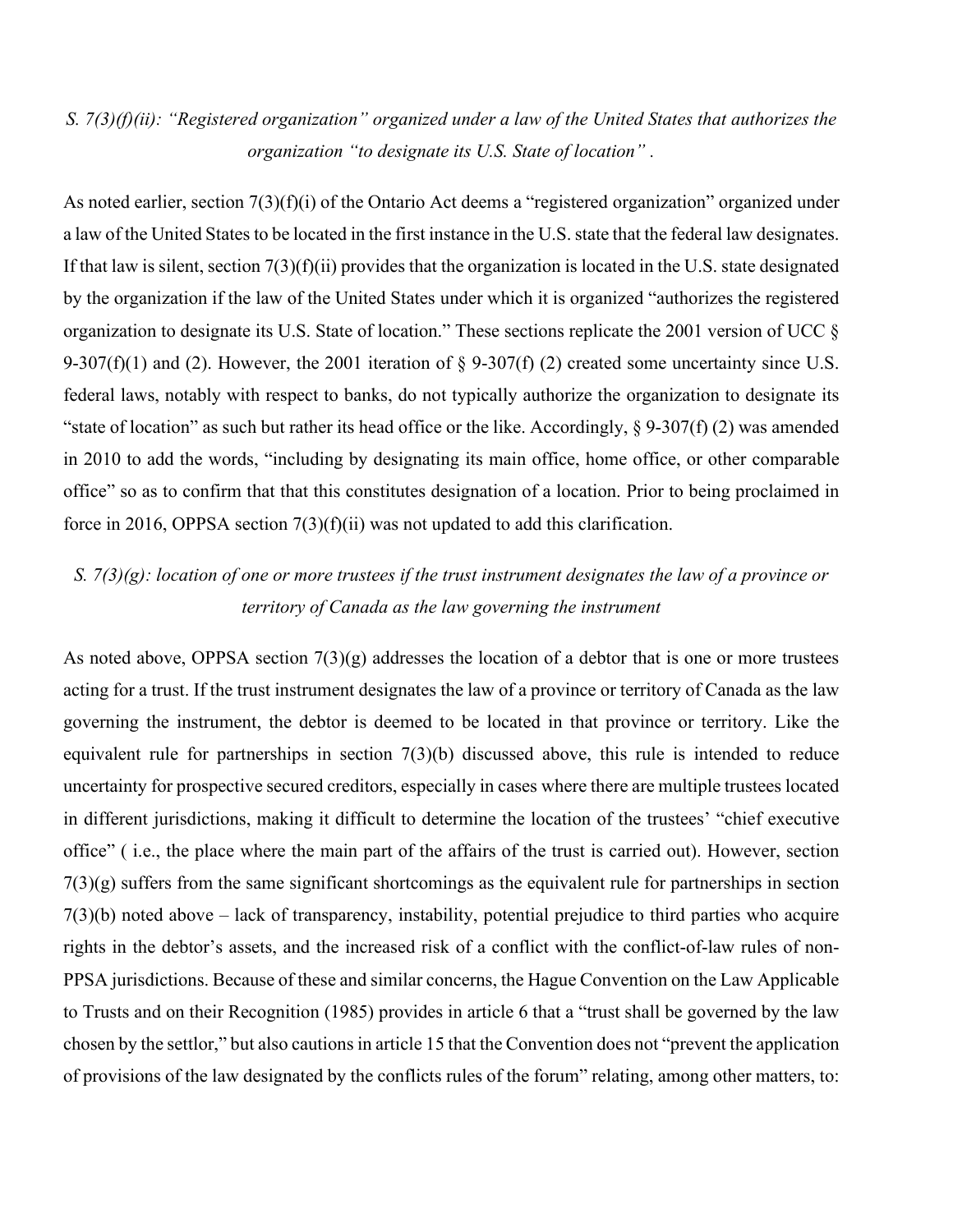*S. 7(3)(f)(ii): "Registered organization" organized under a law of the United States that authorizes the organization "to designate its U.S. State of location" .*

As noted earlier, section 7(3)(f)(i) of the Ontario Act deems a "registered organization" organized under a law of the United States to be located in the first instance in the U.S. state that the federal law designates. If that law is silent, section 7(3)(f)(ii) provides that the organization is located in the U.S. state designated by the organization if the law of the United States under which it is organized "authorizes the registered organization to designate its U.S. State of location." These sections replicate the 2001 version of UCC § 9-307(f)(1) and (2). However, the 2001 iteration of § 9-307(f) (2) created some uncertainty since U.S. federal laws, notably with respect to banks, do not typically authorize the organization to designate its "state of location" as such but rather its head office or the like. Accordingly, § 9-307(f) (2) was amended in 2010 to add the words, "including by designating its main office, home office, or other comparable office" so as to confirm that that this constitutes designation of a location. Prior to being proclaimed in force in 2016, OPPSA section 7(3)(f)(ii) was not updated to add this clarification.

*S. 7(3)(g): location of one or more trustees if the trust instrument designates the law of a province or territory of Canada as the law governing the instrument*

As noted above, OPPSA section 7(3)(g) addresses the location of a debtor that is one or more trustees acting for a trust. If the trust instrument designates the law of a province or territory of Canada as the law governing the instrument, the debtor is deemed to be located in that province or territory. Like the equivalent rule for partnerships in section 7(3)(b) discussed above, this rule is intended to reduce uncertainty for prospective secured creditors, especially in cases where there are multiple trustees located in different jurisdictions, making it difficult to determine the location of the trustees' "chief executive office" ( i.e., the place where the main part of the affairs of the trust is carried out). However, section 7(3)(g) suffers from the same significant shortcomings as the equivalent rule for partnerships in section 7(3)(b) noted above – lack of transparency, instability, potential prejudice to third parties who acquire rights in the debtor's assets, and the increased risk of a conflict with the conflict-of-law rules of non-PPSA jurisdictions. Because of these and similar concerns, the Hague Convention on the Law Applicable to Trusts and on their Recognition (1985) provides in article 6 that a "trust shall be governed by the law chosen by the settlor," but also cautions in article 15 that the Convention does not "prevent the application of provisions of the law designated by the conflicts rules of the forum" relating, among other matters, to: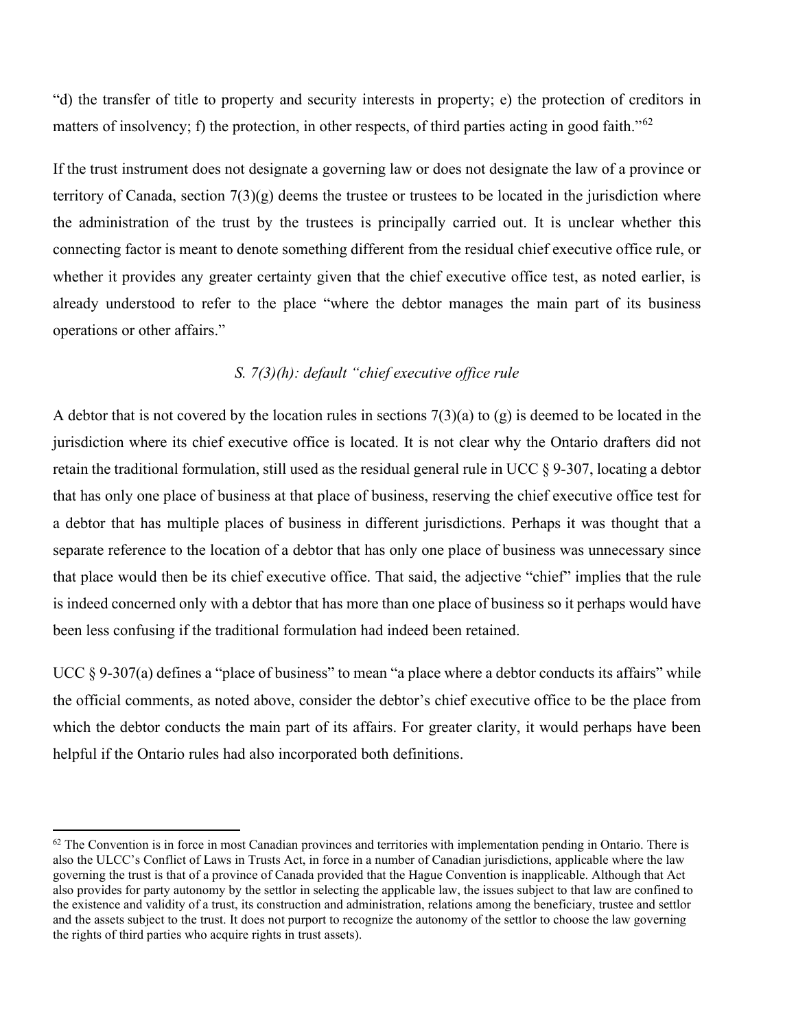"d) the transfer of title to property and security interests in property; e) the protection of creditors in matters of insolvency; f) the protection, in other respects, of third parties acting in good faith."[62]

If the trust instrument does not designate a governing law or does not designate the law of a province or territory of Canada, section 7(3)(g) deems the trustee or trustees to be located in the jurisdiction where the administration of the trust by the trustees is principally carried out. It is unclear whether this connecting factor is meant to denote something different from the residual chief executive office rule, or whether it provides any greater certainty given that the chief executive office test, as noted earlier, is already understood to refer to the place "where the debtor manages the main part of its business operations or other affairs."

### *S. 7(3)(h): default "chief executive office rule*

A debtor that is not covered by the location rules in sections 7(3)(a) to (g) is deemed to be located in the jurisdiction where its chief executive office is located. It is not clear why the Ontario drafters did not retain the traditional formulation, still used as the residual general rule in UCC § 9-307, locating a debtor that has only one place of business at that place of business, reserving the chief executive office test for a debtor that has multiple places of business in different jurisdictions. Perhaps it was thought that a separate reference to the location of a debtor that has only one place of business was unnecessary since that place would then be its chief executive office. That said, the adjective "chief" implies that the rule is indeed concerned only with a debtor that has more than one place of business so it perhaps would have been less confusing if the traditional formulation had indeed been retained.

UCC § 9-307(a) defines a "place of business" to mean "a place where a debtor conducts its affairs" while the official comments, as noted above, consider the debtor's chief executive office to be the place from which the debtor conducts the main part of its affairs. For greater clarity, it would perhaps have been helpful if the Ontario rules had also incorporated both definitions.

---

[62] The Convention is in force in most Canadian provinces and territories with implementation pending in Ontario. There is also the ULCC's Conflict of Laws in Trusts Act, in force in a number of Canadian jurisdictions, applicable where the law governing the trust is that of a province of Canada provided that the Hague Convention is inapplicable. Although that Act also provides for party autonomy by the settlor in selecting the applicable law, the issues subject to that law are confined to the existence and validity of a trust, its construction and administration, relations among the beneficiary, trustee and settlor and the assets subject to the trust. It does not purport to recognize the autonomy of the settlor to choose the law governing the rights of third parties who acquire rights in trust assets).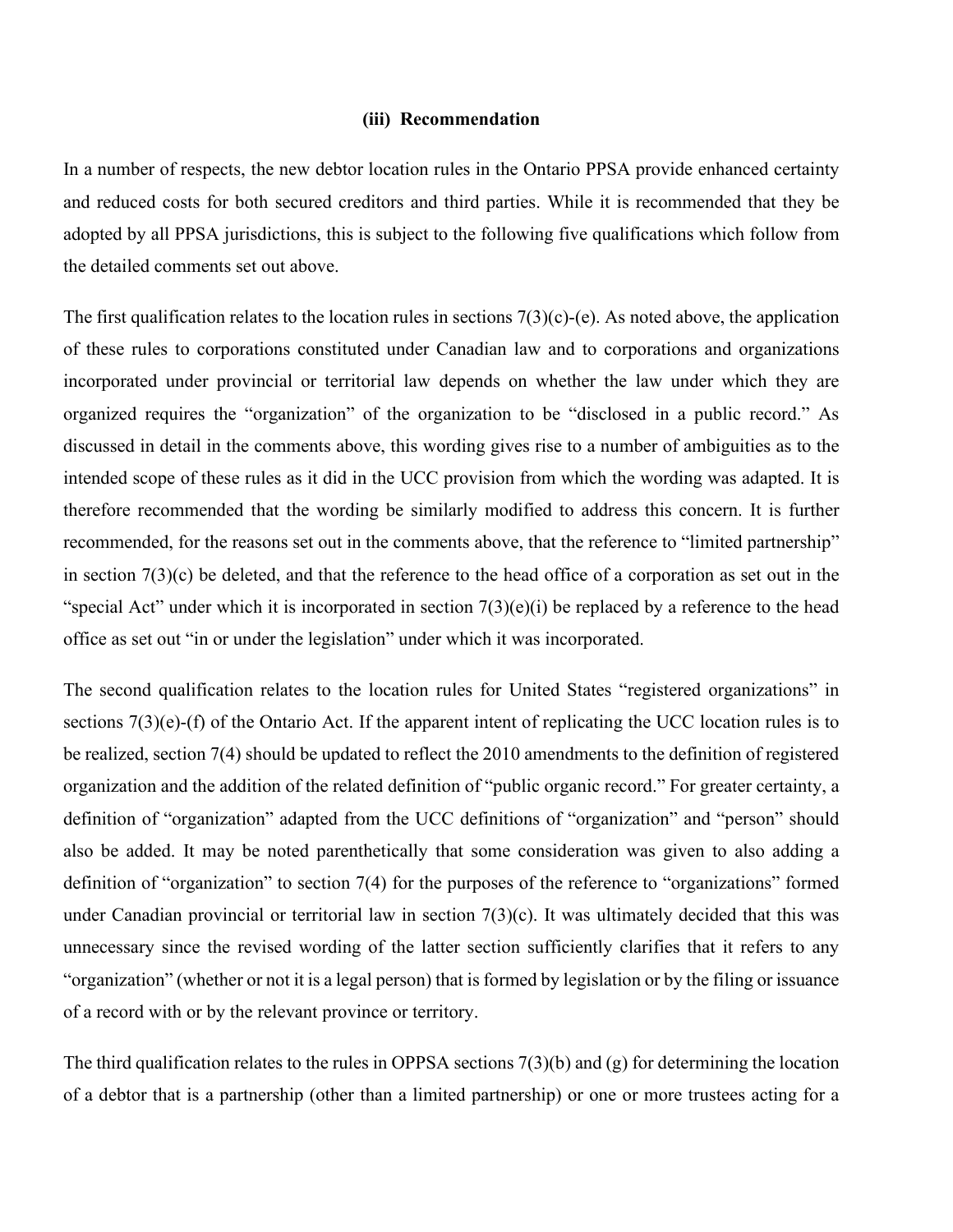### (iii) Recommendation

In a number of respects, the new debtor location rules in the Ontario PPSA provide enhanced certainty and reduced costs for both secured creditors and third parties. While it is recommended that they be adopted by all PPSA jurisdictions, this is subject to the following five qualifications which follow from the detailed comments set out above.

The first qualification relates to the location rules in sections 7(3)(c)-(e). As noted above, the application of these rules to corporations constituted under Canadian law and to corporations and organizations incorporated under provincial or territorial law depends on whether the law under which they are organized requires the "organization" of the organization to be "disclosed in a public record." As discussed in detail in the comments above, this wording gives rise to a number of ambiguities as to the intended scope of these rules as it did in the UCC provision from which the wording was adapted. It is therefore recommended that the wording be similarly modified to address this concern. It is further recommended, for the reasons set out in the comments above, that the reference to "limited partnership" in section 7(3)(c) be deleted, and that the reference to the head office of a corporation as set out in the "special Act" under which it is incorporated in section 7(3)(e)(i) be replaced by a reference to the head office as set out "in or under the legislation" under which it was incorporated.

The second qualification relates to the location rules for United States "registered organizations" in sections 7(3)(e)-(f) of the Ontario Act. If the apparent intent of replicating the UCC location rules is to be realized, section 7(4) should be updated to reflect the 2010 amendments to the definition of registered organization and the addition of the related definition of "public organic record." For greater certainty, a definition of "organization" adapted from the UCC definitions of "organization" and "person" should also be added. It may be noted parenthetically that some consideration was given to also adding a definition of "organization" to section 7(4) for the purposes of the reference to "organizations" formed under Canadian provincial or territorial law in section 7(3)(c). It was ultimately decided that this was unnecessary since the revised wording of the latter section sufficiently clarifies that it refers to any "organization" (whether or not it is a legal person) that is formed by legislation or by the filing or issuance of a record with or by the relevant province or territory.

The third qualification relates to the rules in OPPSA sections 7(3)(b) and (g) for determining the location of a debtor that is a partnership (other than a limited partnership) or one or more trustees acting for a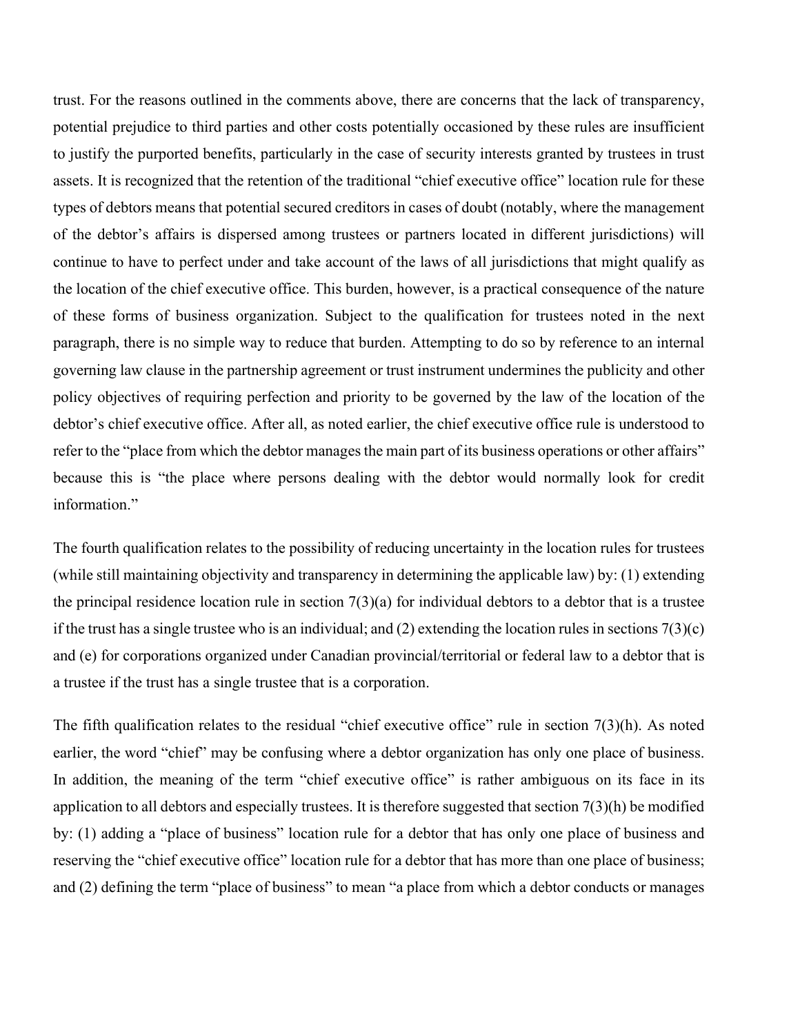trust. For the reasons outlined in the comments above, there are concerns that the lack of transparency, potential prejudice to third parties and other costs potentially occasioned by these rules are insufficient to justify the purported benefits, particularly in the case of security interests granted by trustees in trust assets. It is recognized that the retention of the traditional "chief executive office" location rule for these types of debtors means that potential secured creditors in cases of doubt (notably, where the management of the debtor's affairs is dispersed among trustees or partners located in different jurisdictions) will continue to have to perfect under and take account of the laws of all jurisdictions that might qualify as the location of the chief executive office. This burden, however, is a practical consequence of the nature of these forms of business organization. Subject to the qualification for trustees noted in the next paragraph, there is no simple way to reduce that burden. Attempting to do so by reference to an internal governing law clause in the partnership agreement or trust instrument undermines the publicity and other policy objectives of requiring perfection and priority to be governed by the law of the location of the debtor's chief executive office. After all, as noted earlier, the chief executive office rule is understood to refer to the "place from which the debtor manages the main part of its business operations or other affairs" because this is "the place where persons dealing with the debtor would normally look for credit information."

The fourth qualification relates to the possibility of reducing uncertainty in the location rules for trustees (while still maintaining objectivity and transparency in determining the applicable law) by: (1) extending the principal residence location rule in section 7(3)(a) for individual debtors to a debtor that is a trustee if the trust has a single trustee who is an individual; and (2) extending the location rules in sections 7(3)(c) and (e) for corporations organized under Canadian provincial/territorial or federal law to a debtor that is a trustee if the trust has a single trustee that is a corporation.

The fifth qualification relates to the residual "chief executive office" rule in section 7(3)(h). As noted earlier, the word "chief" may be confusing where a debtor organization has only one place of business. In addition, the meaning of the term "chief executive office" is rather ambiguous on its face in its application to all debtors and especially trustees. It is therefore suggested that section 7(3)(h) be modified by: (1) adding a "place of business" location rule for a debtor that has only one place of business and reserving the "chief executive office" location rule for a debtor that has more than one place of business; and (2) defining the term "place of business" to mean "a place from which a debtor conducts or manages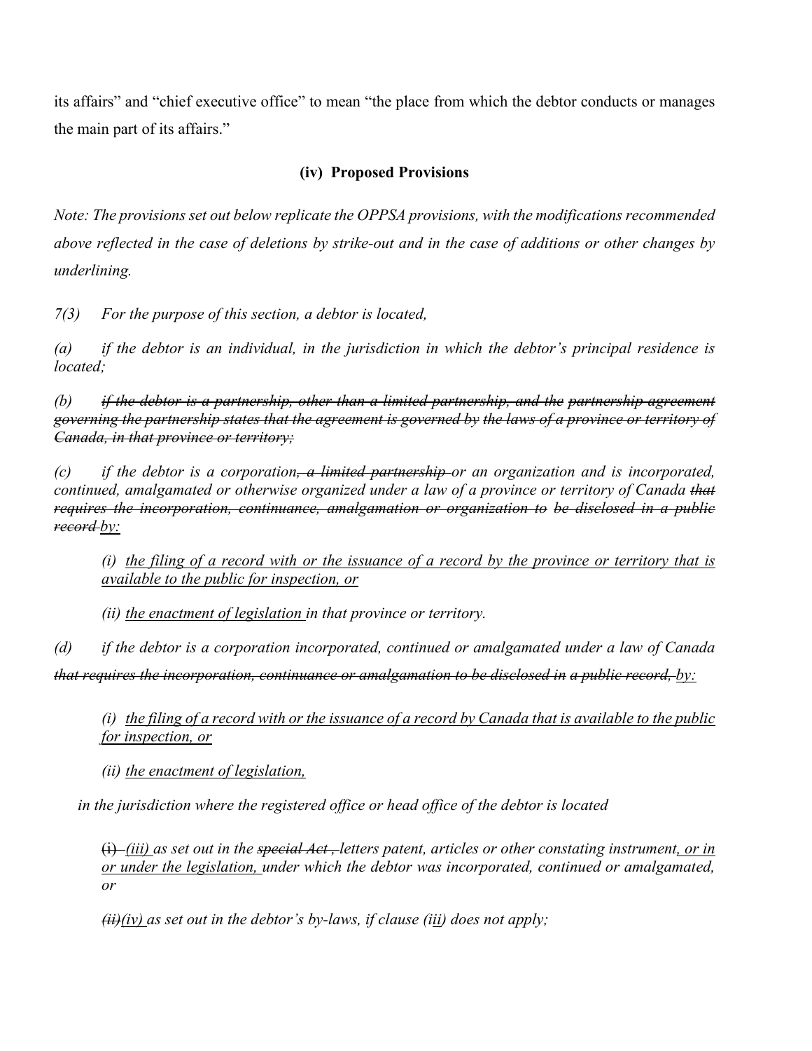its affairs" and "chief executive office" to mean "the place from which the debtor conducts or manages the main part of its affairs."

### (iv) Proposed Provisions

*Note: The provisions set out below replicate the OPPSA provisions, with the modifications recommended above reflected in the case of deletions by strike-out and in the case of additions or other changes by underlining.*

*7(3) For the purpose of this section, a debtor is located,*

*(a) if the debtor is an individual, in the jurisdiction in which the debtor's principal residence is located;*

*(b) ~~if the debtor is a partnership, other than a limited partnership, and the partnership agreement governing the partnership states that the agreement is governed by the laws of a province or territory of Canada, in that province or territory;~~*

*(c) if the debtor is a corporation~~, a limited partnership~~ or an organization and is incorporated, continued, amalgamated or otherwise organized under a law of a province or territory of Canada ~~that requires the incorporation, continuance, amalgamation or organization to be disclosed in a public record~~ <u>by:</u>*

> *(i) <u>the filing of a record with or the issuance of a record by the province or territory that is available to the public for inspection, or</u>*
>
> *(ii) <u>the enactment of legislation</u> in that province or territory.*

*(d) if the debtor is a corporation incorporated, continued or amalgamated under a law of Canada ~~that requires the incorporation, continuance or amalgamation to be disclosed in a public record,~~ <u>by:</u>*

> *(i) <u>the filing of a record with or the issuance of a record by Canada that is available to the public for inspection, or</u>*
>
> *(ii) <u>the enactment of legislation,</u>*

*in the jurisdiction where the registered office or head office of the debtor is located*

> ~~(i)~~ *<u>(iii)</u> as set out in the ~~special Act ,~~ letters patent, articles or other constating instrument<u>, or in or under the legislation,</u> under which the debtor was incorporated, continued or amalgamated, or*
>
> *~~(ii)~~<u>(iv)</u> as set out in the debtor's by-laws, if clause (i<u>ii</u>) does not apply;*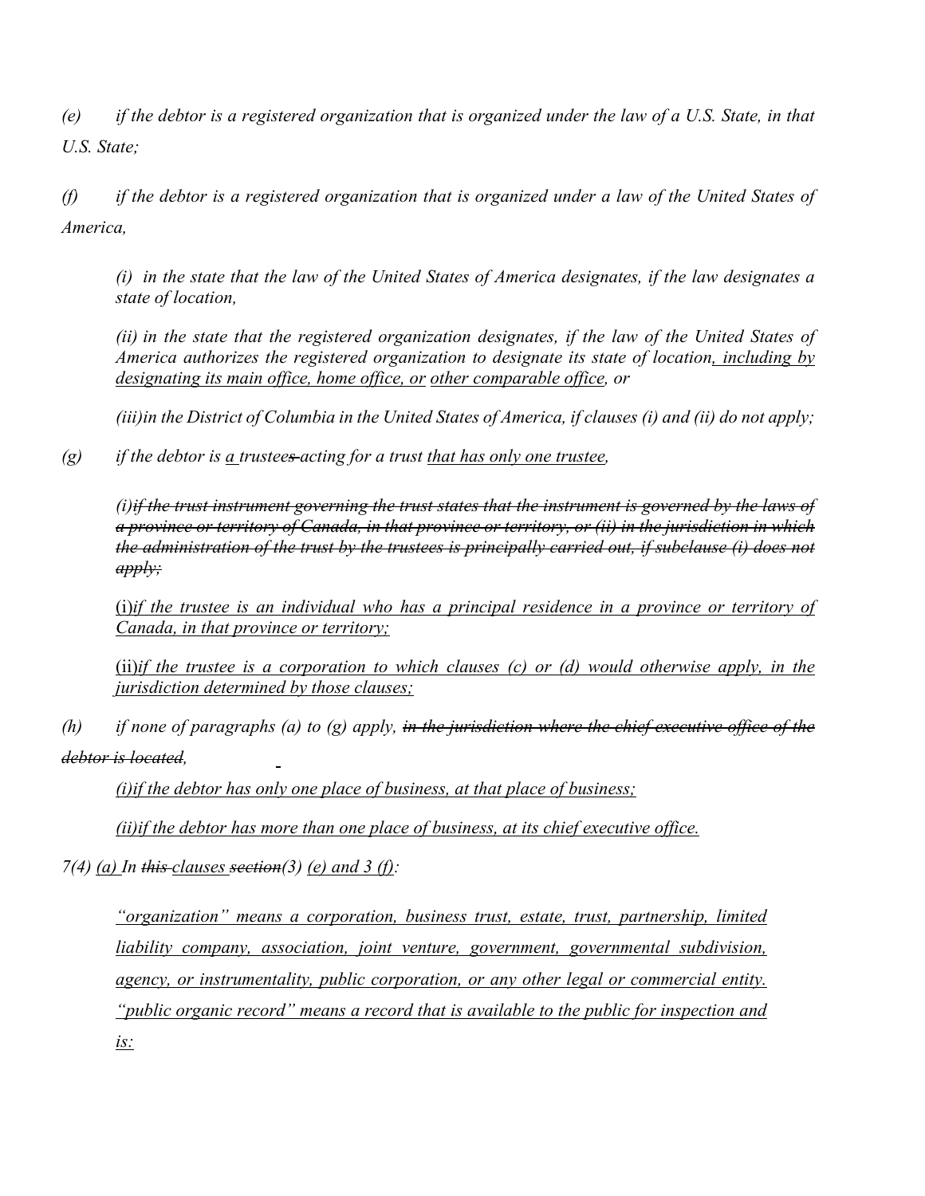*(e) if the debtor is a registered organization that is organized under the law of a U.S. State, in that U.S. State;*

*(f) if the debtor is a registered organization that is organized under a law of the United States of America,*

> *(i) in the state that the law of the United States of America designates, if the law designates a state of location,*
>
> *(ii) in the state that the registered organization designates, if the law of the United States of America authorizes the registered organization to designate its state of location<u>, including by designating its main office, home office, or</u> <u>other comparable office</u>, or*
>
> *(iii)in the District of Columbia in the United States of America, if clauses (i) and (ii) do not apply;*

*(g) if the debtor is <u>a</u> trustee~~s~~ acting for a trust <u>that has only one trustee</u>,*

> *(i)~~if the trust instrument governing the trust states that the instrument is governed by the laws of a province or territory of Canada, in that province or territory, or (ii) in the jurisdiction in which the administration of the trust by the trustees is principally carried out, if subclause (i) does not apply;~~*
>
> <u>(i)</u>*<u>if the trustee is an individual who has a principal residence in a province or territory of Canada, in that province or territory;</u>*
>
> <u>(ii)</u>*<u>if the trustee is a corporation to which clauses (c) or (d) would otherwise apply, in the jurisdiction determined by those clauses;</u>*

*(h) if none of paragraphs (a) to (g) apply, ~~in the jurisdiction where the chief executive office of the debtor is located~~,*

> *<u>(i)if the debtor has only one place of business, at that place of business;</u>*
>
> *<u>(ii)if the debtor has more than one place of business, at its chief executive office.</u>*

*7(4) <u>(a)</u> In ~~this~~ <u>clauses</u> ~~section~~(3) <u>(e) and 3 (f)</u>:*

> *<u>"organization" means a corporation, business trust, estate, trust, partnership, limited liability company, association, joint venture, government, governmental subdivision, agency, or instrumentality, public corporation, or any other legal or commercial entity.</u>*
>
> *<u>"public organic record" means a record that is available to the public for inspection and is:</u>*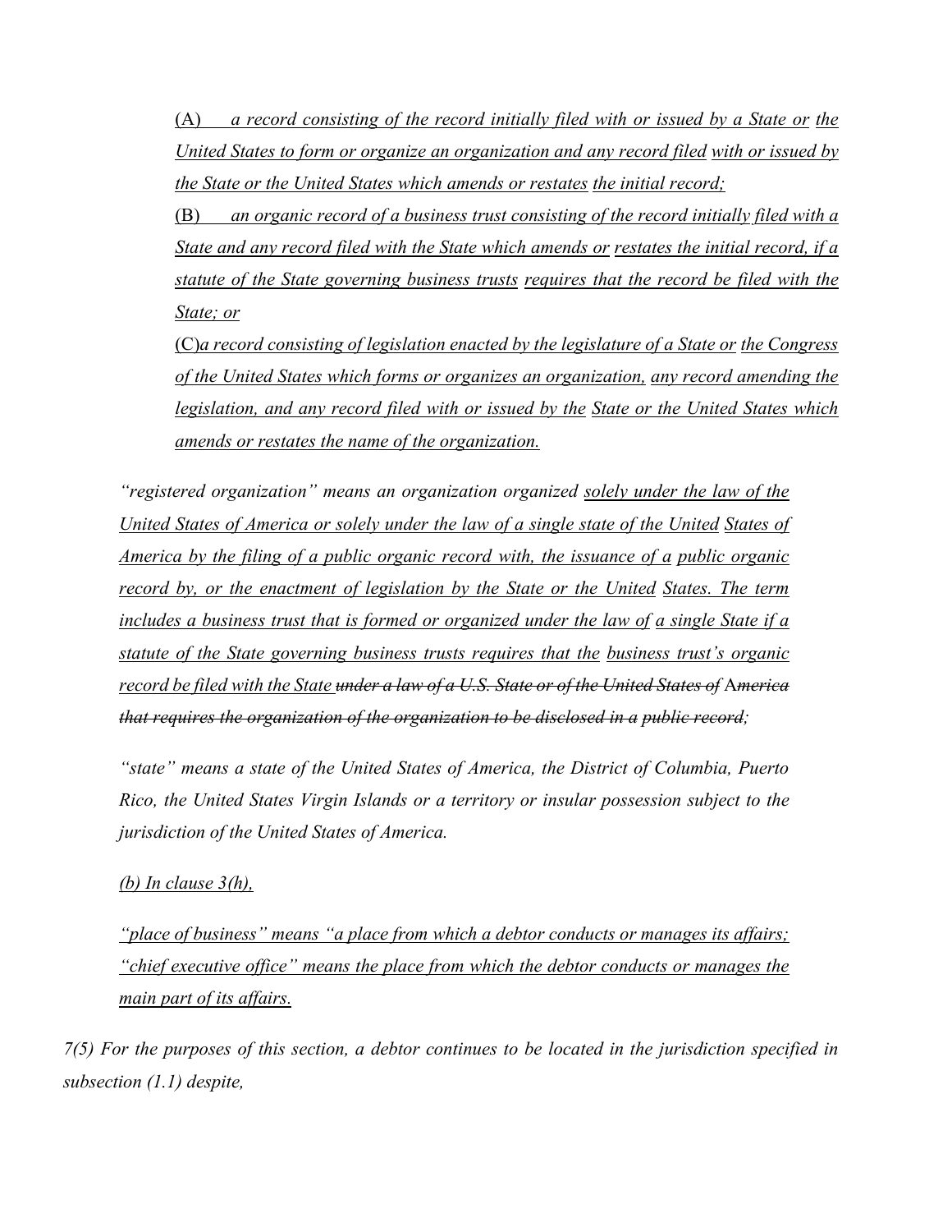(A) *a record consisting of the record initially filed with or issued by a State or the United States to form or organize an organization and any record filed with or issued by the State or the United States which amends or restates the initial record;*

(B) *an organic record of a business trust consisting of the record initially filed with a State and any record filed with the State which amends or restates the initial record, if a statute of the State governing business trusts requires that the record be filed with the State; or*

(C) *a record consisting of legislation enacted by the legislature of a State or the Congress of the United States which forms or organizes an organization, any record amending the legislation, and any record filed with or issued by the State or the United States which amends or restates the name of the organization.*

*"registered organization" means an organization organized solely under the law of the United States of America or solely under the law of a single state of the United States of America by the filing of a public organic record with, the issuance of a public organic record by, or the enactment of legislation by the State or the United States. The term includes a business trust that is formed or organized under the law of a single State if a statute of the State governing business trusts requires that the business trust's organic record be filed with the State ~~under a law of a U.S. State or of the United States of America that requires the organization of the organization to be disclosed in a public record~~;*

*"state" means a state of the United States of America, the District of Columbia, Puerto Rico, the United States Virgin Islands or a territory or insular possession subject to the jurisdiction of the United States of America.*

*(b) In clause 3(h),*

*"place of business" means "a place from which a debtor conducts or manages its affairs; "chief executive office" means the place from which the debtor conducts or manages the main part of its affairs.*

*7(5) For the purposes of this section, a debtor continues to be located in the jurisdiction specified in subsection (1.1) despite,*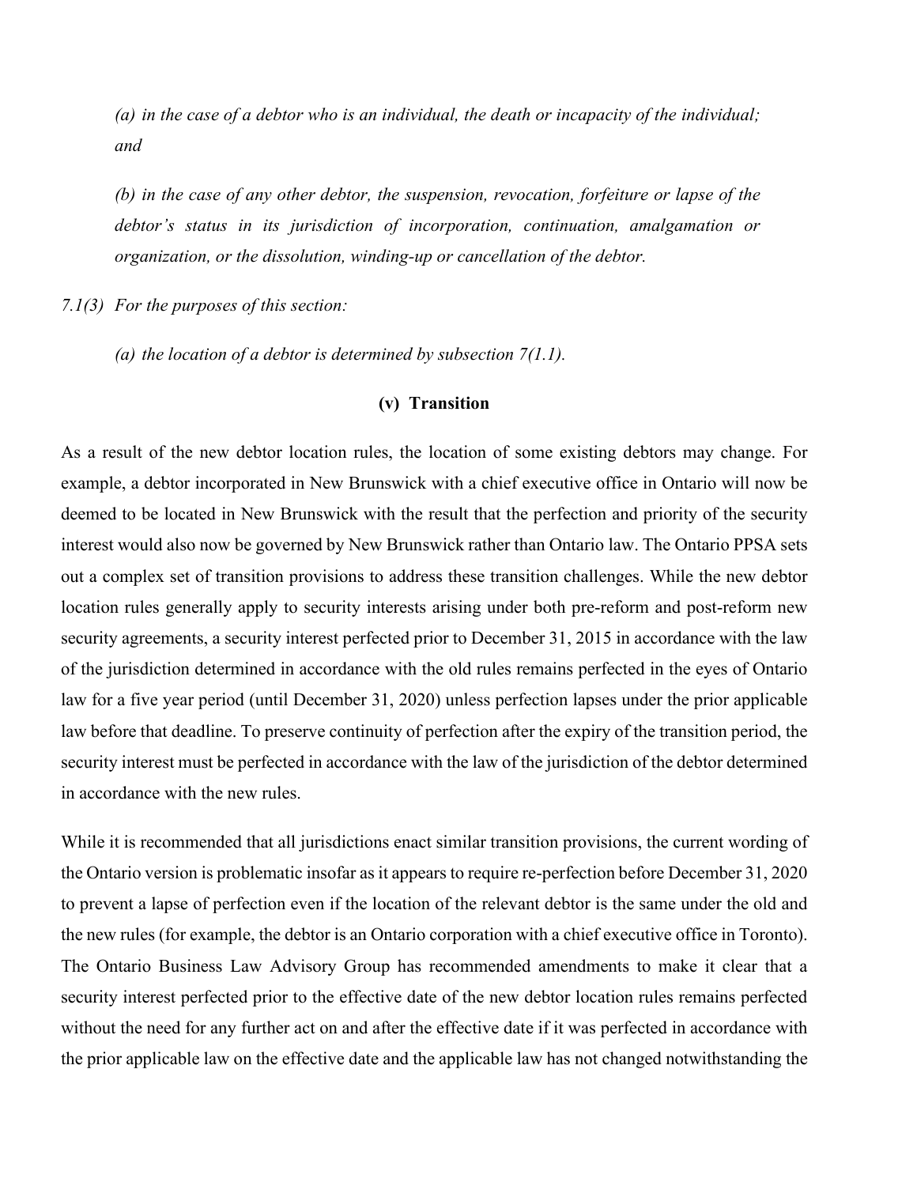*(a) in the case of a debtor who is an individual, the death or incapacity of the individual; and*

*(b) in the case of any other debtor, the suspension, revocation, forfeiture or lapse of the debtor's status in its jurisdiction of incorporation, continuation, amalgamation or organization, or the dissolution, winding-up or cancellation of the debtor.*

*7.1(3) For the purposes of this section:*

*(a) the location of a debtor is determined by subsection 7(1.1).*

**(v) Transition**

As a result of the new debtor location rules, the location of some existing debtors may change. For example, a debtor incorporated in New Brunswick with a chief executive office in Ontario will now be deemed to be located in New Brunswick with the result that the perfection and priority of the security interest would also now be governed by New Brunswick rather than Ontario law. The Ontario PPSA sets out a complex set of transition provisions to address these transition challenges. While the new debtor location rules generally apply to security interests arising under both pre-reform and post-reform new security agreements, a security interest perfected prior to December 31, 2015 in accordance with the law of the jurisdiction determined in accordance with the old rules remains perfected in the eyes of Ontario law for a five year period (until December 31, 2020) unless perfection lapses under the prior applicable law before that deadline. To preserve continuity of perfection after the expiry of the transition period, the security interest must be perfected in accordance with the law of the jurisdiction of the debtor determined in accordance with the new rules.

While it is recommended that all jurisdictions enact similar transition provisions, the current wording of the Ontario version is problematic insofar as it appears to require re-perfection before December 31, 2020 to prevent a lapse of perfection even if the location of the relevant debtor is the same under the old and the new rules (for example, the debtor is an Ontario corporation with a chief executive office in Toronto). The Ontario Business Law Advisory Group has recommended amendments to make it clear that a security interest perfected prior to the effective date of the new debtor location rules remains perfected without the need for any further act on and after the effective date if it was perfected in accordance with the prior applicable law on the effective date and the applicable law has not changed notwithstanding the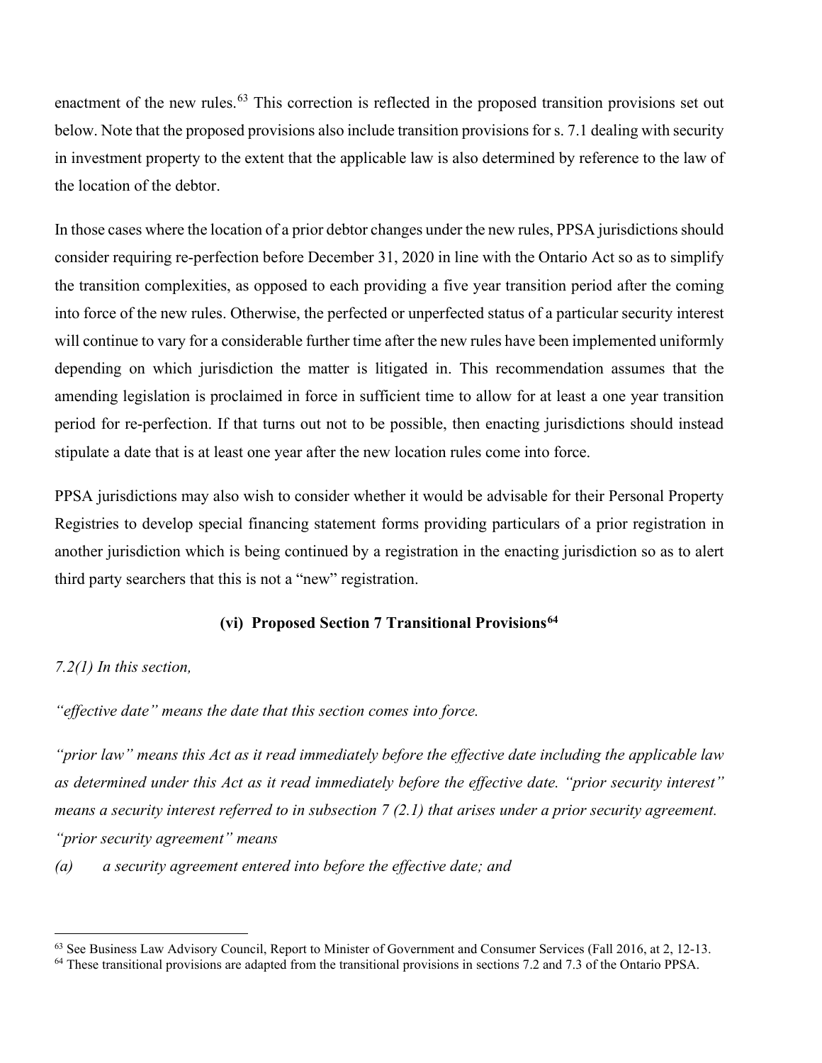enactment of the new rules.[63] This correction is reflected in the proposed transition provisions set out below. Note that the proposed provisions also include transition provisions for s. 7.1 dealing with security in investment property to the extent that the applicable law is also determined by reference to the law of the location of the debtor.

In those cases where the location of a prior debtor changes under the new rules, PPSA jurisdictions should consider requiring re-perfection before December 31, 2020 in line with the Ontario Act so as to simplify the transition complexities, as opposed to each providing a five year transition period after the coming into force of the new rules. Otherwise, the perfected or unperfected status of a particular security interest will continue to vary for a considerable further time after the new rules have been implemented uniformly depending on which jurisdiction the matter is litigated in. This recommendation assumes that the amending legislation is proclaimed in force in sufficient time to allow for at least a one year transition period for re-perfection. If that turns out not to be possible, then enacting jurisdictions should instead stipulate a date that is at least one year after the new location rules come into force.

PPSA jurisdictions may also wish to consider whether it would be advisable for their Personal Property Registries to develop special financing statement forms providing particulars of a prior registration in another jurisdiction which is being continued by a registration in the enacting jurisdiction so as to alert third party searchers that this is not a "new" registration.

### (vi) Proposed Section 7 Transitional Provisions[64]

*7.2(1) In this section,*

*"effective date" means the date that this section comes into force.*

*"prior law" means this Act as it read immediately before the effective date including the applicable law as determined under this Act as it read immediately before the effective date. "prior security interest" means a security interest referred to in subsection 7 (2.1) that arises under a prior security agreement. "prior security agreement" means*

*(a) a security agreement entered into before the effective date; and*

---

[63] See Business Law Advisory Council, Report to Minister of Government and Consumer Services (Fall 2016, at 2, 12-13.

[64] These transitional provisions are adapted from the transitional provisions in sections 7.2 and 7.3 of the Ontario PPSA.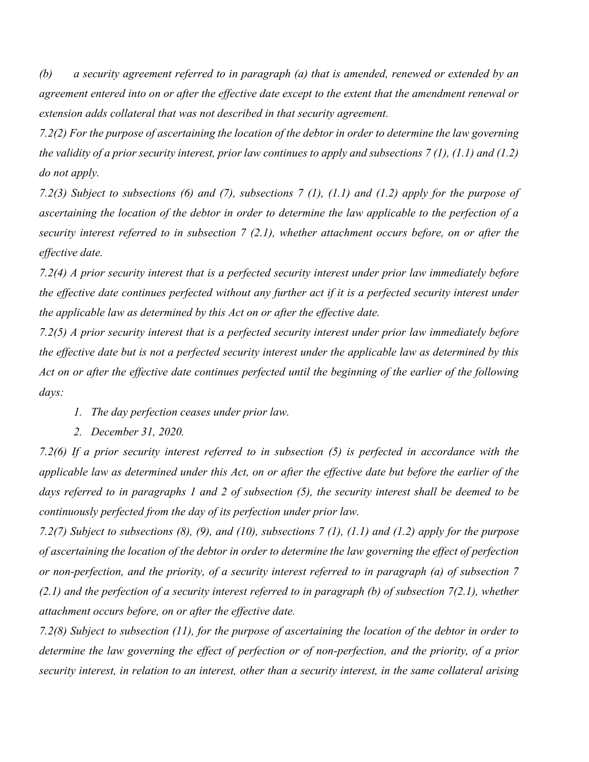*(b) a security agreement referred to in paragraph (a) that is amended, renewed or extended by an agreement entered into on or after the effective date except to the extent that the amendment renewal or extension adds collateral that was not described in that security agreement.*

*7.2(2) For the purpose of ascertaining the location of the debtor in order to determine the law governing the validity of a prior security interest, prior law continues to apply and subsections 7 (1), (1.1) and (1.2) do not apply.*

*7.2(3) Subject to subsections (6) and (7), subsections 7 (1), (1.1) and (1.2) apply for the purpose of ascertaining the location of the debtor in order to determine the law applicable to the perfection of a security interest referred to in subsection 7 (2.1), whether attachment occurs before, on or after the effective date.*

*7.2(4) A prior security interest that is a perfected security interest under prior law immediately before the effective date continues perfected without any further act if it is a perfected security interest under the applicable law as determined by this Act on or after the effective date.*

*7.2(5) A prior security interest that is a perfected security interest under prior law immediately before the effective date but is not a perfected security interest under the applicable law as determined by this Act on or after the effective date continues perfected until the beginning of the earlier of the following days:*

1. *The day perfection ceases under prior law.*
2. *December 31, 2020.*

*7.2(6) If a prior security interest referred to in subsection (5) is perfected in accordance with the applicable law as determined under this Act, on or after the effective date but before the earlier of the days referred to in paragraphs 1 and 2 of subsection (5), the security interest shall be deemed to be continuously perfected from the day of its perfection under prior law.*

*7.2(7) Subject to subsections (8), (9), and (10), subsections 7 (1), (1.1) and (1.2) apply for the purpose of ascertaining the location of the debtor in order to determine the law governing the effect of perfection or non-perfection, and the priority, of a security interest referred to in paragraph (a) of subsection 7 (2.1) and the perfection of a security interest referred to in paragraph (b) of subsection 7(2.1), whether attachment occurs before, on or after the effective date.*

*7.2(8) Subject to subsection (11), for the purpose of ascertaining the location of the debtor in order to determine the law governing the effect of perfection or of non-perfection, and the priority, of a prior security interest, in relation to an interest, other than a security interest, in the same collateral arising*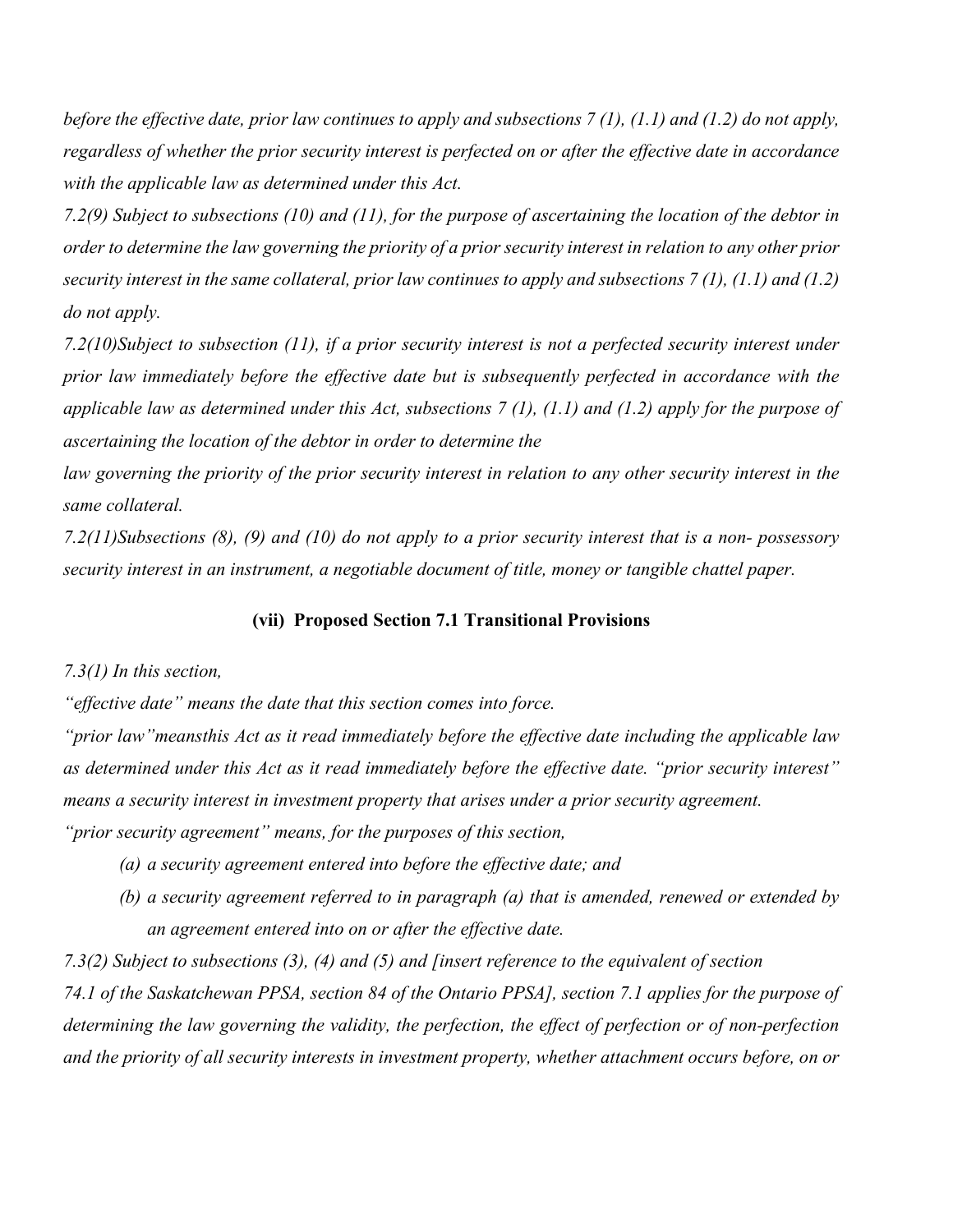*before the effective date, prior law continues to apply and subsections 7 (1), (1.1) and (1.2) do not apply, regardless of whether the prior security interest is perfected on or after the effective date in accordance with the applicable law as determined under this Act.*

*7.2(9) Subject to subsections (10) and (11), for the purpose of ascertaining the location of the debtor in order to determine the law governing the priority of a prior security interest in relation to any other prior security interest in the same collateral, prior law continues to apply and subsections 7 (1), (1.1) and (1.2) do not apply.*

*7.2(10)Subject to subsection (11), if a prior security interest is not a perfected security interest under prior law immediately before the effective date but is subsequently perfected in accordance with the applicable law as determined under this Act, subsections 7 (1), (1.1) and (1.2) apply for the purpose of ascertaining the location of the debtor in order to determine the law governing the priority of the prior security interest in relation to any other security interest in the same collateral.*

*7.2(11)Subsections (8), (9) and (10) do not apply to a prior security interest that is a non- possessory security interest in an instrument, a negotiable document of title, money or tangible chattel paper.*

### (vii) Proposed Section 7.1 Transitional Provisions

*7.3(1) In this section,*

*"effective date" means the date that this section comes into force.*

*"prior law"meansthis Act as it read immediately before the effective date including the applicable law as determined under this Act as it read immediately before the effective date. "prior security interest" means a security interest in investment property that arises under a prior security agreement.*

*"prior security agreement" means, for the purposes of this section,*

- *(a) a security agreement entered into before the effective date; and*
- *(b) a security agreement referred to in paragraph (a) that is amended, renewed or extended by an agreement entered into on or after the effective date.*

*7.3(2) Subject to subsections (3), (4) and (5) and [insert reference to the equivalent of section 74.1 of the Saskatchewan PPSA, section 84 of the Ontario PPSA], section 7.1 applies for the purpose of determining the law governing the validity, the perfection, the effect of perfection or of non-perfection and the priority of all security interests in investment property, whether attachment occurs before, on or*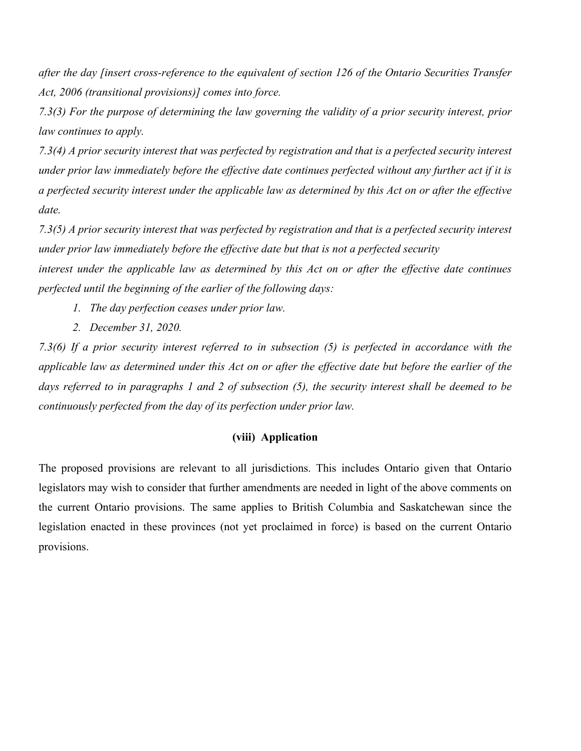*after the day [insert cross-reference to the equivalent of section 126 of the Ontario Securities Transfer Act, 2006 (transitional provisions)] comes into force.*

*7.3(3) For the purpose of determining the law governing the validity of a prior security interest, prior law continues to apply.*

*7.3(4) A prior security interest that was perfected by registration and that is a perfected security interest under prior law immediately before the effective date continues perfected without any further act if it is a perfected security interest under the applicable law as determined by this Act on or after the effective date.*

*7.3(5) A prior security interest that was perfected by registration and that is a perfected security interest under prior law immediately before the effective date but that is not a perfected security interest under the applicable law as determined by this Act on or after the effective date continues perfected until the beginning of the earlier of the following days:*

1. *The day perfection ceases under prior law.*
2. *December 31, 2020.*

*7.3(6) If a prior security interest referred to in subsection (5) is perfected in accordance with the applicable law as determined under this Act on or after the effective date but before the earlier of the days referred to in paragraphs 1 and 2 of subsection (5), the security interest shall be deemed to be continuously perfected from the day of its perfection under prior law.*

### (viii) Application

The proposed provisions are relevant to all jurisdictions. This includes Ontario given that Ontario legislators may wish to consider that further amendments are needed in light of the above comments on the current Ontario provisions. The same applies to British Columbia and Saskatchewan since the legislation enacted in these provinces (not yet proclaimed in force) is based on the current Ontario provisions.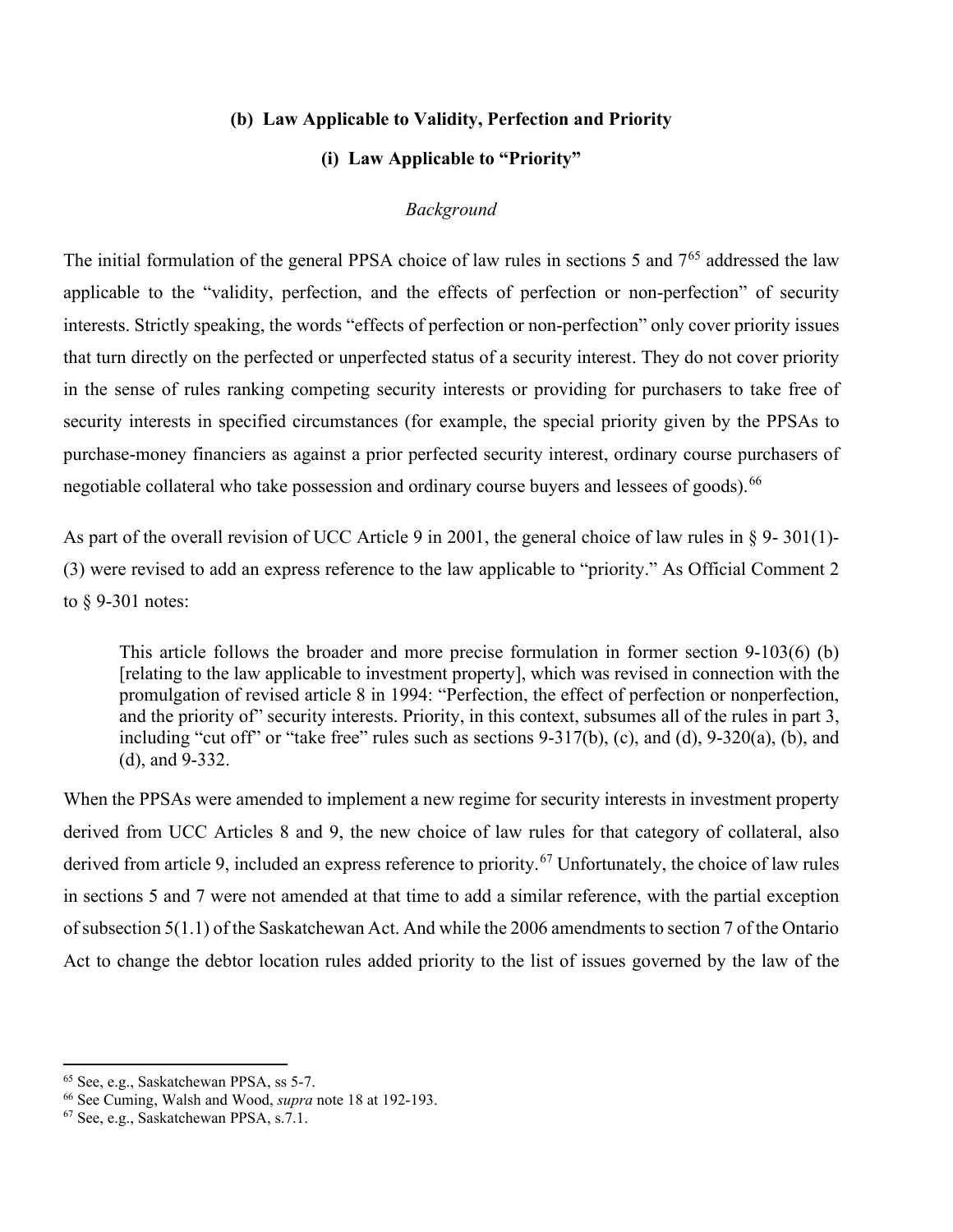### (b) Law Applicable to Validity, Perfection and Priority

#### (i) Law Applicable to "Priority"

*Background*

The initial formulation of the general PPSA choice of law rules in sections 5 and 7[65] addressed the law applicable to the "validity, perfection, and the effects of perfection or non-perfection" of security interests. Strictly speaking, the words "effects of perfection or non-perfection" only cover priority issues that turn directly on the perfected or unperfected status of a security interest. They do not cover priority in the sense of rules ranking competing security interests or providing for purchasers to take free of security interests in specified circumstances (for example, the special priority given by the PPSAs to purchase-money financiers as against a prior perfected security interest, ordinary course purchasers of negotiable collateral who take possession and ordinary course buyers and lessees of goods).[66]

As part of the overall revision of UCC Article 9 in 2001, the general choice of law rules in § 9- 301(1)-(3) were revised to add an express reference to the law applicable to "priority." As Official Comment 2 to § 9-301 notes:

> This article follows the broader and more precise formulation in former section 9-103(6) (b) [relating to the law applicable to investment property], which was revised in connection with the promulgation of revised article 8 in 1994: "Perfection, the effect of perfection or nonperfection, and the priority of" security interests. Priority, in this context, subsumes all of the rules in part 3, including "cut off" or "take free" rules such as sections 9-317(b), (c), and (d), 9-320(a), (b), and (d), and 9-332.

When the PPSAs were amended to implement a new regime for security interests in investment property derived from UCC Articles 8 and 9, the new choice of law rules for that category of collateral, also derived from article 9, included an express reference to priority.[67] Unfortunately, the choice of law rules in sections 5 and 7 were not amended at that time to add a similar reference, with the partial exception of subsection 5(1.1) of the Saskatchewan Act. And while the 2006 amendments to section 7 of the Ontario Act to change the debtor location rules added priority to the list of issues governed by the law of the

---

[65] See, e.g., Saskatchewan PPSA, ss 5-7.

[66] See Cuming, Walsh and Wood, *supra* note 18 at 192-193.

[67] See, e.g., Saskatchewan PPSA, s.7.1.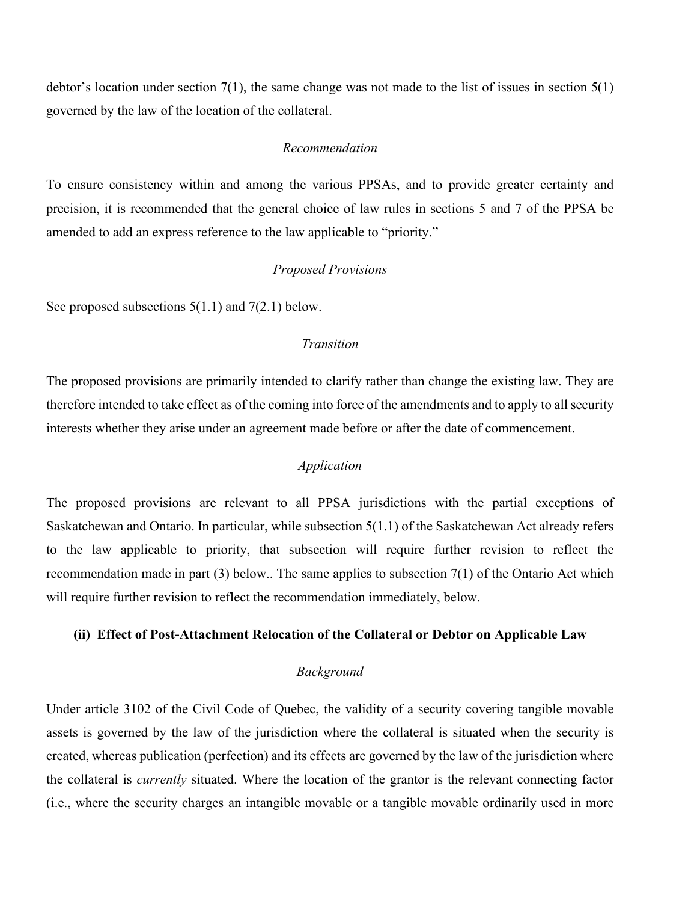debtor's location under section 7(1), the same change was not made to the list of issues in section 5(1) governed by the law of the location of the collateral.

*Recommendation*

To ensure consistency within and among the various PPSAs, and to provide greater certainty and precision, it is recommended that the general choice of law rules in sections 5 and 7 of the PPSA be amended to add an express reference to the law applicable to "priority."

*Proposed Provisions*

See proposed subsections 5(1.1) and 7(2.1) below.

*Transition*

The proposed provisions are primarily intended to clarify rather than change the existing law. They are therefore intended to take effect as of the coming into force of the amendments and to apply to all security interests whether they arise under an agreement made before or after the date of commencement.

*Application*

The proposed provisions are relevant to all PPSA jurisdictions with the partial exceptions of Saskatchewan and Ontario. In particular, while subsection 5(1.1) of the Saskatchewan Act already refers to the law applicable to priority, that subsection will require further revision to reflect the recommendation made in part (3) below.. The same applies to subsection 7(1) of the Ontario Act which will require further revision to reflect the recommendation immediately, below.

**(ii) Effect of Post-Attachment Relocation of the Collateral or Debtor on Applicable Law**

*Background*

Under article 3102 of the Civil Code of Quebec, the validity of a security covering tangible movable assets is governed by the law of the jurisdiction where the collateral is situated when the security is created, whereas publication (perfection) and its effects are governed by the law of the jurisdiction where the collateral is *currently* situated. Where the location of the grantor is the relevant connecting factor (i.e., where the security charges an intangible movable or a tangible movable ordinarily used in more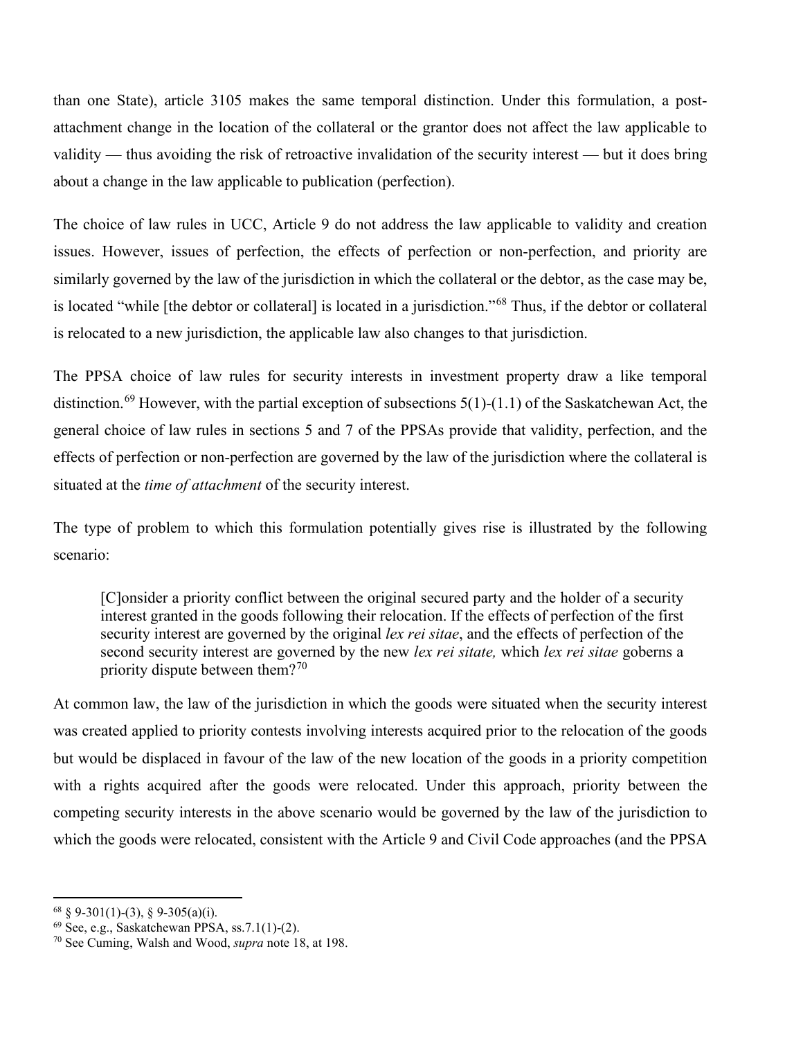than one State), article 3105 makes the same temporal distinction. Under this formulation, a post-attachment change in the location of the collateral or the grantor does not affect the law applicable to validity — thus avoiding the risk of retroactive invalidation of the security interest — but it does bring about a change in the law applicable to publication (perfection).

The choice of law rules in UCC, Article 9 do not address the law applicable to validity and creation issues. However, issues of perfection, the effects of perfection or non-perfection, and priority are similarly governed by the law of the jurisdiction in which the collateral or the debtor, as the case may be, is located "while [the debtor or collateral] is located in a jurisdiction."[68] Thus, if the debtor or collateral is relocated to a new jurisdiction, the applicable law also changes to that jurisdiction.

The PPSA choice of law rules for security interests in investment property draw a like temporal distinction.[69] However, with the partial exception of subsections 5(1)-(1.1) of the Saskatchewan Act, the general choice of law rules in sections 5 and 7 of the PPSAs provide that validity, perfection, and the effects of perfection or non-perfection are governed by the law of the jurisdiction where the collateral is situated at the *time of attachment* of the security interest.

The type of problem to which this formulation potentially gives rise is illustrated by the following scenario:

> [C]onsider a priority conflict between the original secured party and the holder of a security interest granted in the goods following their relocation. If the effects of perfection of the first security interest are governed by the original *lex rei sitae*, and the effects of perfection of the second security interest are governed by the new *lex rei sitate,* which *lex rei sitae* goberns a priority dispute between them?[70]

At common law, the law of the jurisdiction in which the goods were situated when the security interest was created applied to priority contests involving interests acquired prior to the relocation of the goods but would be displaced in favour of the law of the new location of the goods in a priority competition with a rights acquired after the goods were relocated. Under this approach, priority between the competing security interests in the above scenario would be governed by the law of the jurisdiction to which the goods were relocated, consistent with the Article 9 and Civil Code approaches (and the PPSA

---

[68] § 9-301(1)-(3), § 9-305(a)(i).

[69] See, e.g., Saskatchewan PPSA, ss.7.1(1)-(2).

[70] See Cuming, Walsh and Wood, *supra* note 18, at 198.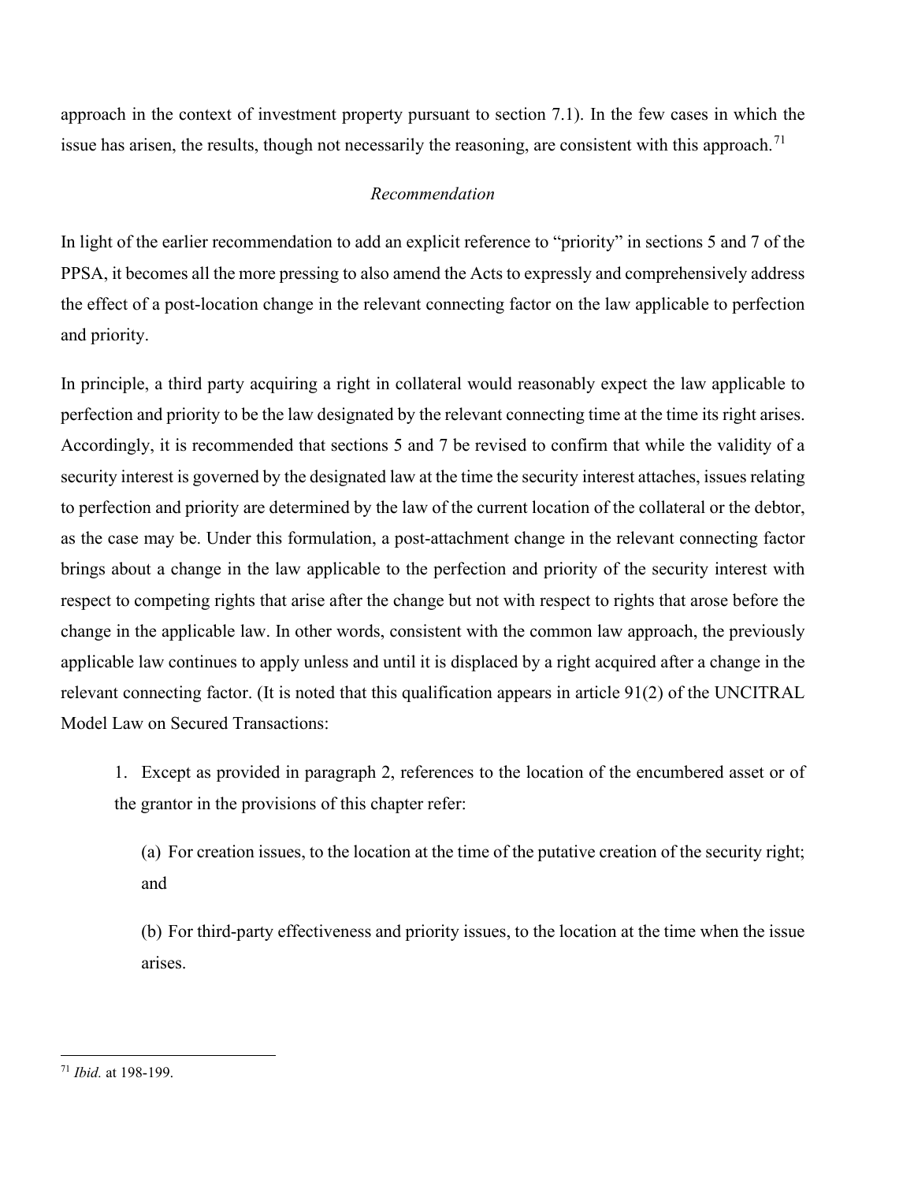approach in the context of investment property pursuant to section 7.1). In the few cases in which the issue has arisen, the results, though not necessarily the reasoning, are consistent with this approach.[71]

*Recommendation*

In light of the earlier recommendation to add an explicit reference to "priority" in sections 5 and 7 of the PPSA, it becomes all the more pressing to also amend the Acts to expressly and comprehensively address the effect of a post-location change in the relevant connecting factor on the law applicable to perfection and priority.

In principle, a third party acquiring a right in collateral would reasonably expect the law applicable to perfection and priority to be the law designated by the relevant connecting time at the time its right arises. Accordingly, it is recommended that sections 5 and 7 be revised to confirm that while the validity of a security interest is governed by the designated law at the time the security interest attaches, issues relating to perfection and priority are determined by the law of the current location of the collateral or the debtor, as the case may be. Under this formulation, a post-attachment change in the relevant connecting factor brings about a change in the law applicable to the perfection and priority of the security interest with respect to competing rights that arise after the change but not with respect to rights that arose before the change in the applicable law. In other words, consistent with the common law approach, the previously applicable law continues to apply unless and until it is displaced by a right acquired after a change in the relevant connecting factor. (It is noted that this qualification appears in article 91(2) of the UNCITRAL Model Law on Secured Transactions:

> 1. Except as provided in paragraph 2, references to the location of the encumbered asset or of the grantor in the provisions of this chapter refer:
>
> (a) For creation issues, to the location at the time of the putative creation of the security right; and
>
> (b) For third-party effectiveness and priority issues, to the location at the time when the issue arises.

---

[71] *Ibid.* at 198-199.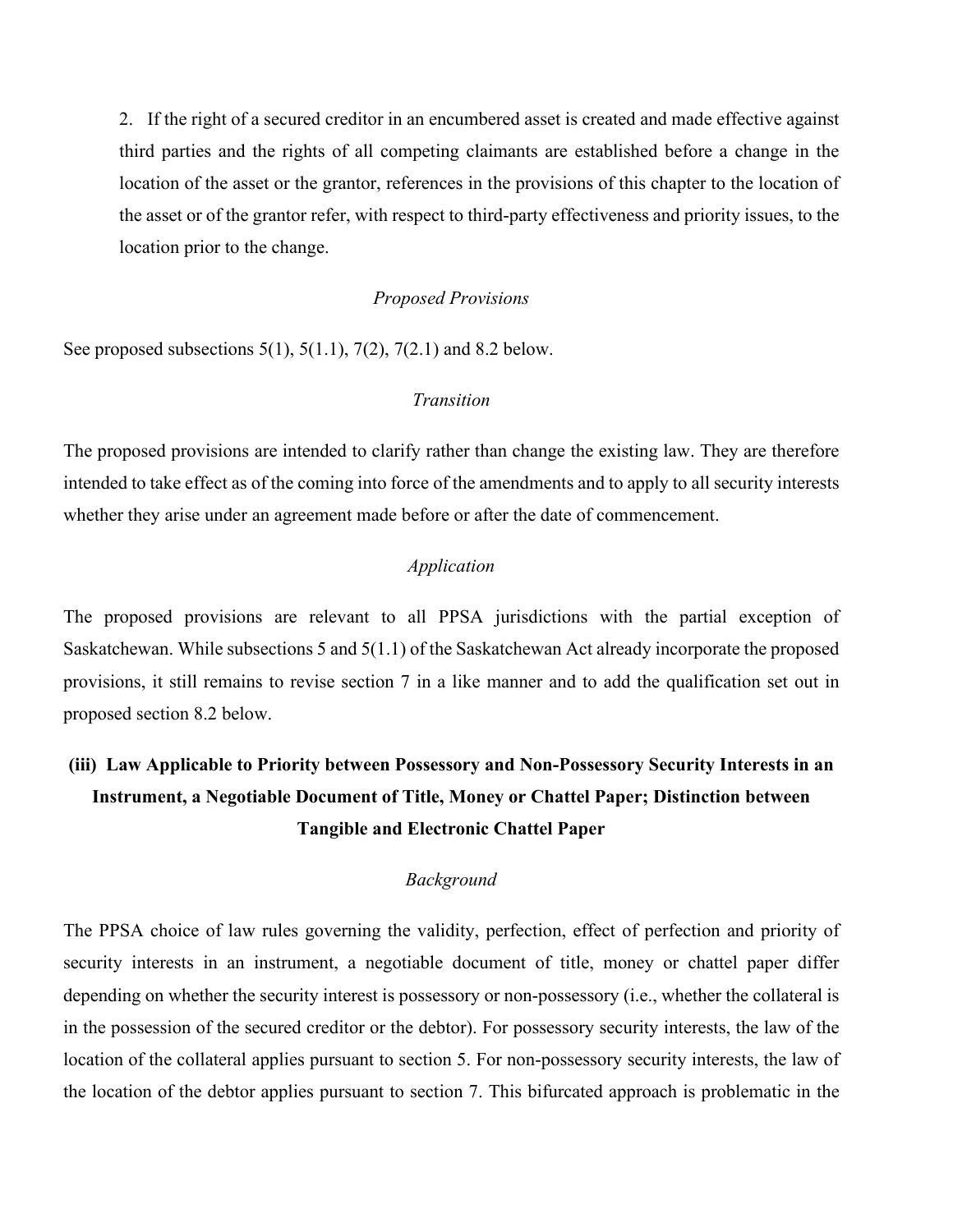2. If the right of a secured creditor in an encumbered asset is created and made effective against third parties and the rights of all competing claimants are established before a change in the location of the asset or the grantor, references in the provisions of this chapter to the location of the asset or of the grantor refer, with respect to third-party effectiveness and priority issues, to the location prior to the change.

*Proposed Provisions*

See proposed subsections 5(1), 5(1.1), 7(2), 7(2.1) and 8.2 below.

*Transition*

The proposed provisions are intended to clarify rather than change the existing law. They are therefore intended to take effect as of the coming into force of the amendments and to apply to all security interests whether they arise under an agreement made before or after the date of commencement.

*Application*

The proposed provisions are relevant to all PPSA jurisdictions with the partial exception of Saskatchewan. While subsections 5 and 5(1.1) of the Saskatchewan Act already incorporate the proposed provisions, it still remains to revise section 7 in a like manner and to add the qualification set out in proposed section 8.2 below.

### (iii) Law Applicable to Priority between Possessory and Non-Possessory Security Interests in an Instrument, a Negotiable Document of Title, Money or Chattel Paper; Distinction between Tangible and Electronic Chattel Paper

*Background*

The PPSA choice of law rules governing the validity, perfection, effect of perfection and priority of security interests in an instrument, a negotiable document of title, money or chattel paper differ depending on whether the security interest is possessory or non-possessory (i.e., whether the collateral is in the possession of the secured creditor or the debtor). For possessory security interests, the law of the location of the collateral applies pursuant to section 5. For non-possessory security interests, the law of the location of the debtor applies pursuant to section 7. This bifurcated approach is problematic in the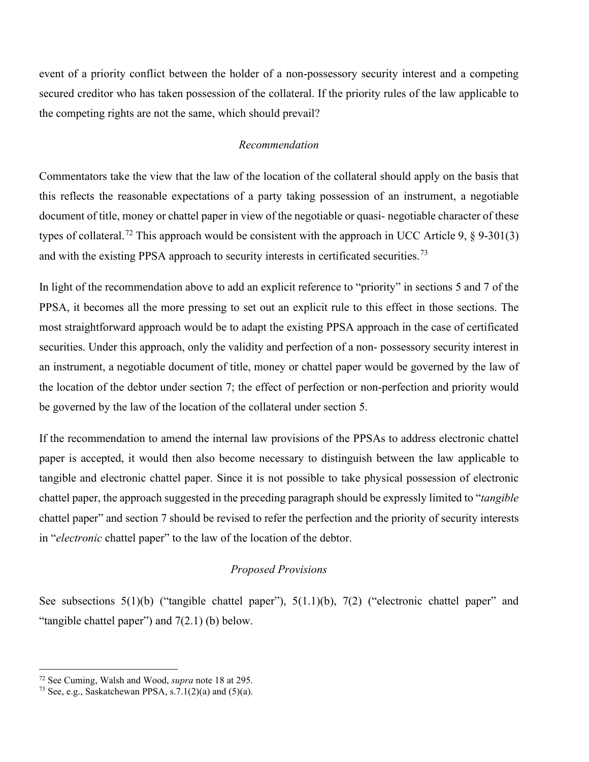event of a priority conflict between the holder of a non-possessory security interest and a competing secured creditor who has taken possession of the collateral. If the priority rules of the law applicable to the competing rights are not the same, which should prevail?

*Recommendation*

Commentators take the view that the law of the location of the collateral should apply on the basis that this reflects the reasonable expectations of a party taking possession of an instrument, a negotiable document of title, money or chattel paper in view of the negotiable or quasi- negotiable character of these types of collateral.[72] This approach would be consistent with the approach in UCC Article 9, § 9-301(3) and with the existing PPSA approach to security interests in certificated securities.[73]

In light of the recommendation above to add an explicit reference to "priority" in sections 5 and 7 of the PPSA, it becomes all the more pressing to set out an explicit rule to this effect in those sections. The most straightforward approach would be to adapt the existing PPSA approach in the case of certificated securities. Under this approach, only the validity and perfection of a non- possessory security interest in an instrument, a negotiable document of title, money or chattel paper would be governed by the law of the location of the debtor under section 7; the effect of perfection or non-perfection and priority would be governed by the law of the location of the collateral under section 5.

If the recommendation to amend the internal law provisions of the PPSAs to address electronic chattel paper is accepted, it would then also become necessary to distinguish between the law applicable to tangible and electronic chattel paper. Since it is not possible to take physical possession of electronic chattel paper, the approach suggested in the preceding paragraph should be expressly limited to "*tangible* chattel paper" and section 7 should be revised to refer the perfection and the priority of security interests in "*electronic* chattel paper" to the law of the location of the debtor.

*Proposed Provisions*

See subsections 5(1)(b) ("tangible chattel paper"), 5(1.1)(b), 7(2) ("electronic chattel paper" and "tangible chattel paper") and 7(2.1) (b) below.

---

[72] See Cuming, Walsh and Wood, *supra* note 18 at 295.

[73] See, e.g., Saskatchewan PPSA, s.7.1(2)(a) and (5)(a).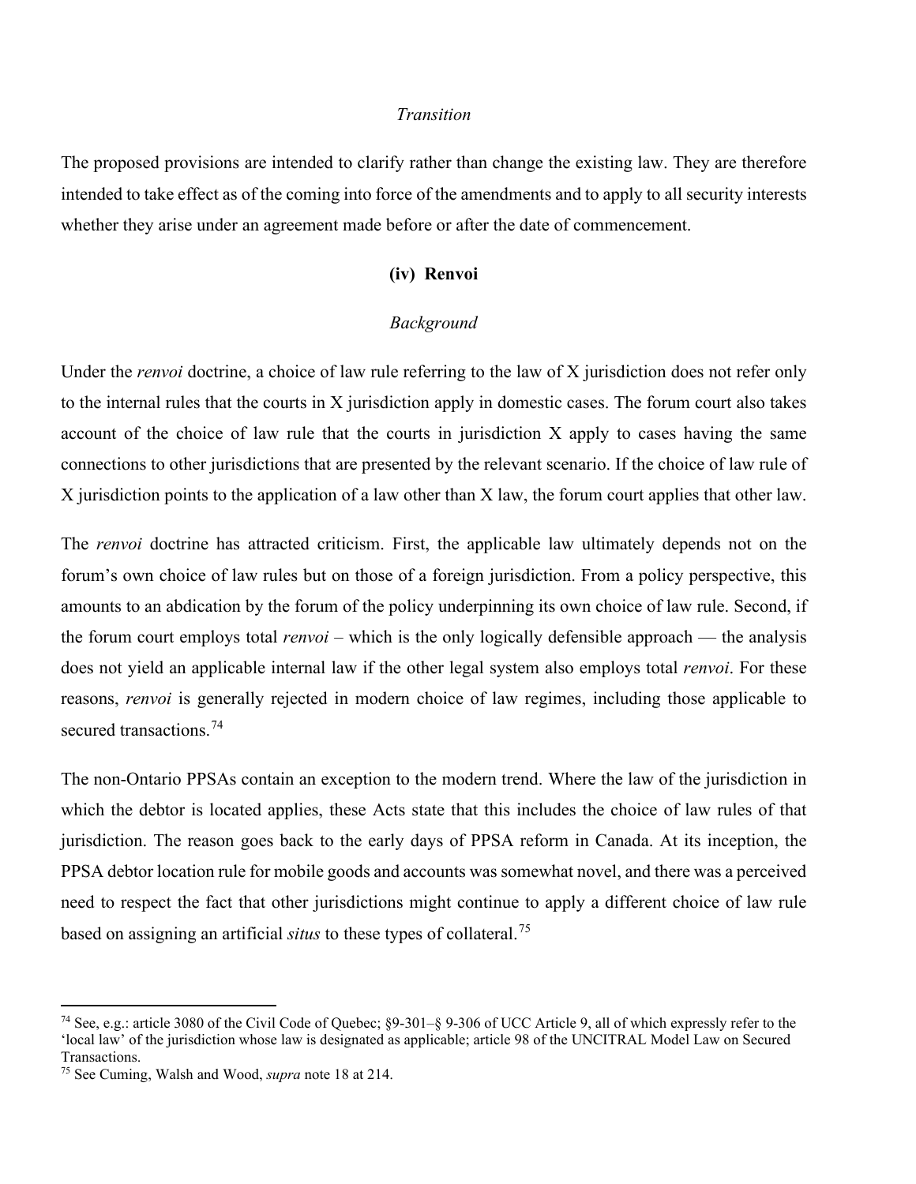*Transition*

The proposed provisions are intended to clarify rather than change the existing law. They are therefore intended to take effect as of the coming into force of the amendments and to apply to all security interests whether they arise under an agreement made before or after the date of commencement.

**(iv) Renvoi**

*Background*

Under the *renvoi* doctrine, a choice of law rule referring to the law of X jurisdiction does not refer only to the internal rules that the courts in X jurisdiction apply in domestic cases. The forum court also takes account of the choice of law rule that the courts in jurisdiction X apply to cases having the same connections to other jurisdictions that are presented by the relevant scenario. If the choice of law rule of X jurisdiction points to the application of a law other than X law, the forum court applies that other law.

The *renvoi* doctrine has attracted criticism. First, the applicable law ultimately depends not on the forum's own choice of law rules but on those of a foreign jurisdiction. From a policy perspective, this amounts to an abdication by the forum of the policy underpinning its own choice of law rule. Second, if the forum court employs total *renvoi* – which is the only logically defensible approach — the analysis does not yield an applicable internal law if the other legal system also employs total *renvoi*. For these reasons, *renvoi* is generally rejected in modern choice of law regimes, including those applicable to secured transactions.[74]

The non-Ontario PPSAs contain an exception to the modern trend. Where the law of the jurisdiction in which the debtor is located applies, these Acts state that this includes the choice of law rules of that jurisdiction. The reason goes back to the early days of PPSA reform in Canada. At its inception, the PPSA debtor location rule for mobile goods and accounts was somewhat novel, and there was a perceived need to respect the fact that other jurisdictions might continue to apply a different choice of law rule based on assigning an artificial *situs* to these types of collateral.[75]

---

[74] See, e.g.: article 3080 of the Civil Code of Quebec; §9-301–§ 9-306 of UCC Article 9, all of which expressly refer to the 'local law' of the jurisdiction whose law is designated as applicable; article 98 of the UNCITRAL Model Law on Secured Transactions.

[75] See Cuming, Walsh and Wood, *supra* note 18 at 214.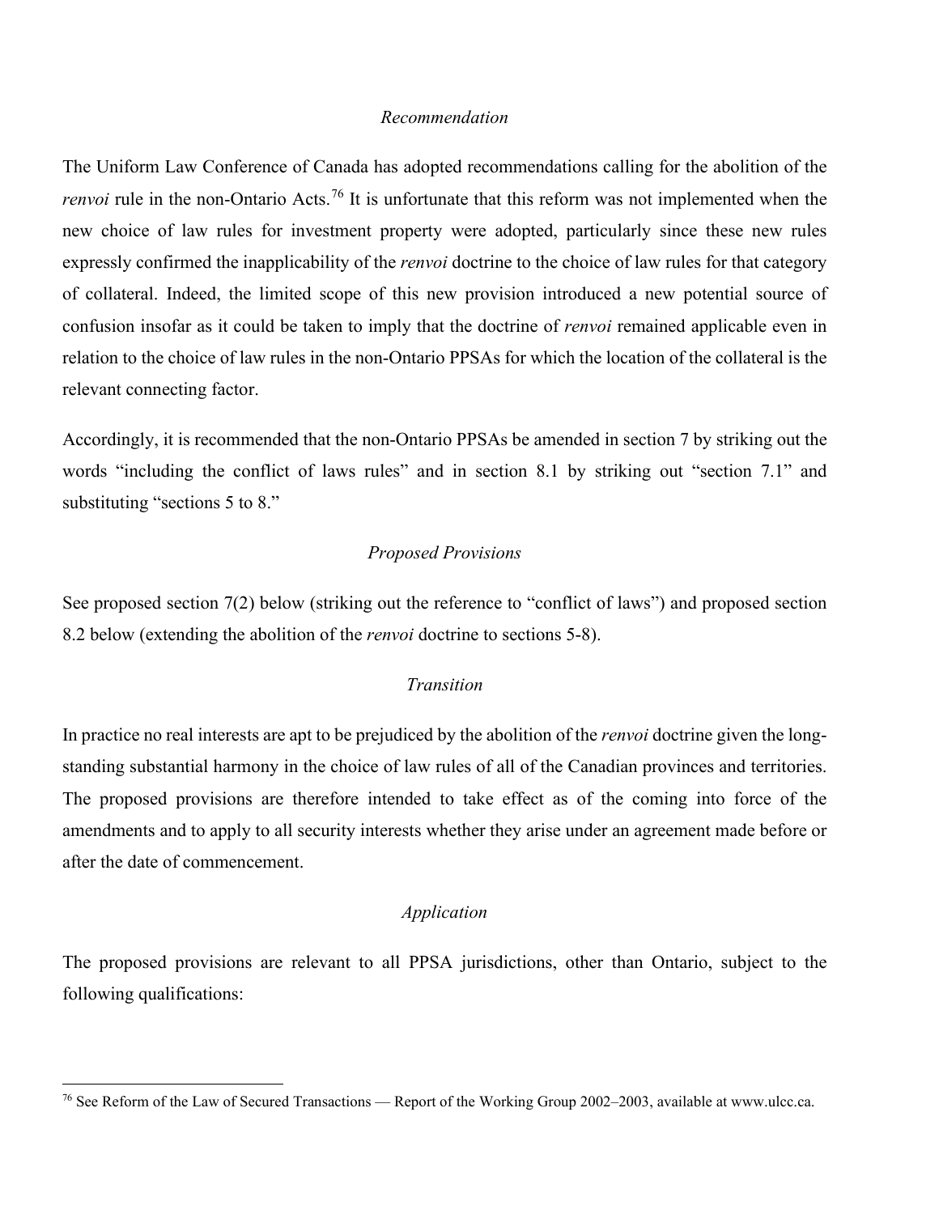*Recommendation*

The Uniform Law Conference of Canada has adopted recommendations calling for the abolition of the *renvoi* rule in the non-Ontario Acts.[76] It is unfortunate that this reform was not implemented when the new choice of law rules for investment property were adopted, particularly since these new rules expressly confirmed the inapplicability of the *renvoi* doctrine to the choice of law rules for that category of collateral. Indeed, the limited scope of this new provision introduced a new potential source of confusion insofar as it could be taken to imply that the doctrine of *renvoi* remained applicable even in relation to the choice of law rules in the non-Ontario PPSAs for which the location of the collateral is the relevant connecting factor.

Accordingly, it is recommended that the non-Ontario PPSAs be amended in section 7 by striking out the words "including the conflict of laws rules" and in section 8.1 by striking out "section 7.1" and substituting "sections 5 to 8."

*Proposed Provisions*

See proposed section 7(2) below (striking out the reference to "conflict of laws") and proposed section 8.2 below (extending the abolition of the *renvoi* doctrine to sections 5-8).

*Transition*

In practice no real interests are apt to be prejudiced by the abolition of the *renvoi* doctrine given the long-standing substantial harmony in the choice of law rules of all of the Canadian provinces and territories. The proposed provisions are therefore intended to take effect as of the coming into force of the amendments and to apply to all security interests whether they arise under an agreement made before or after the date of commencement.

*Application*

The proposed provisions are relevant to all PPSA jurisdictions, other than Ontario, subject to the following qualifications:

[76] See Reform of the Law of Secured Transactions — Report of the Working Group 2002–2003, available at www.ulcc.ca.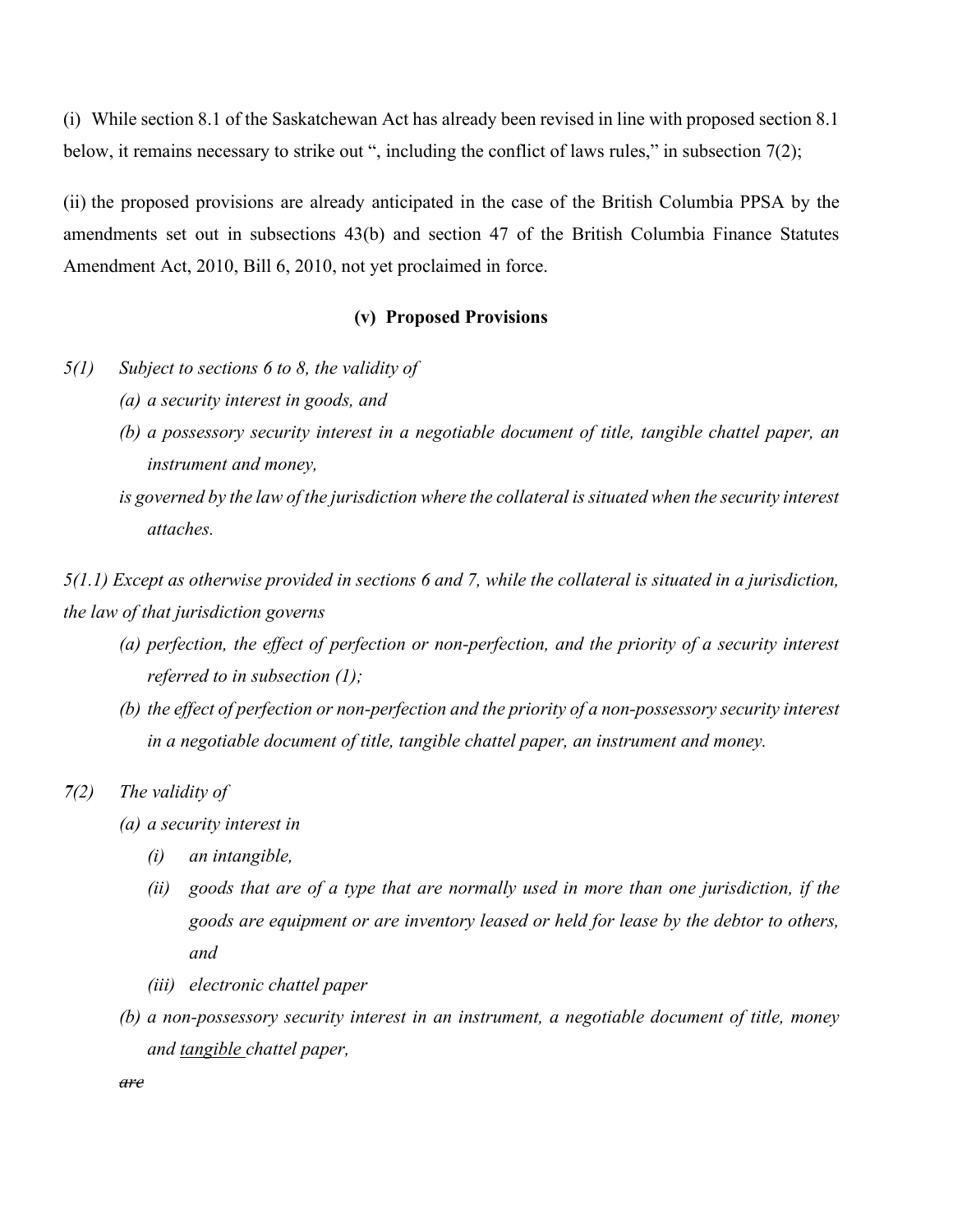(i) While section 8.1 of the Saskatchewan Act has already been revised in line with proposed section 8.1 below, it remains necessary to strike out ", including the conflict of laws rules," in subsection 7(2);

(ii) the proposed provisions are already anticipated in the case of the British Columbia PPSA by the amendments set out in subsections 43(b) and section 47 of the British Columbia Finance Statutes Amendment Act, 2010, Bill 6, 2010, not yet proclaimed in force.

**(v) Proposed Provisions**

*5(1) Subject to sections 6 to 8, the validity of*

*(a) a security interest in goods, and*

*(b) a possessory security interest in a negotiable document of title, tangible chattel paper, an instrument and money,*

*is governed by the law of the jurisdiction where the collateral is situated when the security interest attaches.*

*5(1.1) Except as otherwise provided in sections 6 and 7, while the collateral is situated in a jurisdiction, the law of that jurisdiction governs*

*(a) perfection, the effect of perfection or non-perfection, and the priority of a security interest referred to in subsection (1);*

*(b) the effect of perfection or non-perfection and the priority of a non-possessory security interest in a negotiable document of title, tangible chattel paper, an instrument and money.*

***7**(2) The validity of*

*(a) a security interest in*

*(i) an intangible,*

*(ii) goods that are of a type that are normally used in more than one jurisdiction, if the goods are equipment or are inventory leased or held for lease by the debtor to others, and*

*(iii) electronic chattel paper*

*(b) a non-possessory security interest in an instrument, a negotiable document of title, money and <u>tangible</u> chattel paper,*

*~~are~~*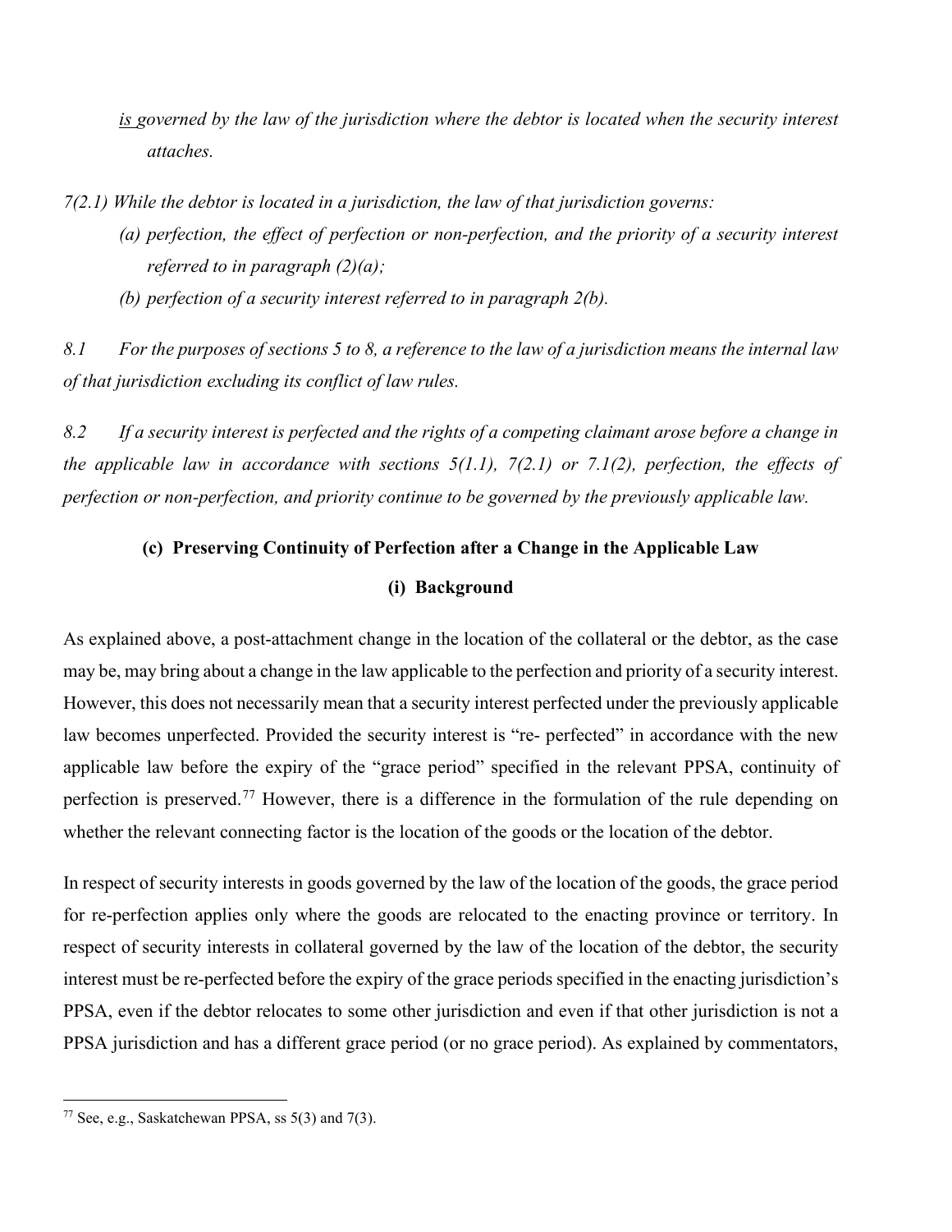*is governed by the law of the jurisdiction where the debtor is located when the security interest attaches.*

*7(2.1) While the debtor is located in a jurisdiction, the law of that jurisdiction governs:*

*(a) perfection, the effect of perfection or non-perfection, and the priority of a security interest referred to in paragraph (2)(a);*

*(b) perfection of a security interest referred to in paragraph 2(b).*

*8.1 For the purposes of sections 5 to 8, a reference to the law of a jurisdiction means the internal law of that jurisdiction excluding its conflict of law rules.*

*8.2 If a security interest is perfected and the rights of a competing claimant arose before a change in the applicable law in accordance with sections 5(1.1), 7(2.1) or 7.1(2), perfection, the effects of perfection or non-perfection, and priority continue to be governed by the previously applicable law.*

### (c) Preserving Continuity of Perfection after a Change in the Applicable Law

#### (i) Background

As explained above, a post-attachment change in the location of the collateral or the debtor, as the case may be, may bring about a change in the law applicable to the perfection and priority of a security interest. However, this does not necessarily mean that a security interest perfected under the previously applicable law becomes unperfected. Provided the security interest is "re- perfected" in accordance with the new applicable law before the expiry of the "grace period" specified in the relevant PPSA, continuity of perfection is preserved.[77] However, there is a difference in the formulation of the rule depending on whether the relevant connecting factor is the location of the goods or the location of the debtor.

In respect of security interests in goods governed by the law of the location of the goods, the grace period for re-perfection applies only where the goods are relocated to the enacting province or territory. In respect of security interests in collateral governed by the law of the location of the debtor, the security interest must be re-perfected before the expiry of the grace periods specified in the enacting jurisdiction's PPSA, even if the debtor relocates to some other jurisdiction and even if that other jurisdiction is not a PPSA jurisdiction and has a different grace period (or no grace period). As explained by commentators,

[77] See, e.g., Saskatchewan PPSA, ss 5(3) and 7(3).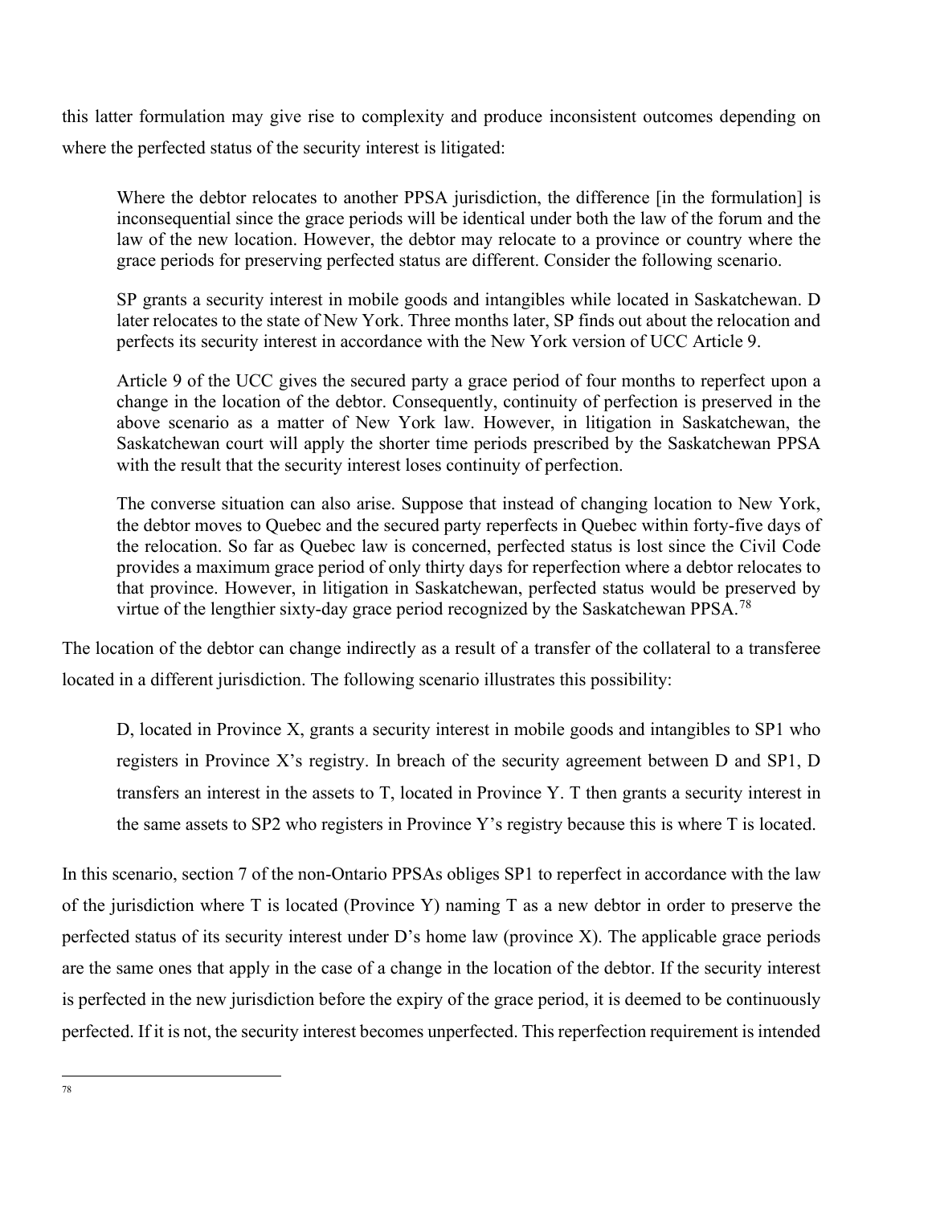this latter formulation may give rise to complexity and produce inconsistent outcomes depending on where the perfected status of the security interest is litigated:

> Where the debtor relocates to another PPSA jurisdiction, the difference [in the formulation] is inconsequential since the grace periods will be identical under both the law of the forum and the law of the new location. However, the debtor may relocate to a province or country where the grace periods for preserving perfected status are different. Consider the following scenario.
>
> SP grants a security interest in mobile goods and intangibles while located in Saskatchewan. D later relocates to the state of New York. Three months later, SP finds out about the relocation and perfects its security interest in accordance with the New York version of UCC Article 9.
>
> Article 9 of the UCC gives the secured party a grace period of four months to reperfect upon a change in the location of the debtor. Consequently, continuity of perfection is preserved in the above scenario as a matter of New York law. However, in litigation in Saskatchewan, the Saskatchewan court will apply the shorter time periods prescribed by the Saskatchewan PPSA with the result that the security interest loses continuity of perfection.
>
> The converse situation can also arise. Suppose that instead of changing location to New York, the debtor moves to Quebec and the secured party reperfects in Quebec within forty-five days of the relocation. So far as Quebec law is concerned, perfected status is lost since the Civil Code provides a maximum grace period of only thirty days for reperfection where a debtor relocates to that province. However, in litigation in Saskatchewan, perfected status would be preserved by virtue of the lengthier sixty-day grace period recognized by the Saskatchewan PPSA.[78]

The location of the debtor can change indirectly as a result of a transfer of the collateral to a transferee located in a different jurisdiction. The following scenario illustrates this possibility:

> D, located in Province X, grants a security interest in mobile goods and intangibles to SP1 who registers in Province X's registry. In breach of the security agreement between D and SP1, D transfers an interest in the assets to T, located in Province Y. T then grants a security interest in the same assets to SP2 who registers in Province Y's registry because this is where T is located.

In this scenario, section 7 of the non-Ontario PPSAs obliges SP1 to reperfect in accordance with the law of the jurisdiction where T is located (Province Y) naming T as a new debtor in order to preserve the perfected status of its security interest under D's home law (province X). The applicable grace periods are the same ones that apply in the case of a change in the location of the debtor. If the security interest is perfected in the new jurisdiction before the expiry of the grace period, it is deemed to be continuously perfected. If it is not, the security interest becomes unperfected. This reperfection requirement is intended

---

78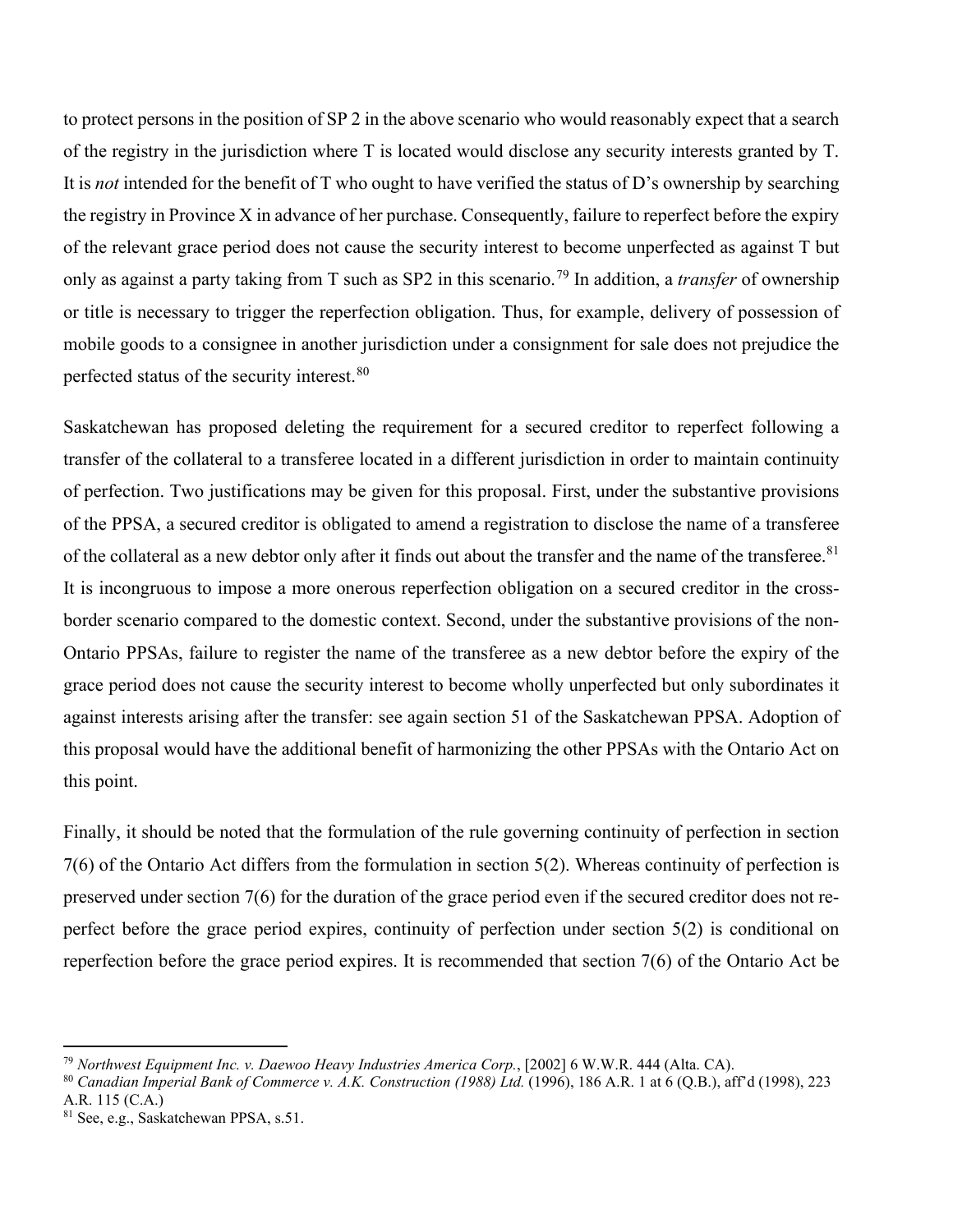to protect persons in the position of SP 2 in the above scenario who would reasonably expect that a search of the registry in the jurisdiction where T is located would disclose any security interests granted by T. It is *not* intended for the benefit of T who ought to have verified the status of D's ownership by searching the registry in Province X in advance of her purchase. Consequently, failure to reperfect before the expiry of the relevant grace period does not cause the security interest to become unperfected as against T but only as against a party taking from T such as SP2 in this scenario.[79] In addition, a *transfer* of ownership or title is necessary to trigger the reperfection obligation. Thus, for example, delivery of possession of mobile goods to a consignee in another jurisdiction under a consignment for sale does not prejudice the perfected status of the security interest.[80]

Saskatchewan has proposed deleting the requirement for a secured creditor to reperfect following a transfer of the collateral to a transferee located in a different jurisdiction in order to maintain continuity of perfection. Two justifications may be given for this proposal. First, under the substantive provisions of the PPSA, a secured creditor is obligated to amend a registration to disclose the name of a transferee of the collateral as a new debtor only after it finds out about the transfer and the name of the transferee.[81] It is incongruous to impose a more onerous reperfection obligation on a secured creditor in the cross-border scenario compared to the domestic context. Second, under the substantive provisions of the non-Ontario PPSAs, failure to register the name of the transferee as a new debtor before the expiry of the grace period does not cause the security interest to become wholly unperfected but only subordinates it against interests arising after the transfer: see again section 51 of the Saskatchewan PPSA. Adoption of this proposal would have the additional benefit of harmonizing the other PPSAs with the Ontario Act on this point.

Finally, it should be noted that the formulation of the rule governing continuity of perfection in section 7(6) of the Ontario Act differs from the formulation in section 5(2). Whereas continuity of perfection is preserved under section 7(6) for the duration of the grace period even if the secured creditor does not re-perfect before the grace period expires, continuity of perfection under section 5(2) is conditional on reperfection before the grace period expires. It is recommended that section 7(6) of the Ontario Act be

---

[79] *Northwest Equipment Inc. v. Daewoo Heavy Industries America Corp.*, [2002] 6 W.W.R. 444 (Alta. CA).

[80] *Canadian Imperial Bank of Commerce v. A.K. Construction (1988) Ltd.* (1996), 186 A.R. 1 at 6 (Q.B.), aff'd (1998), 223 A.R. 115 (C.A.)

[81] See, e.g., Saskatchewan PPSA, s.51.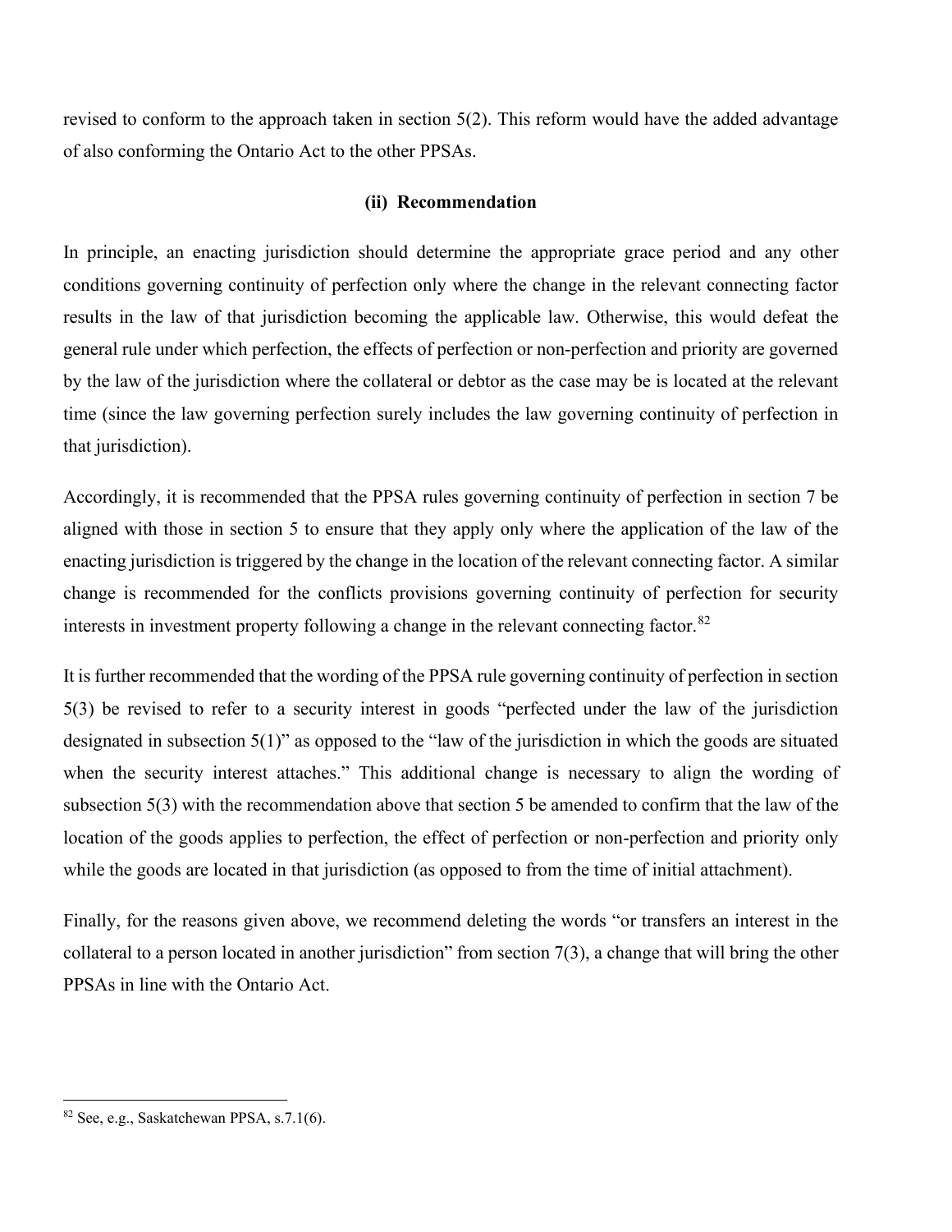revised to conform to the approach taken in section 5(2). This reform would have the added advantage of also conforming the Ontario Act to the other PPSAs.

### (ii) Recommendation

In principle, an enacting jurisdiction should determine the appropriate grace period and any other conditions governing continuity of perfection only where the change in the relevant connecting factor results in the law of that jurisdiction becoming the applicable law. Otherwise, this would defeat the general rule under which perfection, the effects of perfection or non-perfection and priority are governed by the law of the jurisdiction where the collateral or debtor as the case may be is located at the relevant time (since the law governing perfection surely includes the law governing continuity of perfection in that jurisdiction).

Accordingly, it is recommended that the PPSA rules governing continuity of perfection in section 7 be aligned with those in section 5 to ensure that they apply only where the application of the law of the enacting jurisdiction is triggered by the change in the location of the relevant connecting factor. A similar change is recommended for the conflicts provisions governing continuity of perfection for security interests in investment property following a change in the relevant connecting factor.[82]

It is further recommended that the wording of the PPSA rule governing continuity of perfection in section 5(3) be revised to refer to a security interest in goods "perfected under the law of the jurisdiction designated in subsection 5(1)" as opposed to the "law of the jurisdiction in which the goods are situated when the security interest attaches." This additional change is necessary to align the wording of subsection 5(3) with the recommendation above that section 5 be amended to confirm that the law of the location of the goods applies to perfection, the effect of perfection or non-perfection and priority only while the goods are located in that jurisdiction (as opposed to from the time of initial attachment).

Finally, for the reasons given above, we recommend deleting the words "or transfers an interest in the collateral to a person located in another jurisdiction" from section 7(3), a change that will bring the other PPSAs in line with the Ontario Act.

---

[82] See, e.g., Saskatchewan PPSA, s.7.1(6).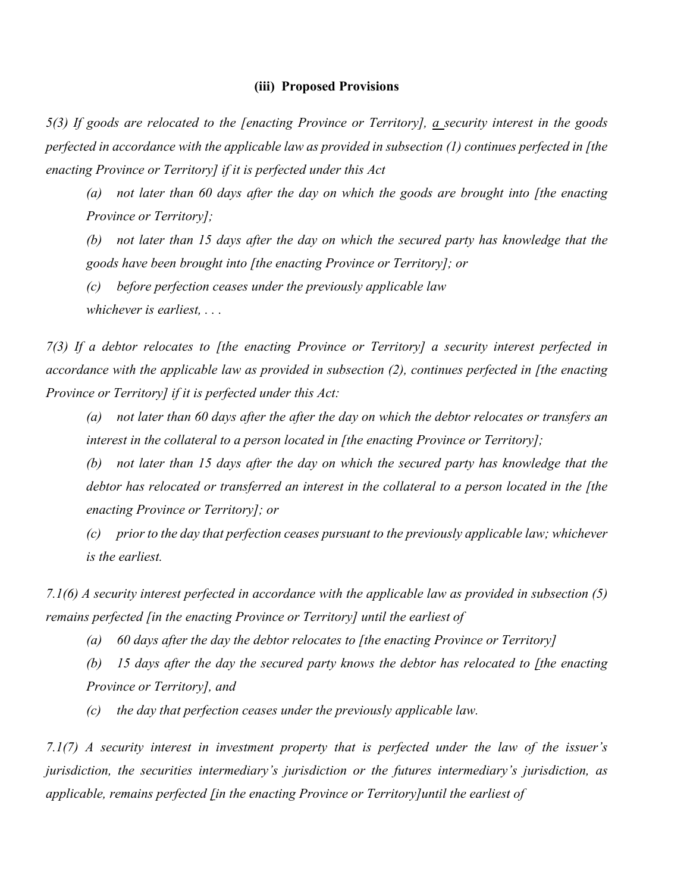### (iii) Proposed Provisions

*5(3) If goods are relocated to the [enacting Province or Territory], a security interest in the goods perfected in accordance with the applicable law as provided in subsection (1) continues perfected in [the enacting Province or Territory] if it is perfected under this Act*

> *(a) not later than 60 days after the day on which the goods are brought into [the enacting Province or Territory];*
>
> *(b) not later than 15 days after the day on which the secured party has knowledge that the goods have been brought into [the enacting Province or Territory]; or*
>
> *(c) before perfection ceases under the previously applicable law*
>
> *whichever is earliest, . . .*

*7(3) If a debtor relocates to [the enacting Province or Territory] a security interest perfected in accordance with the applicable law as provided in subsection (2), continues perfected in [the enacting Province or Territory] if it is perfected under this Act:*

> *(a) not later than 60 days after the after the day on which the debtor relocates or transfers an interest in the collateral to a person located in [the enacting Province or Territory];*
>
> *(b) not later than 15 days after the day on which the secured party has knowledge that the debtor has relocated or transferred an interest in the collateral to a person located in the [the enacting Province or Territory]; or*
>
> *(c) prior to the day that perfection ceases pursuant to the previously applicable law; whichever is the earliest.*

*7.1(6) A security interest perfected in accordance with the applicable law as provided in subsection (5) remains perfected [in the enacting Province or Territory] until the earliest of*

> *(a) 60 days after the day the debtor relocates to [the enacting Province or Territory]*
>
> *(b) 15 days after the day the secured party knows the debtor has relocated to [the enacting Province or Territory], and*
>
> *(c) the day that perfection ceases under the previously applicable law.*

*7.1(7) A security interest in investment property that is perfected under the law of the issuer's jurisdiction, the securities intermediary's jurisdiction or the futures intermediary's jurisdiction, as applicable, remains perfected [in the enacting Province or Territory]until the earliest of*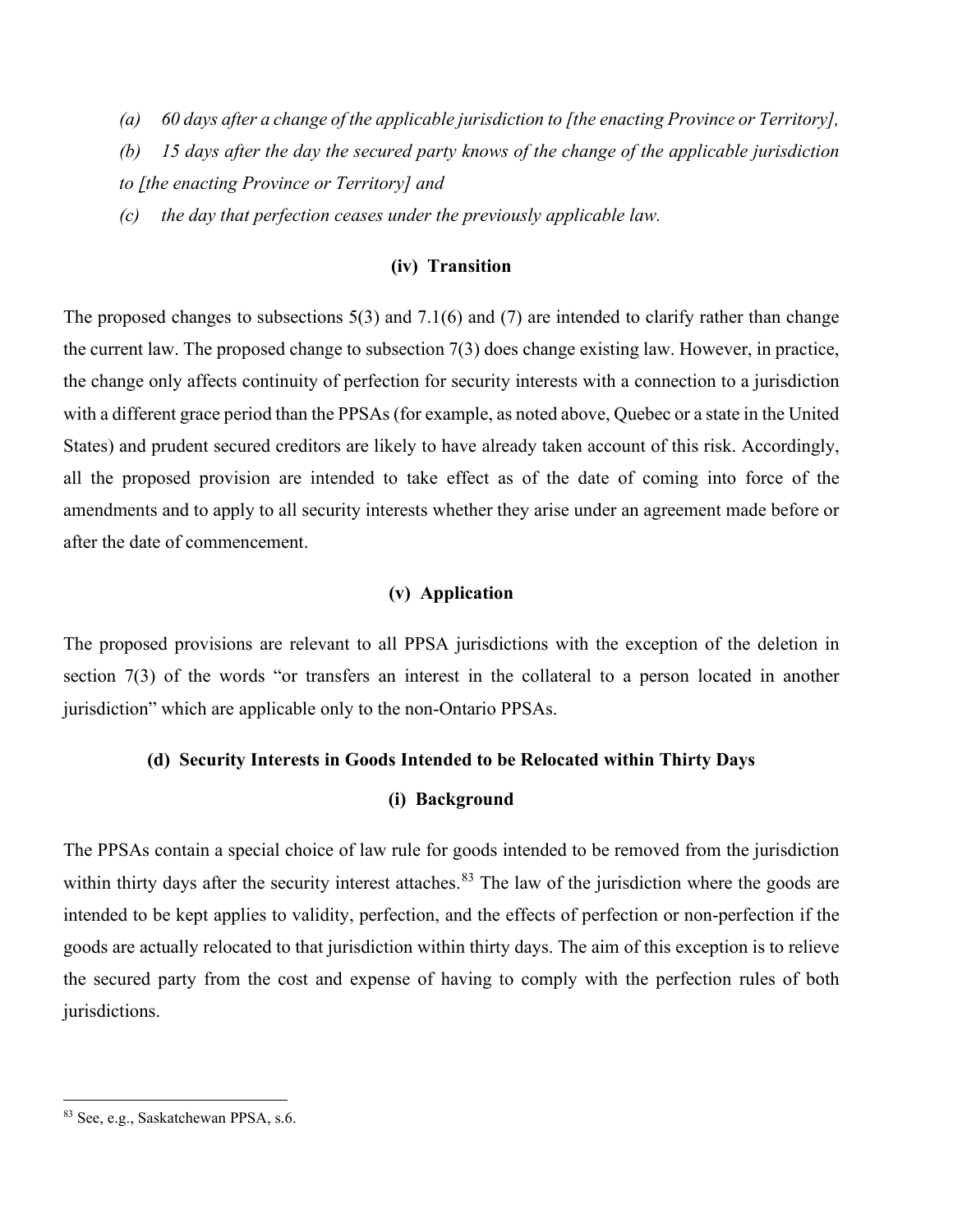*(a) 60 days after a change of the applicable jurisdiction to [the enacting Province or Territory],*

*(b) 15 days after the day the secured party knows of the change of the applicable jurisdiction to [the enacting Province or Territory] and*

*(c) the day that perfection ceases under the previously applicable law.*

#### (iv) Transition

The proposed changes to subsections 5(3) and 7.1(6) and (7) are intended to clarify rather than change the current law. The proposed change to subsection 7(3) does change existing law. However, in practice, the change only affects continuity of perfection for security interests with a connection to a jurisdiction with a different grace period than the PPSAs (for example, as noted above, Quebec or a state in the United States) and prudent secured creditors are likely to have already taken account of this risk. Accordingly, all the proposed provision are intended to take effect as of the date of coming into force of the amendments and to apply to all security interests whether they arise under an agreement made before or after the date of commencement.

#### (v) Application

The proposed provisions are relevant to all PPSA jurisdictions with the exception of the deletion in section 7(3) of the words "or transfers an interest in the collateral to a person located in another jurisdiction" which are applicable only to the non-Ontario PPSAs.

### (d) Security Interests in Goods Intended to be Relocated within Thirty Days

#### (i) Background

The PPSAs contain a special choice of law rule for goods intended to be removed from the jurisdiction within thirty days after the security interest attaches.[83] The law of the jurisdiction where the goods are intended to be kept applies to validity, perfection, and the effects of perfection or non-perfection if the goods are actually relocated to that jurisdiction within thirty days. The aim of this exception is to relieve the secured party from the cost and expense of having to comply with the perfection rules of both jurisdictions.

---

[83] See, e.g., Saskatchewan PPSA, s.6.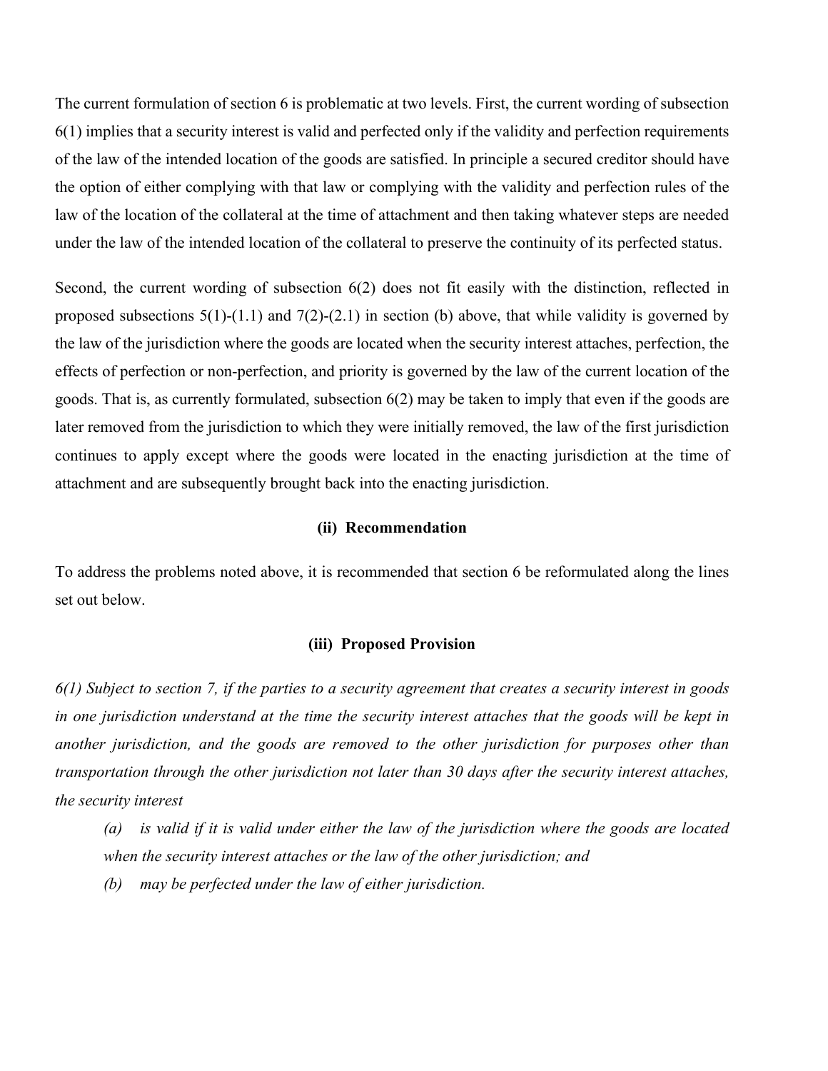The current formulation of section 6 is problematic at two levels. First, the current wording of subsection 6(1) implies that a security interest is valid and perfected only if the validity and perfection requirements of the law of the intended location of the goods are satisfied. In principle a secured creditor should have the option of either complying with that law or complying with the validity and perfection rules of the law of the location of the collateral at the time of attachment and then taking whatever steps are needed under the law of the intended location of the collateral to preserve the continuity of its perfected status.

Second, the current wording of subsection 6(2) does not fit easily with the distinction, reflected in proposed subsections 5(1)-(1.1) and 7(2)-(2.1) in section (b) above, that while validity is governed by the law of the jurisdiction where the goods are located when the security interest attaches, perfection, the effects of perfection or non-perfection, and priority is governed by the law of the current location of the goods. That is, as currently formulated, subsection 6(2) may be taken to imply that even if the goods are later removed from the jurisdiction to which they were initially removed, the law of the first jurisdiction continues to apply except where the goods were located in the enacting jurisdiction at the time of attachment and are subsequently brought back into the enacting jurisdiction.

#### (ii) Recommendation

To address the problems noted above, it is recommended that section 6 be reformulated along the lines set out below.

#### (iii) Proposed Provision

*6(1) Subject to section 7, if the parties to a security agreement that creates a security interest in goods in one jurisdiction understand at the time the security interest attaches that the goods will be kept in another jurisdiction, and the goods are removed to the other jurisdiction for purposes other than transportation through the other jurisdiction not later than 30 days after the security interest attaches, the security interest*

> *(a) is valid if it is valid under either the law of the jurisdiction where the goods are located when the security interest attaches or the law of the other jurisdiction; and*
>
> *(b) may be perfected under the law of either jurisdiction.*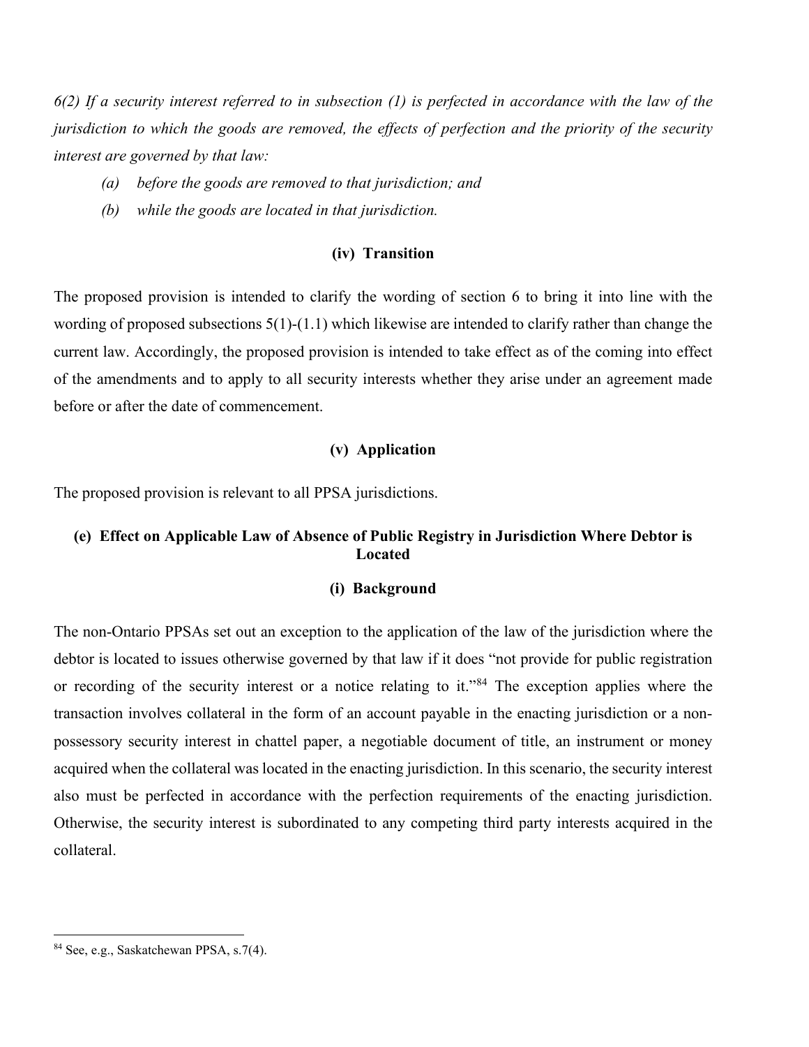*6(2) If a security interest referred to in subsection (1) is perfected in accordance with the law of the jurisdiction to which the goods are removed, the effects of perfection and the priority of the security interest are governed by that law:*

*(a) before the goods are removed to that jurisdiction; and*

*(b) while the goods are located in that jurisdiction.*

### (iv) Transition

The proposed provision is intended to clarify the wording of section 6 to bring it into line with the wording of proposed subsections 5(1)-(1.1) which likewise are intended to clarify rather than change the current law. Accordingly, the proposed provision is intended to take effect as of the coming into effect of the amendments and to apply to all security interests whether they arise under an agreement made before or after the date of commencement.

### (v) Application

The proposed provision is relevant to all PPSA jurisdictions.

## (e) Effect on Applicable Law of Absence of Public Registry in Jurisdiction Where Debtor is Located

### (i) Background

The non-Ontario PPSAs set out an exception to the application of the law of the jurisdiction where the debtor is located to issues otherwise governed by that law if it does "not provide for public registration or recording of the security interest or a notice relating to it."[84] The exception applies where the transaction involves collateral in the form of an account payable in the enacting jurisdiction or a non-possessory security interest in chattel paper, a negotiable document of title, an instrument or money acquired when the collateral was located in the enacting jurisdiction. In this scenario, the security interest also must be perfected in accordance with the perfection requirements of the enacting jurisdiction. Otherwise, the security interest is subordinated to any competing third party interests acquired in the collateral.

---

[84] See, e.g., Saskatchewan PPSA, s.7(4).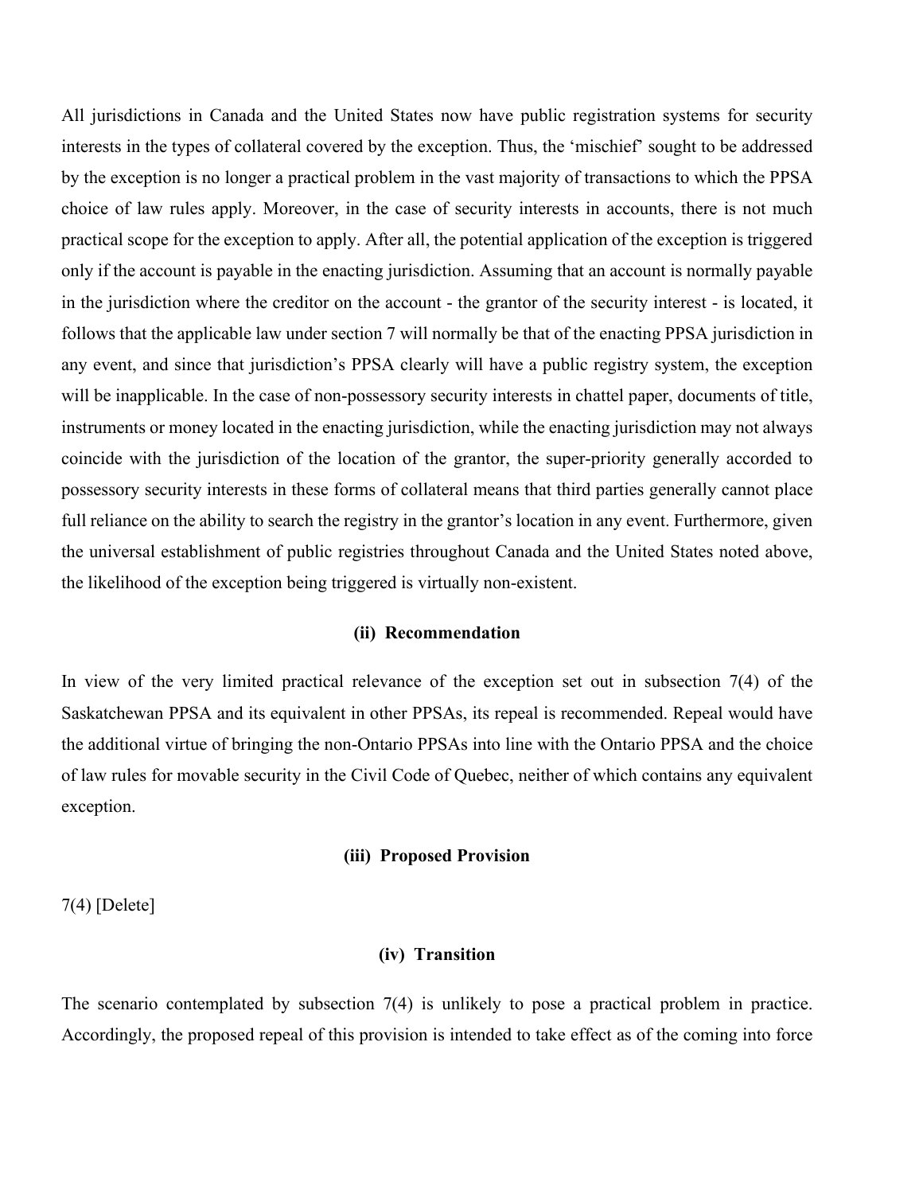All jurisdictions in Canada and the United States now have public registration systems for security interests in the types of collateral covered by the exception. Thus, the 'mischief' sought to be addressed by the exception is no longer a practical problem in the vast majority of transactions to which the PPSA choice of law rules apply. Moreover, in the case of security interests in accounts, there is not much practical scope for the exception to apply. After all, the potential application of the exception is triggered only if the account is payable in the enacting jurisdiction. Assuming that an account is normally payable in the jurisdiction where the creditor on the account - the grantor of the security interest - is located, it follows that the applicable law under section 7 will normally be that of the enacting PPSA jurisdiction in any event, and since that jurisdiction's PPSA clearly will have a public registry system, the exception will be inapplicable. In the case of non-possessory security interests in chattel paper, documents of title, instruments or money located in the enacting jurisdiction, while the enacting jurisdiction may not always coincide with the jurisdiction of the location of the grantor, the super-priority generally accorded to possessory security interests in these forms of collateral means that third parties generally cannot place full reliance on the ability to search the registry in the grantor's location in any event. Furthermore, given the universal establishment of public registries throughout Canada and the United States noted above, the likelihood of the exception being triggered is virtually non-existent.

**(ii) Recommendation**

In view of the very limited practical relevance of the exception set out in subsection 7(4) of the Saskatchewan PPSA and its equivalent in other PPSAs, its repeal is recommended. Repeal would have the additional virtue of bringing the non-Ontario PPSAs into line with the Ontario PPSA and the choice of law rules for movable security in the Civil Code of Quebec, neither of which contains any equivalent exception.

**(iii) Proposed Provision**

7(4) [Delete]

**(iv) Transition**

The scenario contemplated by subsection 7(4) is unlikely to pose a practical problem in practice. Accordingly, the proposed repeal of this provision is intended to take effect as of the coming into force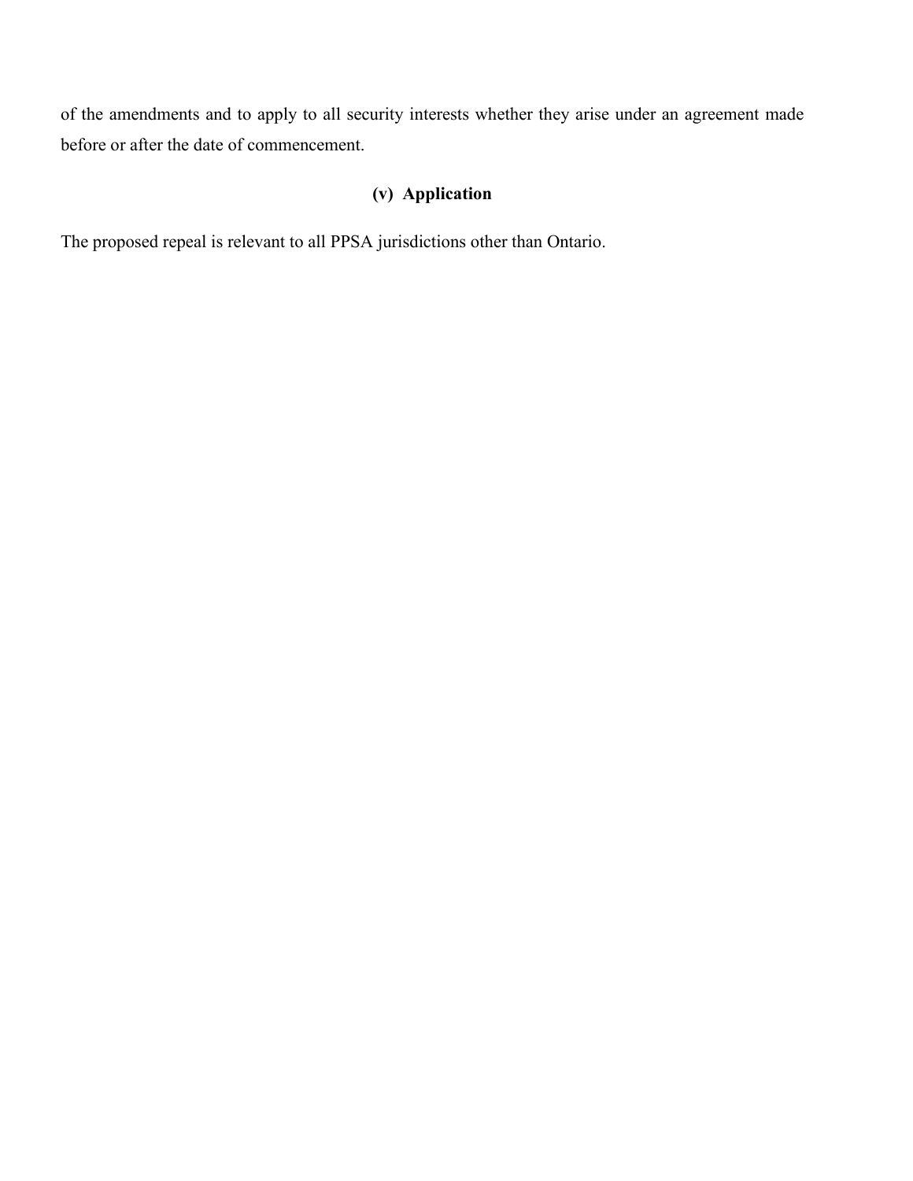of the amendments and to apply to all security interests whether they arise under an agreement made before or after the date of commencement.

### (v) Application

The proposed repeal is relevant to all PPSA jurisdictions other than Ontario.